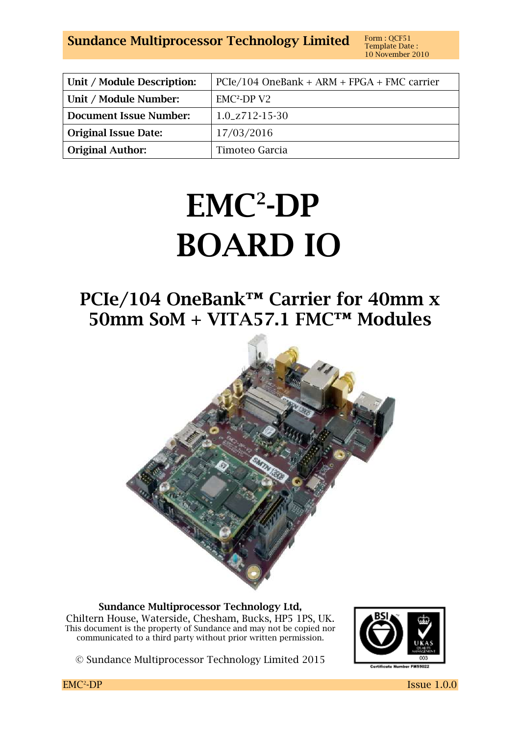Sundance Multiprocessor Technology Limited

Form : QCF51
Template Date :
10 November 2010

| Unit / Module Description: | PCIe/104 OneBank + ARM + FPGA + FMC carrier |
|---|---|
| Unit / Module Number: | EMC²-DP V2 |
| Document Issue Number: | 1.0_z712-15-30 |
| Original Issue Date: | 17/03/2016 |
| Original Author: | Timoteo Garcia |

# EMC²-DP BOARD IO

## PCIe/104 OneBank™ Carrier for 40mm x 50mm SoM + VITA57.1 FMC™ Modules

**Sundance Multiprocessor Technology Ltd,**
Chiltern House, Waterside, Chesham, Bucks, HP5 1PS, UK.
This document is the property of Sundance and may not be copied nor communicated to a third party without prior written permission.

© Sundance Multiprocessor Technology Limited 2015

Certificate Number FM55022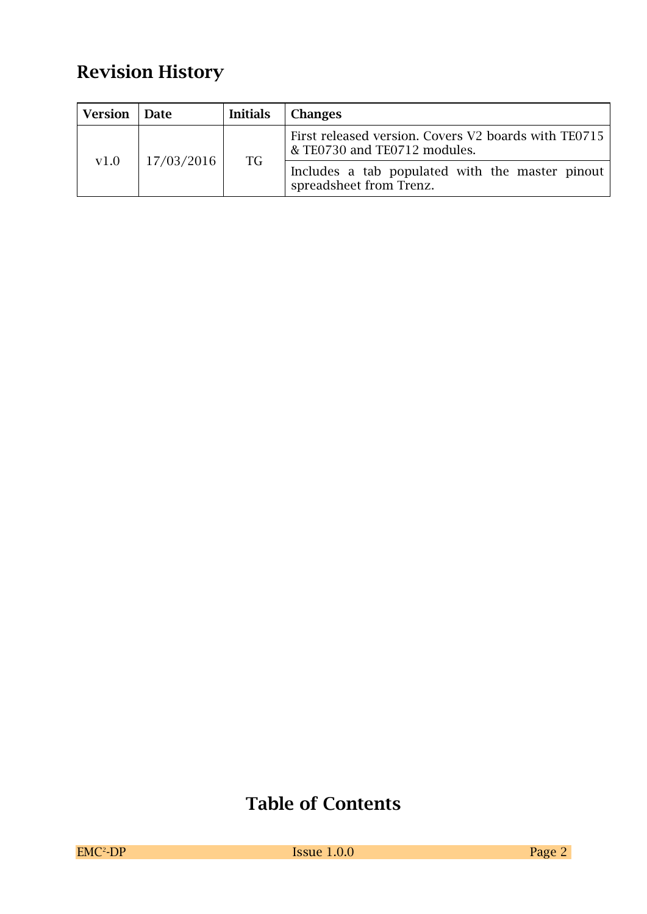## Revision History

| Version | Date | Initials | Changes |
|---|---|---|---|
| v1.0 | 17/03/2016 | TG | First released version. Covers V2 boards with TE0715 & TE0730 and TE0712 modules. |
| | | | Includes a tab populated with the master pinout spreadsheet from Trenz. |

## Table of Contents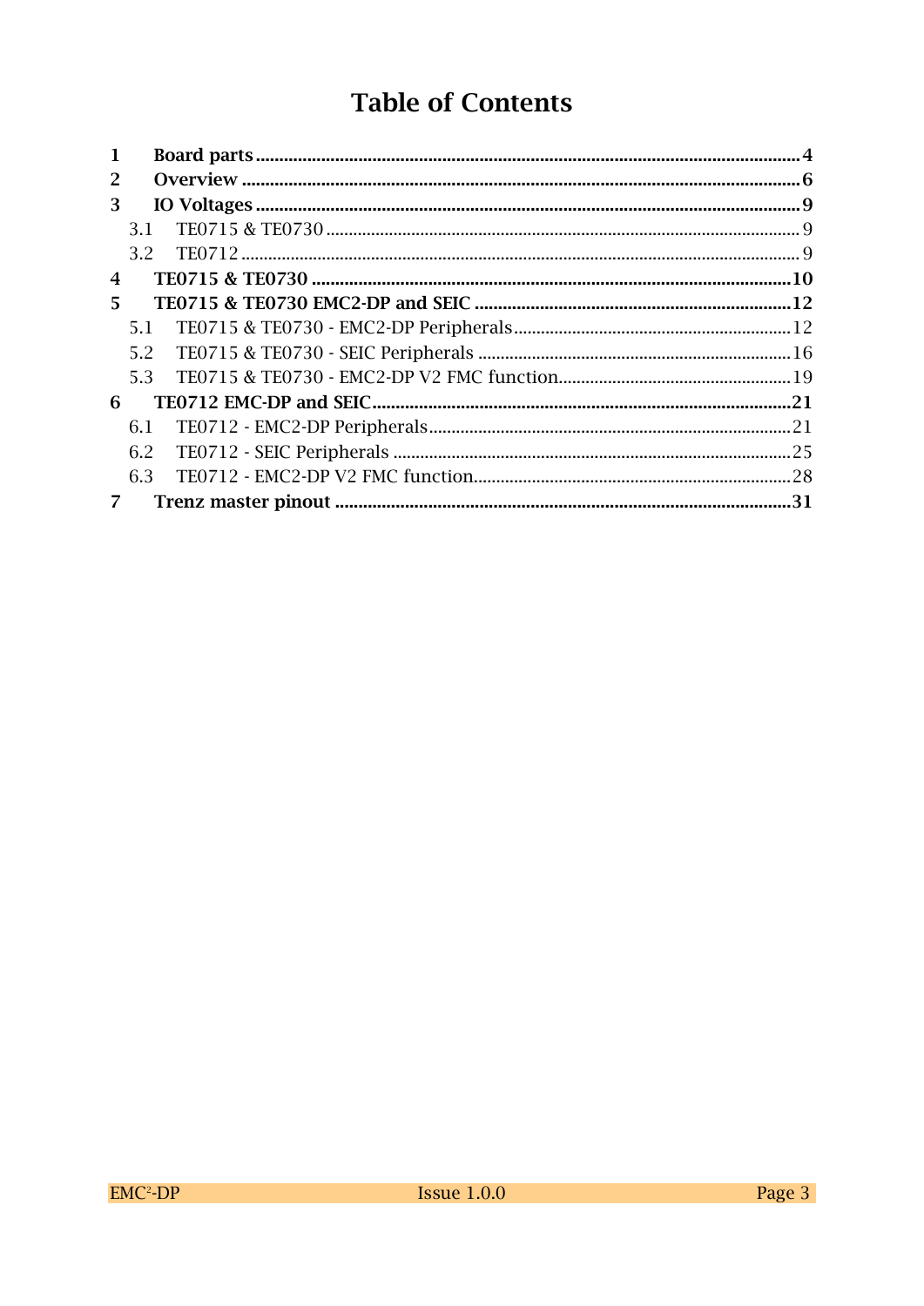# Table of Contents

1 Board parts ... 4

2 Overview ... 6

3 IO Voltages ... 9

- 3.1 TE0715 & TE0730 ... 9
- 3.2 TE0712 ... 9

4 TE0715 & TE0730 ... 10

5 TE0715 & TE0730 EMC2-DP and SEIC ... 12

- 5.1 TE0715 & TE0730 - EMC2-DP Peripherals ... 12
- 5.2 TE0715 & TE0730 - SEIC Peripherals ... 16
- 5.3 TE0715 & TE0730 - EMC2-DP V2 FMC function ... 19

6 TE0712 EMC-DP and SEIC ... 21

- 6.1 TE0712 - EMC2-DP Peripherals ... 21
- 6.2 TE0712 - SEIC Peripherals ... 25
- 6.3 TE0712 - EMC2-DP V2 FMC function ... 28

7 Trenz master pinout ... 31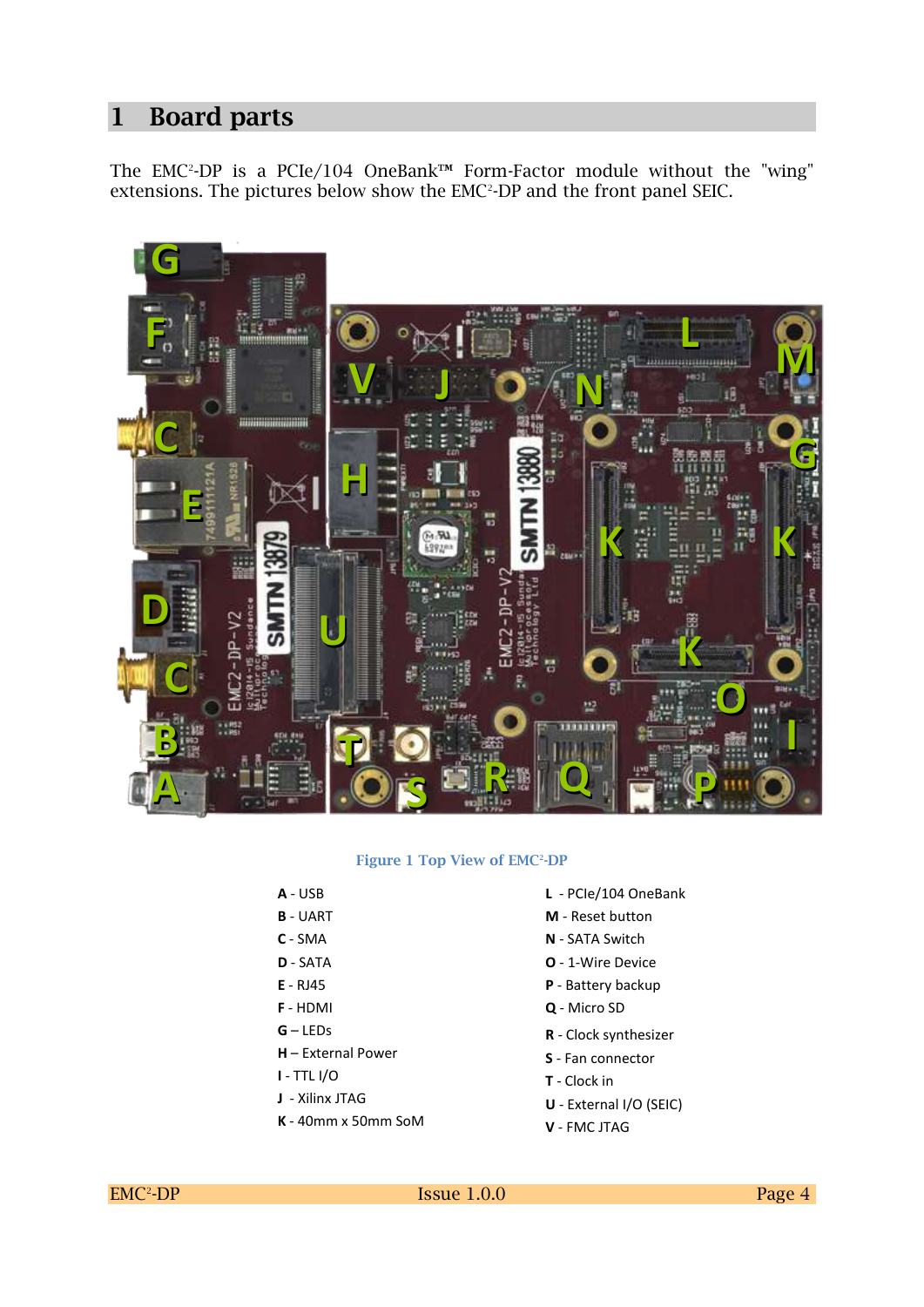# 1 Board parts

The EMC²-DP is a PCIe/104 OneBank™ Form-Factor module without the "wing" extensions. The pictures below show the EMC²-DP and the front panel SEIC.

Figure 1 Top View of EMC²-DP

**A** - USB
**B** - UART
**C** - SMA
**D** - SATA
**E** - RJ45
**F** - HDMI
**G** – LEDs
**H** – External Power
**I** - TTL I/O
**J** - Xilinx JTAG
**K** - 40mm x 50mm SoM
**L** - PCIe/104 OneBank
**M** - Reset button
**N** - SATA Switch
**O** - 1-Wire Device
**P** - Battery backup
**Q** - Micro SD
**R** - Clock synthesizer
**S** - Fan connector
**T** - Clock in
**U** - External I/O (SEIC)
**V** - FMC JTAG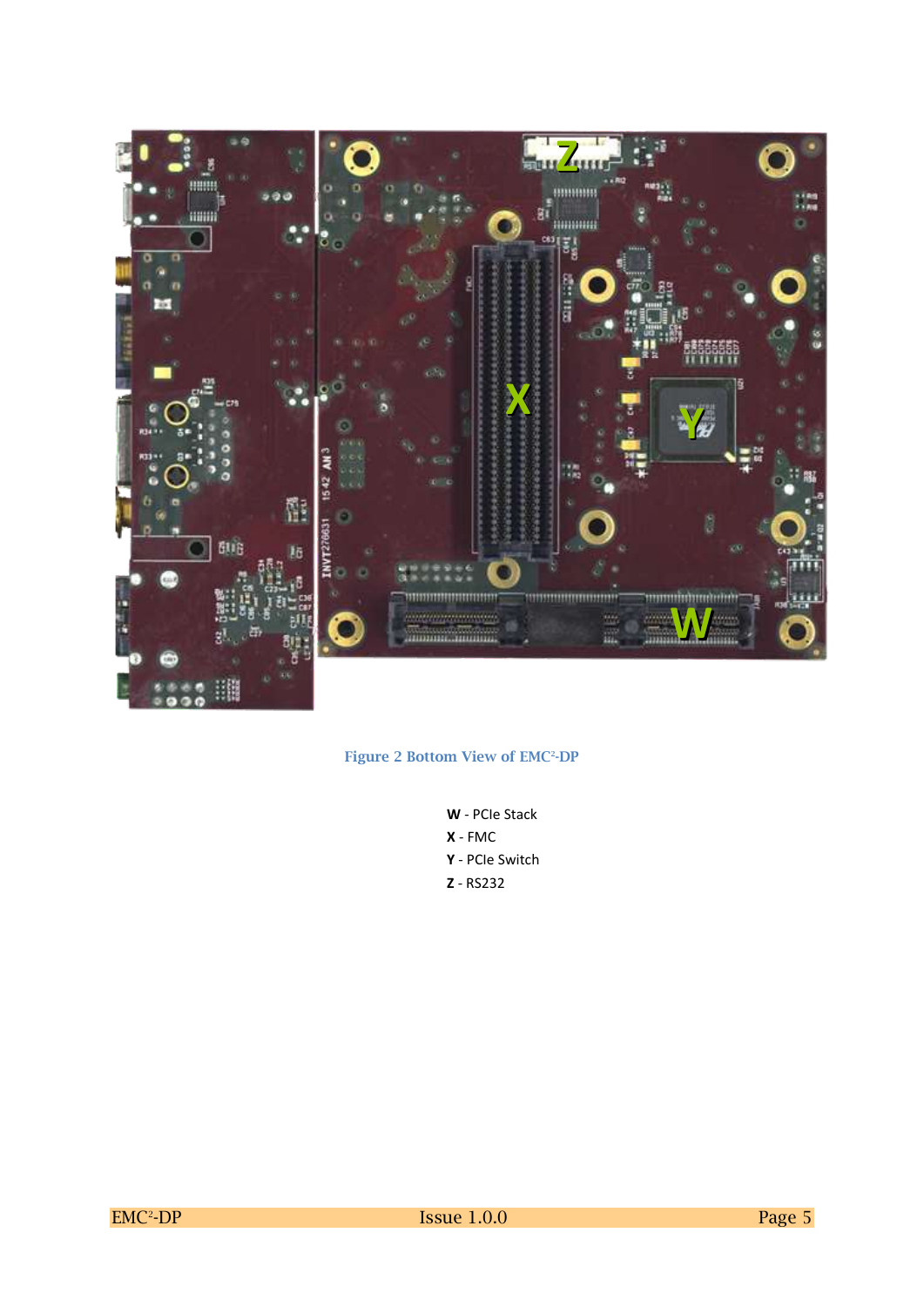Figure 2 Bottom View of EMC²-DP

**W** - PCIe Stack
**X** - FMC
**Y** - PCIe Switch
**Z** - RS232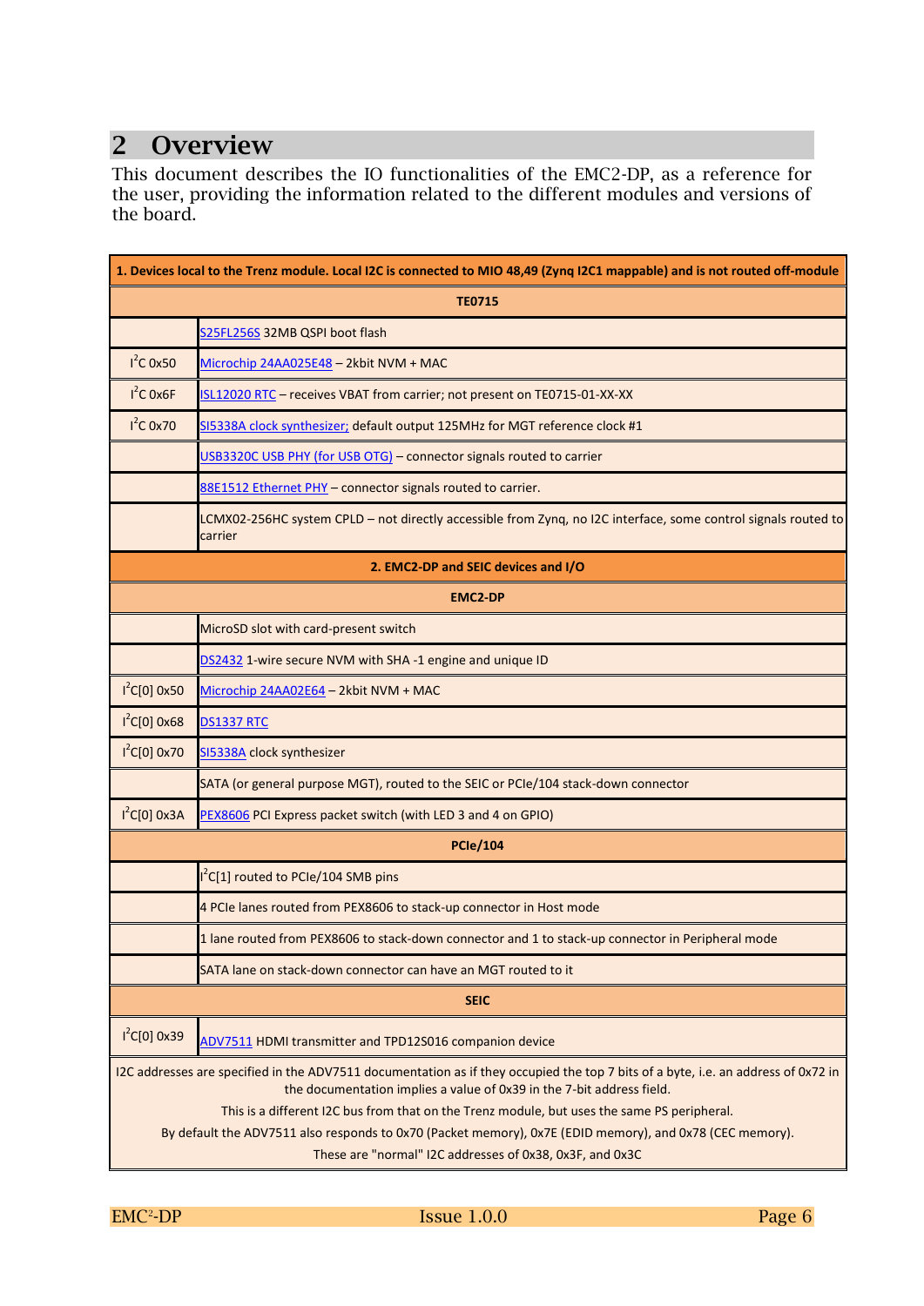# 2 Overview

This document describes the IO functionalities of the EMC2-DP, as a reference for the user, providing the information related to the different modules and versions of the board.

| **1. Devices local to the Trenz module. Local I2C is connected to MIO 48,49 (Zynq I2C1 mappable) and is not routed off-module** | |
|---|---|
| **TE0715** | |
| | S25FL256S 32MB QSPI boot flash |
| $I^2C$ 0x50 | Microchip 24AA025E48 – 2kbit NVM + MAC |
| $I^2C$ 0x6F | ISL12020 RTC – receives VBAT from carrier; not present on TE0715-01-XX-XX |
| $I^2C$ 0x70 | SI5338A clock synthesizer; default output 125MHz for MGT reference clock #1 |
| | USB3320C USB PHY (for USB OTG) – connector signals routed to carrier |
| | 88E1512 Ethernet PHY – connector signals routed to carrier. |
| | LCMX02-256HC system CPLD – not directly accessible from Zynq, no I2C interface, some control signals routed to carrier |
| **2. EMC2-DP and SEIC devices and I/O** | |
| **EMC2-DP** | |
| | MicroSD slot with card-present switch |
| | DS2432 1-wire secure NVM with SHA -1 engine and unique ID |
| $I^2C[0]$ 0x50 | Microchip 24AA02E64 – 2kbit NVM + MAC |
| $I^2C[0]$ 0x68 | DS1337 RTC |
| $I^2C[0]$ 0x70 | SI5338A clock synthesizer |
| | SATA (or general purpose MGT), routed to the SEIC or PCIe/104 stack-down connector |
| $I^2C[0]$ 0x3A | PEX8606 PCI Express packet switch (with LED 3 and 4 on GPIO) |
| **PCIe/104** | |
| | $I^2C[1]$ routed to PCIe/104 SMB pins |
| | 4 PCIe lanes routed from PEX8606 to stack-up connector in Host mode |
| | 1 lane routed from PEX8606 to stack-down connector and 1 to stack-up connector in Peripheral mode |
| | SATA lane on stack-down connector can have an MGT routed to it |
| **SEIC** | |
| $I^2C[0]$ 0x39 | ADV7511 HDMI transmitter and TPD12S016 companion device |

I2C addresses are specified in the ADV7511 documentation as if they occupied the top 7 bits of a byte, i.e. an address of 0x72 in the documentation implies a value of 0x39 in the 7-bit address field.

This is a different I2C bus from that on the Trenz module, but uses the same PS peripheral.

By default the ADV7511 also responds to 0x70 (Packet memory), 0x7E (EDID memory), and 0x78 (CEC memory).

These are "normal" I2C addresses of 0x38, 0x3F, and 0x3C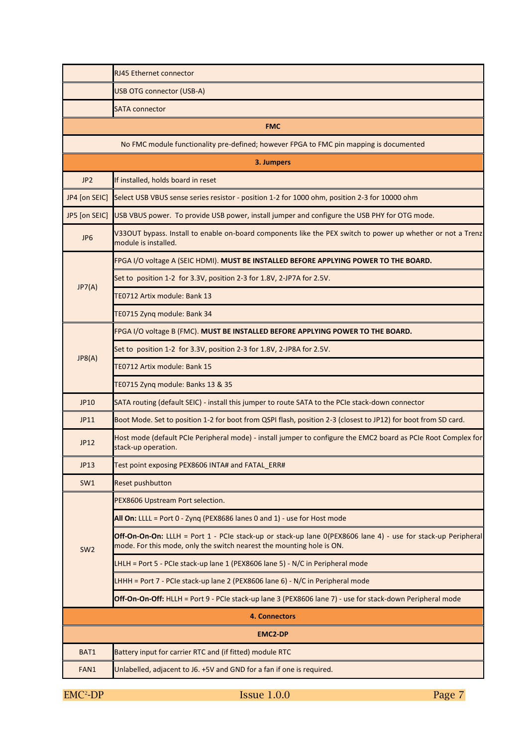| | |
|---|---|
| | RJ45 Ethernet connector |
| | USB OTG connector (USB-A) |
| | SATA connector |
| **FMC** | |
| No FMC module functionality pre-defined; however FPGA to FMC pin mapping is documented | |
| **3. Jumpers** | |
| JP2 | If installed, holds board in reset |
| JP4 [on SEIC] | Select USB VBUS sense series resistor - position 1-2 for 1000 ohm, position 2-3 for 10000 ohm |
| JP5 [on SEIC] | USB VBUS power. To provide USB power, install jumper and configure the USB PHY for OTG mode. |
| JP6 | V33OUT bypass. Install to enable on-board components like the PEX switch to power up whether or not a Trenz module is installed. |
| JP7(A) | FPGA I/O voltage A (SEIC HDMI). **MUST BE INSTALLED BEFORE APPLYING POWER TO THE BOARD.** |
| | Set to position 1-2 for 3.3V, position 2-3 for 1.8V, 2-JP7A for 2.5V. |
| | TE0712 Artix module: Bank 13 |
| | TE0715 Zynq module: Bank 34 |
| JP8(A) | FPGA I/O voltage B (FMC). **MUST BE INSTALLED BEFORE APPLYING POWER TO THE BOARD.** |
| | Set to position 1-2 for 3.3V, position 2-3 for 1.8V, 2-JP8A for 2.5V. |
| | TE0712 Artix module: Bank 15 |
| | TE0715 Zynq module: Banks 13 & 35 |
| JP10 | SATA routing (default SEIC) - install this jumper to route SATA to the PCIe stack-down connector |
| JP11 | Boot Mode. Set to position 1-2 for boot from QSPI flash, position 2-3 (closest to JP12) for boot from SD card. |
| JP12 | Host mode (default PCIe Peripheral mode) - install jumper to configure the EMC2 board as PCIe Root Complex for stack-up operation. |
| JP13 | Test point exposing PEX8606 INTA# and FATAL_ERR# |
| SW1 | Reset pushbutton |
| SW2 | PEX8606 Upstream Port selection. |
| | **All On:** LLLL = Port 0 - Zynq (PEX8686 lanes 0 and 1) - use for Host mode |
| | **Off-On-On-On:** LLLH = Port 1 - PCIe stack-up or stack-up lane 0(PEX8606 lane 4) - use for stack-up Peripheral mode. For this mode, only the switch nearest the mounting hole is ON. |
| | LHLH = Port 5 - PCIe stack-up lane 1 (PEX8606 lane 5) - N/C in Peripheral mode |
| | LHHH = Port 7 - PCIe stack-up lane 2 (PEX8606 lane 6) - N/C in Peripheral mode |
| | **Off-On-On-Off:** HLLH = Port 9 - PCIe stack-up lane 3 (PEX8606 lane 7) - use for stack-down Peripheral mode |
| **4. Connectors** | |
| **EMC2-DP** | |
| BAT1 | Battery input for carrier RTC and (if fitted) module RTC |
| FAN1 | Unlabelled, adjacent to J6. +5V and GND for a fan if one is required. |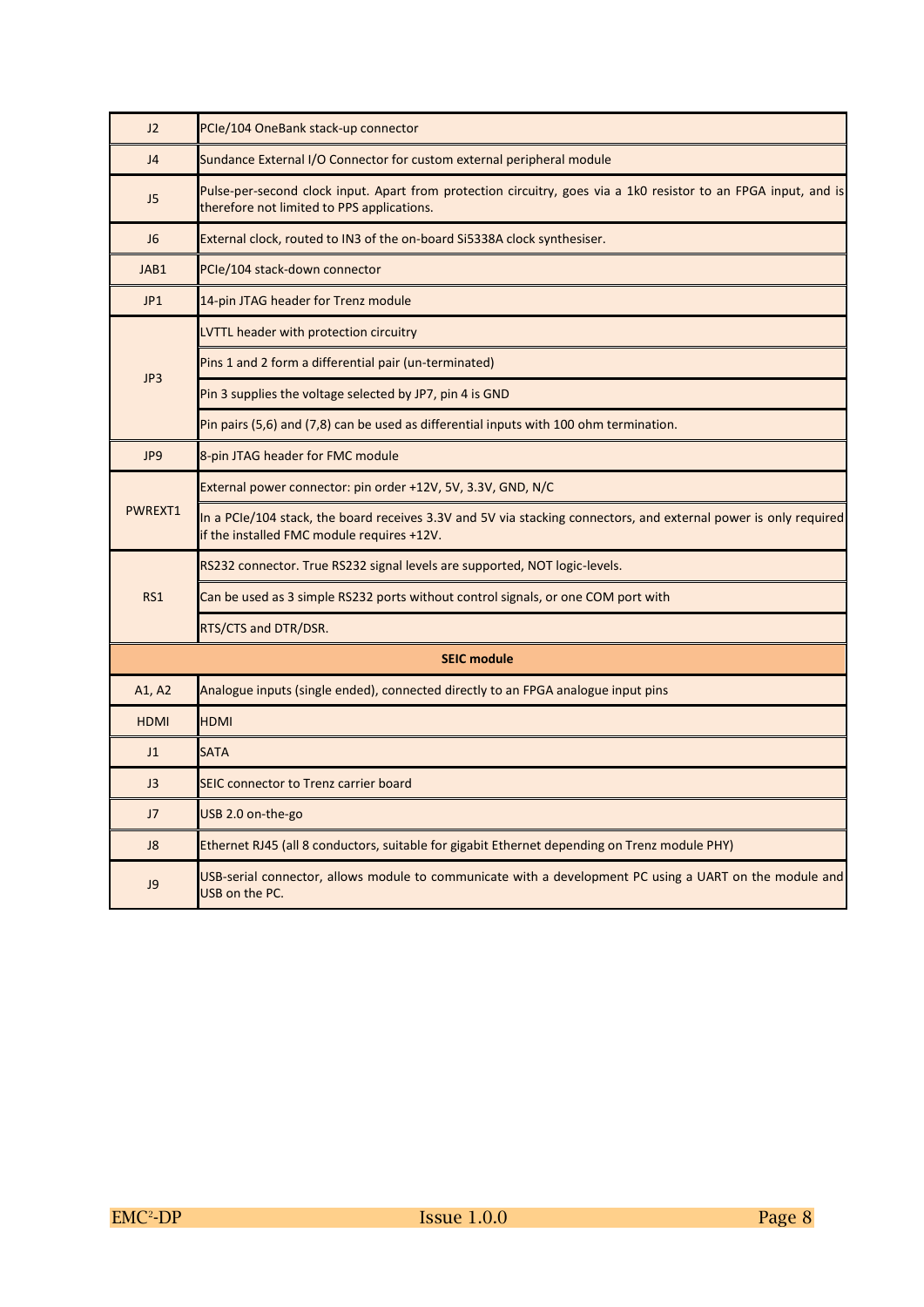| | |
|---|---|
| J2 | PCIe/104 OneBank stack-up connector |
| J4 | Sundance External I/O Connector for custom external peripheral module |
| J5 | Pulse-per-second clock input. Apart from protection circuitry, goes via a 1k0 resistor to an FPGA input, and is therefore not limited to PPS applications. |
| J6 | External clock, routed to IN3 of the on-board Si5338A clock synthesiser. |
| JAB1 | PCIe/104 stack-down connector |
| JP1 | 14-pin JTAG header for Trenz module |
| JP3 | LVTTL header with protection circuitry |
| | Pins 1 and 2 form a differential pair (un-terminated) |
| | Pin 3 supplies the voltage selected by JP7, pin 4 is GND |
| | Pin pairs (5,6) and (7,8) can be used as differential inputs with 100 ohm termination. |
| JP9 | 8-pin JTAG header for FMC module |
| PWREXT1 | External power connector: pin order +12V, 5V, 3.3V, GND, N/C |
| | In a PCIe/104 stack, the board receives 3.3V and 5V via stacking connectors, and external power is only required if the installed FMC module requires +12V. |
| RS1 | RS232 connector. True RS232 signal levels are supported, NOT logic-levels. |
| | Can be used as 3 simple RS232 ports without control signals, or one COM port with |
| | RTS/CTS and DTR/DSR. |
| **SEIC module** | |
| A1, A2 | Analogue inputs (single ended), connected directly to an FPGA analogue input pins |
| HDMI | HDMI |
| J1 | SATA |
| J3 | SEIC connector to Trenz carrier board |
| J7 | USB 2.0 on-the-go |
| J8 | Ethernet RJ45 (all 8 conductors, suitable for gigabit Ethernet depending on Trenz module PHY) |
| J9 | USB-serial connector, allows module to communicate with a development PC using a UART on the module and USB on the PC. |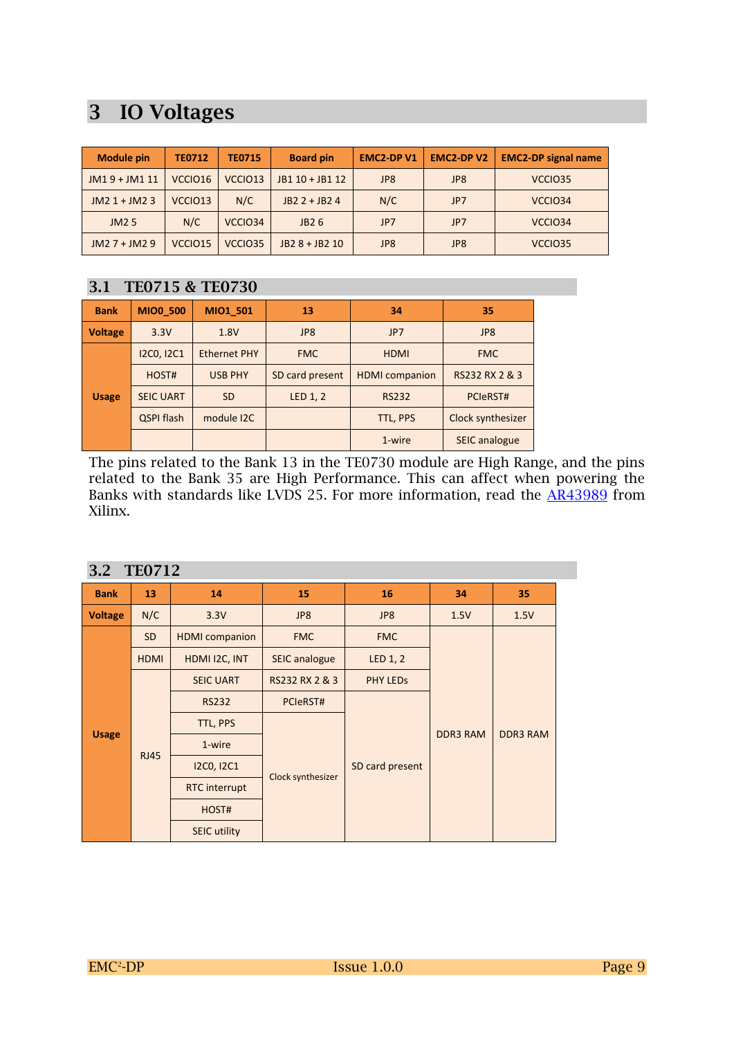# 3 IO Voltages

| Module pin | TE0712 | TE0715 | Board pin | EMC2-DP V1 | EMC2-DP V2 | EMC2-DP signal name |
|---|---|---|---|---|---|---|
| JM1 9 + JM1 11 | VCCIO16 | VCCIO13 | JB1 10 + JB1 12 | JP8 | JP8 | VCCIO35 |
| JM2 1 + JM2 3 | VCCIO13 | N/C | JB2 2 + JB2 4 | N/C | JP7 | VCCIO34 |
| JM2 5 | N/C | VCCIO34 | JB2 6 | JP7 | JP7 | VCCIO34 |
| JM2 7 + JM2 9 | VCCIO15 | VCCIO35 | JB2 8 + JB2 10 | JP8 | JP8 | VCCIO35 |

## 3.1 TE0715 & TE0730

| Bank | MIO0_500 | MIO1_501 | 13 | 34 | 35 |
|---|---|---|---|---|---|
| Voltage | 3.3V | 1.8V | JP8 | JP7 | JP8 |
| Usage | I2C0, I2C1 | Ethernet PHY | FMC | HDMI | FMC |
| | HOST# | USB PHY | SD card present | HDMI companion | RS232 RX 2 & 3 |
| | SEIC UART | SD | LED 1, 2 | RS232 | PCIeRST# |
| | QSPI flash | module I2C | | TTL, PPS | Clock synthesizer |
| | | | | 1-wire | SEIC analogue |

The pins related to the Bank 13 in the TE0730 module are High Range, and the pins related to the Bank 35 are High Performance. This can affect when powering the Banks with standards like LVDS 25. For more information, read the AR43989 from Xilinx.

## 3.2 TE0712

| Bank | 13 | 14 | 15 | 16 | 34 | 35 |
|---|---|---|---|---|---|---|
| Voltage | N/C | 3.3V | JP8 | JP8 | 1.5V | 1.5V |
| Usage | SD | HDMI companion | FMC | FMC | DDR3 RAM | DDR3 RAM |
| | HDMI | HDMI I2C, INT | SEIC analogue | LED 1, 2 | | |
| | RJ45 | SEIC UART | RS232 RX 2 & 3 | PHY LEDs | | |
| | | RS232 | PCIeRST# | SD card present | | |
| | | TTL, PPS | Clock synthesizer | | | |
| | | 1-wire | | | | |
| | | I2C0, I2C1 | | | | |
| | | RTC interrupt | | | | |
| | | HOST# | | | | |
| | | SEIC utility | | | | |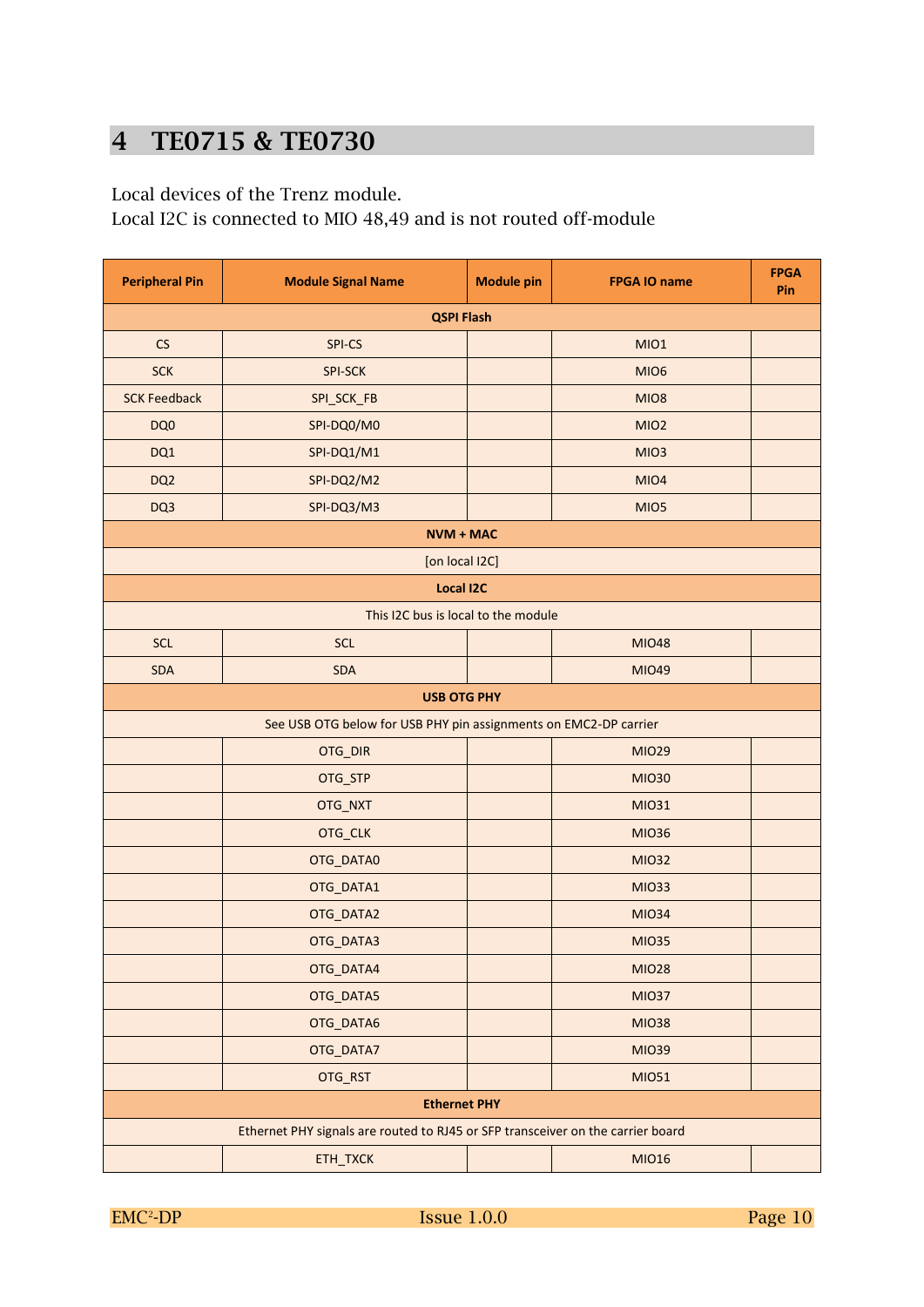# 4 TE0715 & TE0730

Local devices of the Trenz module.
Local I2C is connected to MIO 48,49 and is not routed off-module

| Peripheral Pin | Module Signal Name | Module pin | FPGA IO name | FPGA Pin |
|---|---|---|---|---|
| **QSPI Flash** | | | | |
| CS | SPI-CS | | MIO1 | |
| SCK | SPI-SCK | | MIO6 | |
| SCK Feedback | SPI_SCK_FB | | MIO8 | |
| DQ0 | SPI-DQ0/M0 | | MIO2 | |
| DQ1 | SPI-DQ1/M1 | | MIO3 | |
| DQ2 | SPI-DQ2/M2 | | MIO4 | |
| DQ3 | SPI-DQ3/M3 | | MIO5 | |
| **NVM + MAC** | | | | |
| [on local I2C] | | | | |
| **Local I2C** | | | | |
| This I2C bus is local to the module | | | | |
| SCL | SCL | | MIO48 | |
| SDA | SDA | | MIO49 | |
| **USB OTG PHY** | | | | |
| See USB OTG below for USB PHY pin assignments on EMC2-DP carrier | | | | |
| | OTG_DIR | | MIO29 | |
| | OTG_STP | | MIO30 | |
| | OTG_NXT | | MIO31 | |
| | OTG_CLK | | MIO36 | |
| | OTG_DATA0 | | MIO32 | |
| | OTG_DATA1 | | MIO33 | |
| | OTG_DATA2 | | MIO34 | |
| | OTG_DATA3 | | MIO35 | |
| | OTG_DATA4 | | MIO28 | |
| | OTG_DATA5 | | MIO37 | |
| | OTG_DATA6 | | MIO38 | |
| | OTG_DATA7 | | MIO39 | |
| | OTG_RST | | MIO51 | |
| **Ethernet PHY** | | | | |
| Ethernet PHY signals are routed to RJ45 or SFP transceiver on the carrier board | | | | |
| | ETH_TXCK | | MIO16 | |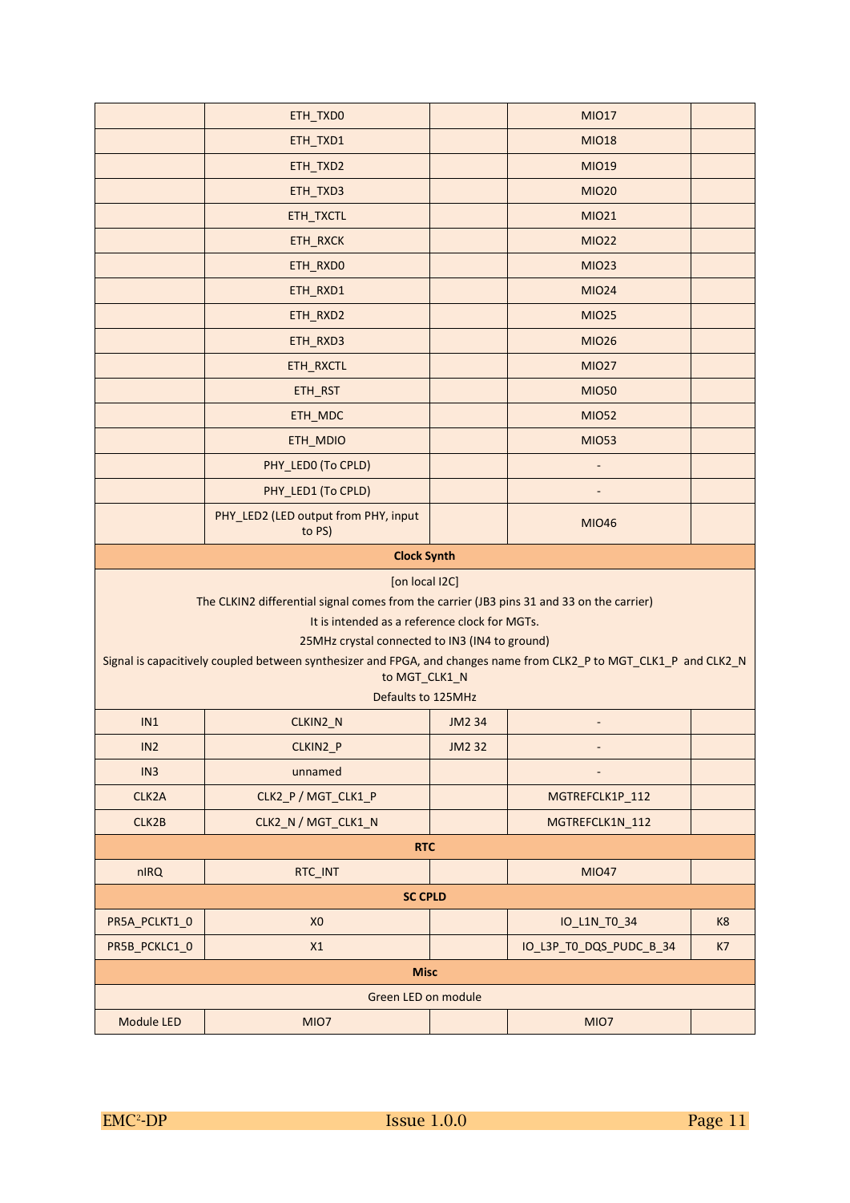| | | | | |
|---|---|---|---|---|
| | ETH_TXD0 | | MIO17 | |
| | ETH_TXD1 | | MIO18 | |
| | ETH_TXD2 | | MIO19 | |
| | ETH_TXD3 | | MIO20 | |
| | ETH_TXCTL | | MIO21 | |
| | ETH_RXCK | | MIO22 | |
| | ETH_RXD0 | | MIO23 | |
| | ETH_RXD1 | | MIO24 | |
| | ETH_RXD2 | | MIO25 | |
| | ETH_RXD3 | | MIO26 | |
| | ETH_RXCTL | | MIO27 | |
| | ETH_RST | | MIO50 | |
| | ETH_MDC | | MIO52 | |
| | ETH_MDIO | | MIO53 | |
| | PHY_LED0 (To CPLD) | | - | |
| | PHY_LED1 (To CPLD) | | - | |
| | PHY_LED2 (LED output from PHY, input to PS) | | MIO46 | |
| **Clock Synth** | | | | |
| [on local I2C] The CLKIN2 differential signal comes from the carrier (JB3 pins 31 and 33 on the carrier) It is intended as a reference clock for MGTs. 25MHz crystal connected to IN3 (IN4 to ground) Signal is capacitively coupled between synthesizer and FPGA, and changes name from CLK2_P to MGT_CLK1_P and CLK2_N to MGT_CLK1_N Defaults to 125MHz | | | | |
| IN1 | CLKIN2_N | JM2 34 | - | |
| IN2 | CLKIN2_P | JM2 32 | - | |
| IN3 | unnamed | | - | |
| CLK2A | CLK2_P / MGT_CLK1_P | | MGTREFCLK1P_112 | |
| CLK2B | CLK2_N / MGT_CLK1_N | | MGTREFCLK1N_112 | |
| **RTC** | | | | |
| nIRQ | RTC_INT | | MIO47 | |
| **SC CPLD** | | | | |
| PR5A_PCLKT1_0 | X0 | | IO_L1N_T0_34 | K8 |
| PR5B_PCKLC1_0 | X1 | | IO_L3P_T0_DQS_PUDC_B_34 | K7 |
| **Misc** | | | | |
| Green LED on module | | | | |
| Module LED | MIO7 | | MIO7 | |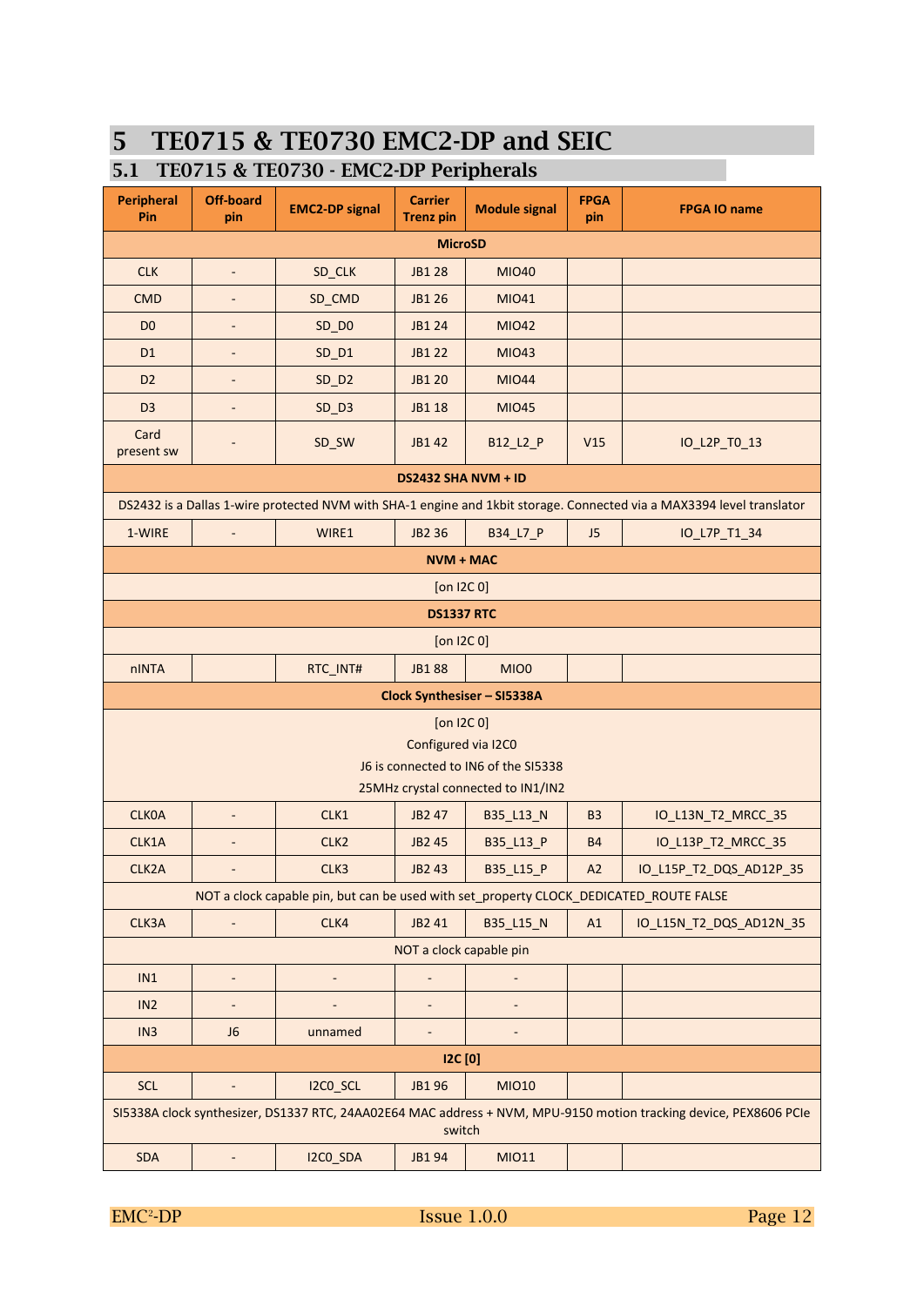# 5 TE0715 & TE0730 EMC2-DP and SEIC

## 5.1 TE0715 & TE0730 - EMC2-DP Peripherals

| Peripheral Pin | Off-board pin | EMC2-DP signal | Carrier Trenz pin | Module signal | FPGA pin | FPGA IO name |
|---|---|---|---|---|---|---|
| **MicroSD** | | | | | | |
| CLK | - | SD_CLK | JB1 28 | MIO40 | | |
| CMD | - | SD_CMD | JB1 26 | MIO41 | | |
| D0 | - | SD_D0 | JB1 24 | MIO42 | | |
| D1 | - | SD_D1 | JB1 22 | MIO43 | | |
| D2 | - | SD_D2 | JB1 20 | MIO44 | | |
| D3 | - | SD_D3 | JB1 18 | MIO45 | | |
| Card present sw | - | SD_SW | JB1 42 | B12_L2_P | V15 | IO_L2P_T0_13 |
| **DS2432 SHA NVM + ID** | | | | | | |
| DS2432 is a Dallas 1-wire protected NVM with SHA-1 engine and 1kbit storage. Connected via a MAX3394 level translator | | | | | | |
| 1-WIRE | - | WIRE1 | JB2 36 | B34_L7_P | J5 | IO_L7P_T1_34 |
| **NVM + MAC** | | | | | | |
| [on I2C 0] | | | | | | |
| **DS1337 RTC** | | | | | | |
| [on I2C 0] | | | | | | |
| nINTA | | RTC_INT# | JB1 88 | MIO0 | | |
| **Clock Synthesiser – SI5338A** | | | | | | |
| [on I2C 0]<br>Configured via I2C0<br>J6 is connected to IN6 of the SI5338<br>25MHz crystal connected to IN1/IN2 | | | | | | |
| CLK0A | - | CLK1 | JB2 47 | B35_L13_N | B3 | IO_L13N_T2_MRCC_35 |
| CLK1A | - | CLK2 | JB2 45 | B35_L13_P | B4 | IO_L13P_T2_MRCC_35 |
| CLK2A | - | CLK3 | JB2 43 | B35_L15_P | A2 | IO_L15P_T2_DQS_AD12P_35 |
| NOT a clock capable pin, but can be used with set_property CLOCK_DEDICATED_ROUTE FALSE | | | | | | |
| CLK3A | - | CLK4 | JB2 41 | B35_L15_N | A1 | IO_L15N_T2_DQS_AD12N_35 |
| NOT a clock capable pin | | | | | | |
| IN1 | - | - | - | - | | |
| IN2 | - | - | - | - | | |
| IN3 | J6 | unnamed | - | - | | |
| **I2C [0]** | | | | | | |
| SCL | - | I2C0_SCL | JB1 96 | MIO10 | | |
| SI5338A clock synthesizer, DS1337 RTC, 24AA02E64 MAC address + NVM, MPU-9150 motion tracking device, PEX8606 PCIe switch | | | | | | |
| SDA | - | I2C0_SDA | JB1 94 | MIO11 | | |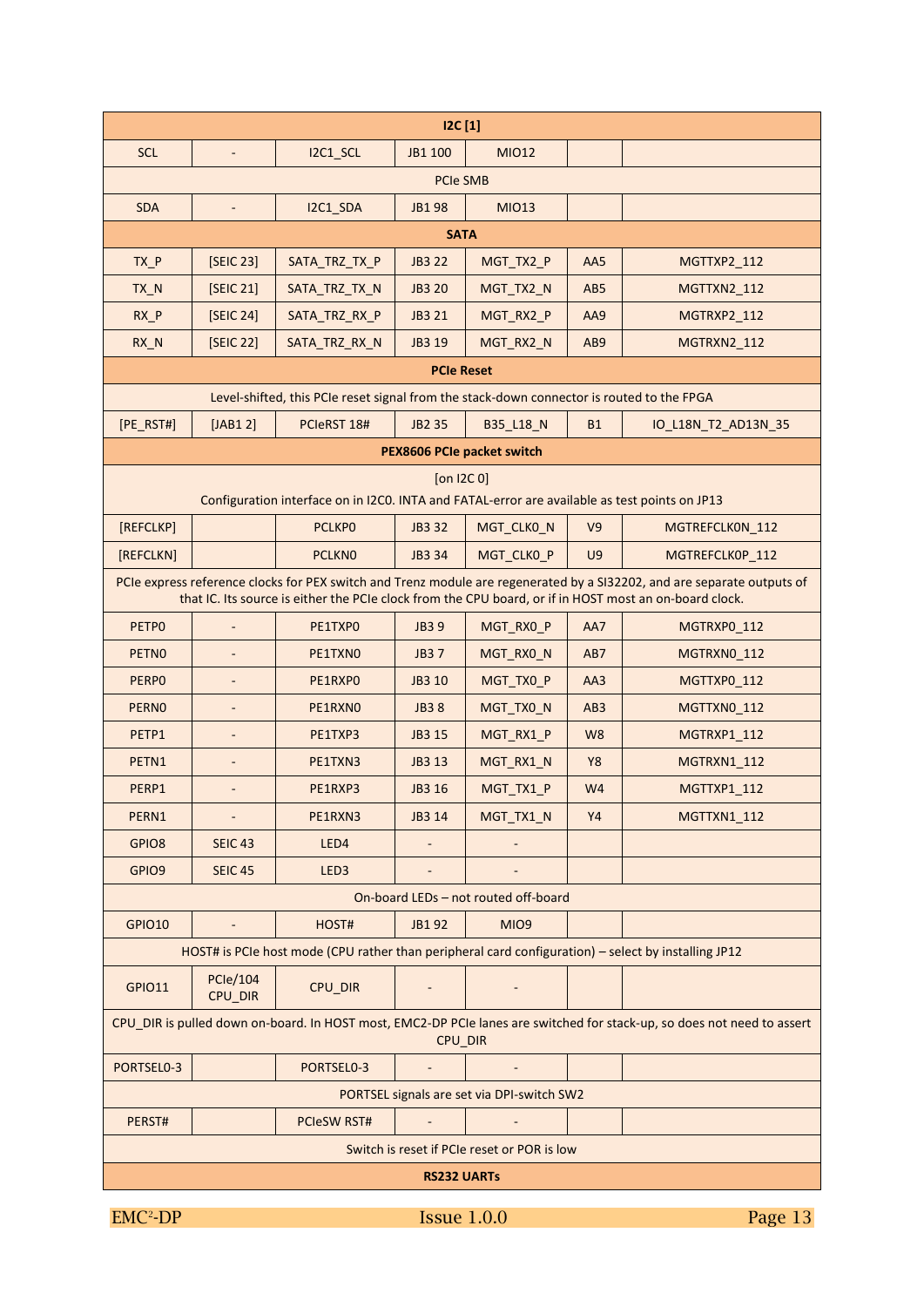| I2C [1] | | | | | | |
|---|---|---|---|---|---|---|
| SCL | - | I2C1_SCL | JB1 100 | MIO12 | | |
| PCIe SMB | | | | | | |
| SDA | - | I2C1_SDA | JB1 98 | MIO13 | | |
| **SATA** | | | | | | |
| TX_P | [SEIC 23] | SATA_TRZ_TX_P | JB3 22 | MGT_TX2_P | AA5 | MGTTXP2_112 |
| TX_N | [SEIC 21] | SATA_TRZ_TX_N | JB3 20 | MGT_TX2_N | AB5 | MGTTXN2_112 |
| RX_P | [SEIC 24] | SATA_TRZ_RX_P | JB3 21 | MGT_RX2_P | AA9 | MGTRXP2_112 |
| RX_N | [SEIC 22] | SATA_TRZ_RX_N | JB3 19 | MGT_RX2_N | AB9 | MGTRXN2_112 |
| **PCIe Reset** | | | | | | |
| Level-shifted, this PCIe reset signal from the stack-down connector is routed to the FPGA | | | | | | |
| [PE_RST#] | [JAB1 2] | PCIeRST 18# | JB2 35 | B35_L18_N | B1 | IO_L18N_T2_AD13N_35 |
| **PEX8606 PCIe packet switch** | | | | | | |
| [on I2C 0] Configuration interface on in I2C0. INTA and FATAL-error are available as test points on JP13 | | | | | | |
| [REFCLKP] | | PCLKP0 | JB3 32 | MGT_CLK0_N | V9 | MGTREFCLK0N_112 |
| [REFCLKN] | | PCLKN0 | JB3 34 | MGT_CLK0_P | U9 | MGTREFCLK0P_112 |
| PCIe express reference clocks for PEX switch and Trenz module are regenerated by a SI32202, and are separate outputs of that IC. Its source is either the PCIe clock from the CPU board, or if in HOST most an on-board clock. | | | | | | |
| PETP0 | - | PE1TXP0 | JB3 9 | MGT_RX0_P | AA7 | MGTRXP0_112 |
| PETN0 | - | PE1TXN0 | JB3 7 | MGT_RX0_N | AB7 | MGTRXN0_112 |
| PERP0 | - | PE1RXP0 | JB3 10 | MGT_TX0_P | AA3 | MGTTXP0_112 |
| PERN0 | - | PE1RXN0 | JB3 8 | MGT_TX0_N | AB3 | MGTTXN0_112 |
| PETP1 | - | PE1TXP3 | JB3 15 | MGT_RX1_P | W8 | MGTRXP1_112 |
| PETN1 | - | PE1TXN3 | JB3 13 | MGT_RX1_N | Y8 | MGTRXN1_112 |
| PERP1 | - | PE1RXP3 | JB3 16 | MGT_TX1_P | W4 | MGTTXP1_112 |
| PERN1 | - | PE1RXN3 | JB3 14 | MGT_TX1_N | Y4 | MGTTXN1_112 |
| GPIO8 | SEIC 43 | LED4 | - | - | | |
| GPIO9 | SEIC 45 | LED3 | - | - | | |
| On-board LEDs – not routed off-board | | | | | | |
| GPIO10 | - | HOST# | JB1 92 | MIO9 | | |
| HOST# is PCIe host mode (CPU rather than peripheral card configuration) – select by installing JP12 | | | | | | |
| GPIO11 | PCIe/104 CPU_DIR | CPU_DIR | - | - | | |
| CPU_DIR is pulled down on-board. In HOST most, EMC2-DP PCIe lanes are switched for stack-up, so does not need to assert CPU_DIR | | | | | | |
| PORTSEL0-3 | | PORTSEL0-3 | - | - | | |
| PORTSEL signals are set via DPI-switch SW2 | | | | | | |
| PERST# | | PCIeSW RST# | - | - | | |
| Switch is reset if PCIe reset or POR is low | | | | | | |
| **RS232 UARTs** | | | | | | |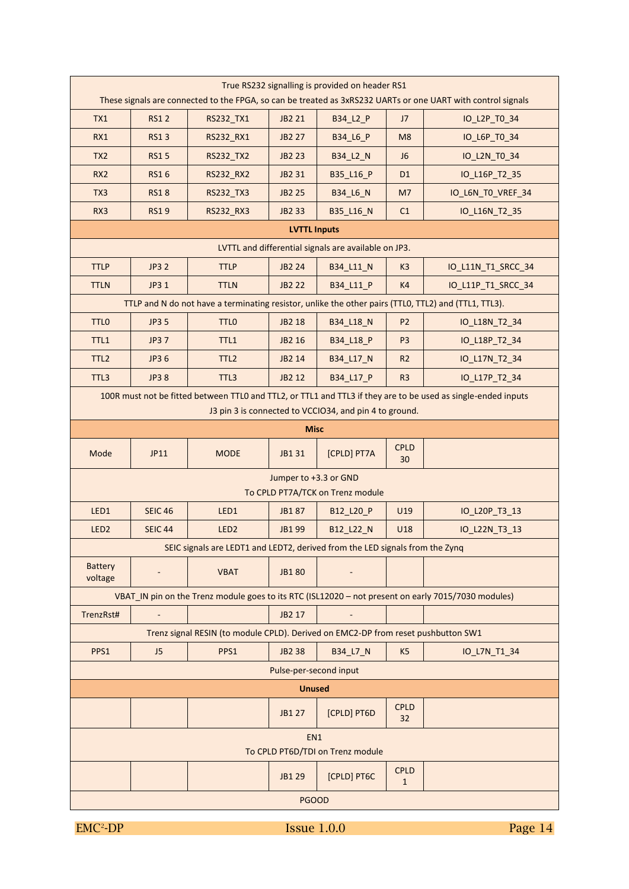| True RS232 signalling is provided on header RS1 These signals are connected to the FPGA, so can be treated as 3xRS232 UARTs or one UART with control signals | | | | | | |
|---|---|---|---|---|---|---|
| TX1 | RS1 2 | RS232_TX1 | JB2 21 | B34_L2_P | J7 | IO_L2P_T0_34 |
| RX1 | RS1 3 | RS232_RX1 | JB2 27 | B34_L6_P | M8 | IO_L6P_T0_34 |
| TX2 | RS1 5 | RS232_TX2 | JB2 23 | B34_L2_N | J6 | IO_L2N_T0_34 |
| RX2 | RS1 6 | RS232_RX2 | JB2 31 | B35_L16_P | D1 | IO_L16P_T2_35 |
| TX3 | RS1 8 | RS232_TX3 | JB2 25 | B34_L6_N | M7 | IO_L6N_T0_VREF_34 |
| RX3 | RS1 9 | RS232_RX3 | JB2 33 | B35_L16_N | C1 | IO_L16N_T2_35 |
| **LVTTL Inputs** | | | | | | |
| LVTTL and differential signals are available on JP3. | | | | | | |
| TTLP | JP3 2 | TTLP | JB2 24 | B34_L11_N | K3 | IO_L11N_T1_SRCC_34 |
| TTLN | JP3 1 | TTLN | JB2 22 | B34_L11_P | K4 | IO_L11P_T1_SRCC_34 |
| TTLP and N do not have a terminating resistor, unlike the other pairs (TTL0, TTL2) and (TTL1, TTL3). | | | | | | |
| TTL0 | JP3 5 | TTL0 | JB2 18 | B34_L18_N | P2 | IO_L18N_T2_34 |
| TTL1 | JP3 7 | TTL1 | JB2 16 | B34_L18_P | P3 | IO_L18P_T2_34 |
| TTL2 | JP3 6 | TTL2 | JB2 14 | B34_L17_N | R2 | IO_L17N_T2_34 |
| TTL3 | JP3 8 | TTL3 | JB2 12 | B34_L17_P | R3 | IO_L17P_T2_34 |
| 100R must not be fitted between TTL0 and TTL2, or TTL1 and TTL3 if they are to be used as single-ended inputs J3 pin 3 is connected to VCCIO34, and pin 4 to ground. | | | | | | |
| **Misc** | | | | | | |
| Mode | JP11 | MODE | JB1 31 | [CPLD] PT7A | CPLD 30 | |
| Jumper to +3.3 or GND To CPLD PT7A/TCK on Trenz module | | | | | | |
| LED1 | SEIC 46 | LED1 | JB1 87 | B12_L20_P | U19 | IO_L20P_T3_13 |
| LED2 | SEIC 44 | LED2 | JB1 99 | B12_L22_N | U18 | IO_L22N_T3_13 |
| SEIC signals are LEDT1 and LEDT2, derived from the LED signals from the Zynq | | | | | | |
| Battery voltage | - | VBAT | JB1 80 | - | | |
| VBAT_IN pin on the Trenz module goes to its RTC (ISL12020 – not present on early 7015/7030 modules) | | | | | | |
| TrenzRst# | - | | JB2 17 | - | | |
| Trenz signal RESIN (to module CPLD). Derived on EMC2-DP from reset pushbutton SW1 | | | | | | |
| PPS1 | J5 | PPS1 | JB2 38 | B34_L7_N | K5 | IO_L7N_T1_34 |
| Pulse-per-second input | | | | | | |
| **Unused** | | | | | | |
| | | | JB1 27 | [CPLD] PT6D | CPLD 32 | |
| EN1 To CPLD PT6D/TDI on Trenz module | | | | | | |
| | | | JB1 29 | [CPLD] PT6C | CPLD 1 | |
| PGOOD | | | | | | |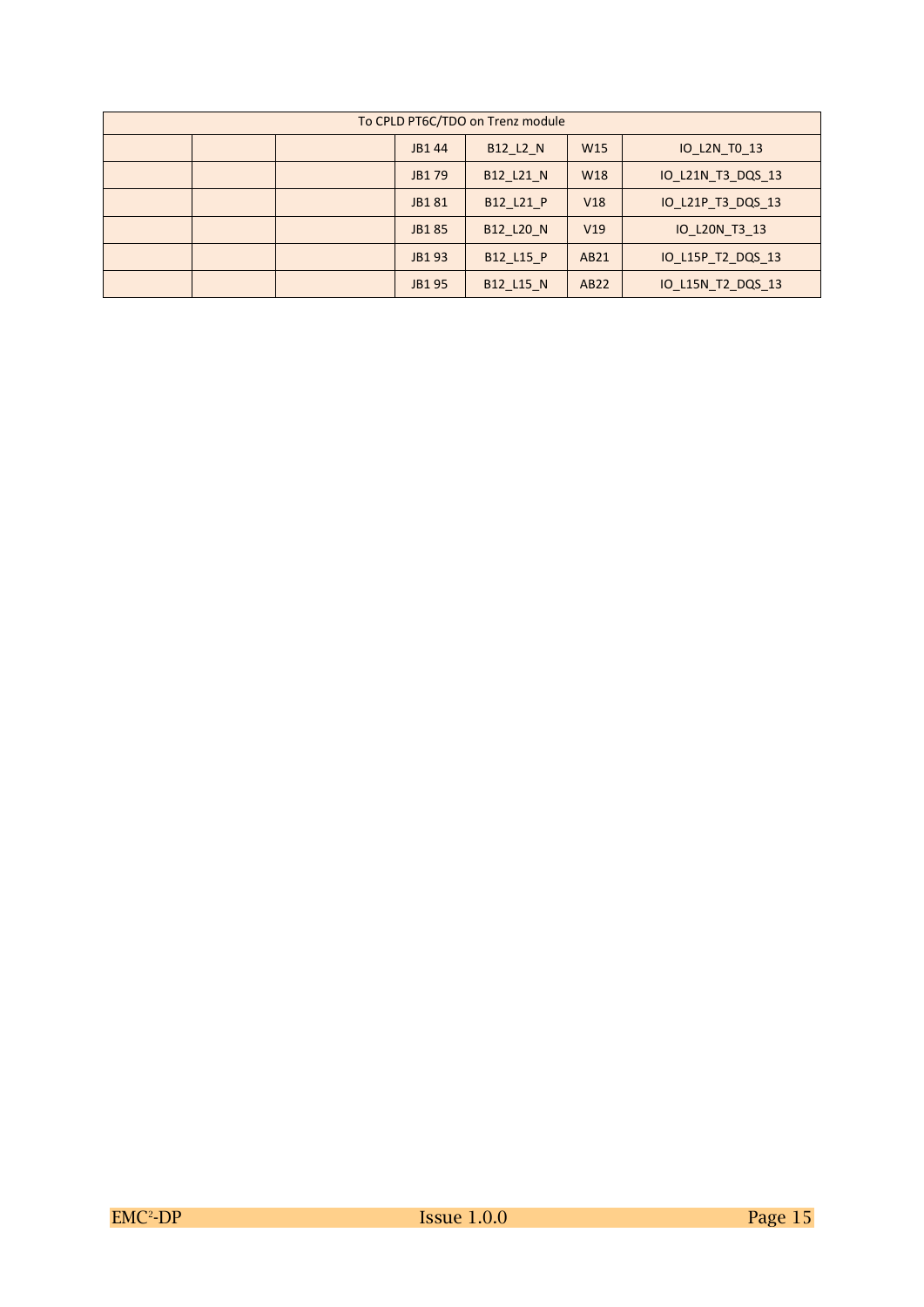| To CPLD PT6C/TDO on Trenz module | | | | | | |
|---|---|---|---|---|---|---|
| | | | JB1 44 | B12_L2_N | W15 | IO_L2N_T0_13 |
| | | | JB1 79 | B12_L21_N | W18 | IO_L21N_T3_DQS_13 |
| | | | JB1 81 | B12_L21_P | V18 | IO_L21P_T3_DQS_13 |
| | | | JB1 85 | B12_L20_N | V19 | IO_L20N_T3_13 |
| | | | JB1 93 | B12_L15_P | AB21 | IO_L15P_T2_DQS_13 |
| | | | JB1 95 | B12_L15_N | AB22 | IO_L15N_T2_DQS_13 |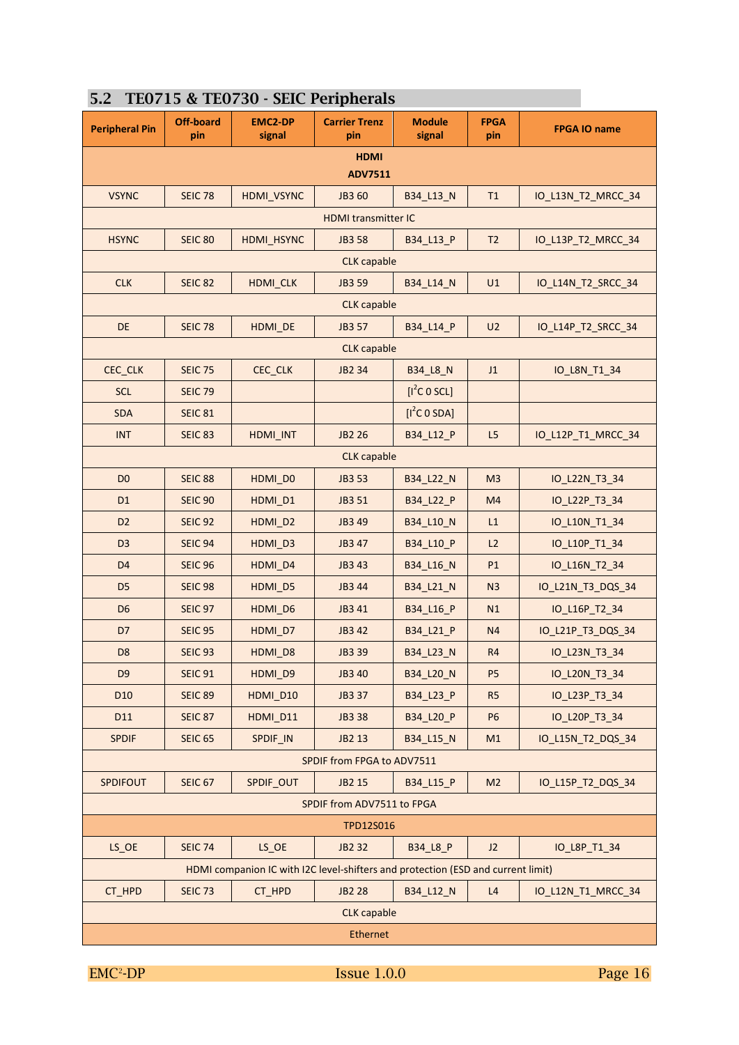## 5.2 TE0715 & TE0730 - SEIC Peripherals

| Peripheral Pin | Off-board pin | EMC2-DP signal | Carrier Trenz pin | Module signal | FPGA pin | FPGA IO name |
|---|---|---|---|---|---|---|
| **HDMI ADV7511** | | | | | | |
| VSYNC | SEIC 78 | HDMI_VSYNC | JB3 60 | B34_L13_N | T1 | IO_L13N_T2_MRCC_34 |
| HDMI transmitter IC | | | | | | |
| HSYNC | SEIC 80 | HDMI_HSYNC | JB3 58 | B34_L13_P | T2 | IO_L13P_T2_MRCC_34 |
| CLK capable | | | | | | |
| CLK | SEIC 82 | HDMI_CLK | JB3 59 | B34_L14_N | U1 | IO_L14N_T2_SRCC_34 |
| CLK capable | | | | | | |
| DE | SEIC 78 | HDMI_DE | JB3 57 | B34_L14_P | U2 | IO_L14P_T2_SRCC_34 |
| CLK capable | | | | | | |
| CEC_CLK | SEIC 75 | CEC_CLK | JB2 34 | B34_L8_N | J1 | IO_L8N_T1_34 |
| SCL | SEIC 79 | | | [$I^2C$ 0 SCL] | | |
| SDA | SEIC 81 | | | [$I^2C$ 0 SDA] | | |
| INT | SEIC 83 | HDMI_INT | JB2 26 | B34_L12_P | L5 | IO_L12P_T1_MRCC_34 |
| CLK capable | | | | | | |
| D0 | SEIC 88 | HDMI_D0 | JB3 53 | B34_L22_N | M3 | IO_L22N_T3_34 |
| D1 | SEIC 90 | HDMI_D1 | JB3 51 | B34_L22_P | M4 | IO_L22P_T3_34 |
| D2 | SEIC 92 | HDMI_D2 | JB3 49 | B34_L10_N | L1 | IO_L10N_T1_34 |
| D3 | SEIC 94 | HDMI_D3 | JB3 47 | B34_L10_P | L2 | IO_L10P_T1_34 |
| D4 | SEIC 96 | HDMI_D4 | JB3 43 | B34_L16_N | P1 | IO_L16N_T2_34 |
| D5 | SEIC 98 | HDMI_D5 | JB3 44 | B34_L21_N | N3 | IO_L21N_T3_DQS_34 |
| D6 | SEIC 97 | HDMI_D6 | JB3 41 | B34_L16_P | N1 | IO_L16P_T2_34 |
| D7 | SEIC 95 | HDMI_D7 | JB3 42 | B34_L21_P | N4 | IO_L21P_T3_DQS_34 |
| D8 | SEIC 93 | HDMI_D8 | JB3 39 | B34_L23_N | R4 | IO_L23N_T3_34 |
| D9 | SEIC 91 | HDMI_D9 | JB3 40 | B34_L20_N | P5 | IO_L20N_T3_34 |
| D10 | SEIC 89 | HDMI_D10 | JB3 37 | B34_L23_P | R5 | IO_L23P_T3_34 |
| D11 | SEIC 87 | HDMI_D11 | JB3 38 | B34_L20_P | P6 | IO_L20P_T3_34 |
| SPDIF | SEIC 65 | SPDIF_IN | JB2 13 | B34_L15_N | M1 | IO_L15N_T2_DQS_34 |
| SPDIF from FPGA to ADV7511 | | | | | | |
| SPDIFOUT | SEIC 67 | SPDIF_OUT | JB2 15 | B34_L15_P | M2 | IO_L15P_T2_DQS_34 |
| SPDIF from ADV7511 to FPGA | | | | | | |
| **TPD12S016** | | | | | | |
| LS_OE | SEIC 74 | LS_OE | JB2 32 | B34_L8_P | J2 | IO_L8P_T1_34 |
| HDMI companion IC with I2C level-shifters and protection (ESD and current limit) | | | | | | |
| CT_HPD | SEIC 73 | CT_HPD | JB2 28 | B34_L12_N | L4 | IO_L12N_T1_MRCC_34 |
| CLK capable | | | | | | |
| **Ethernet** | | | | | | |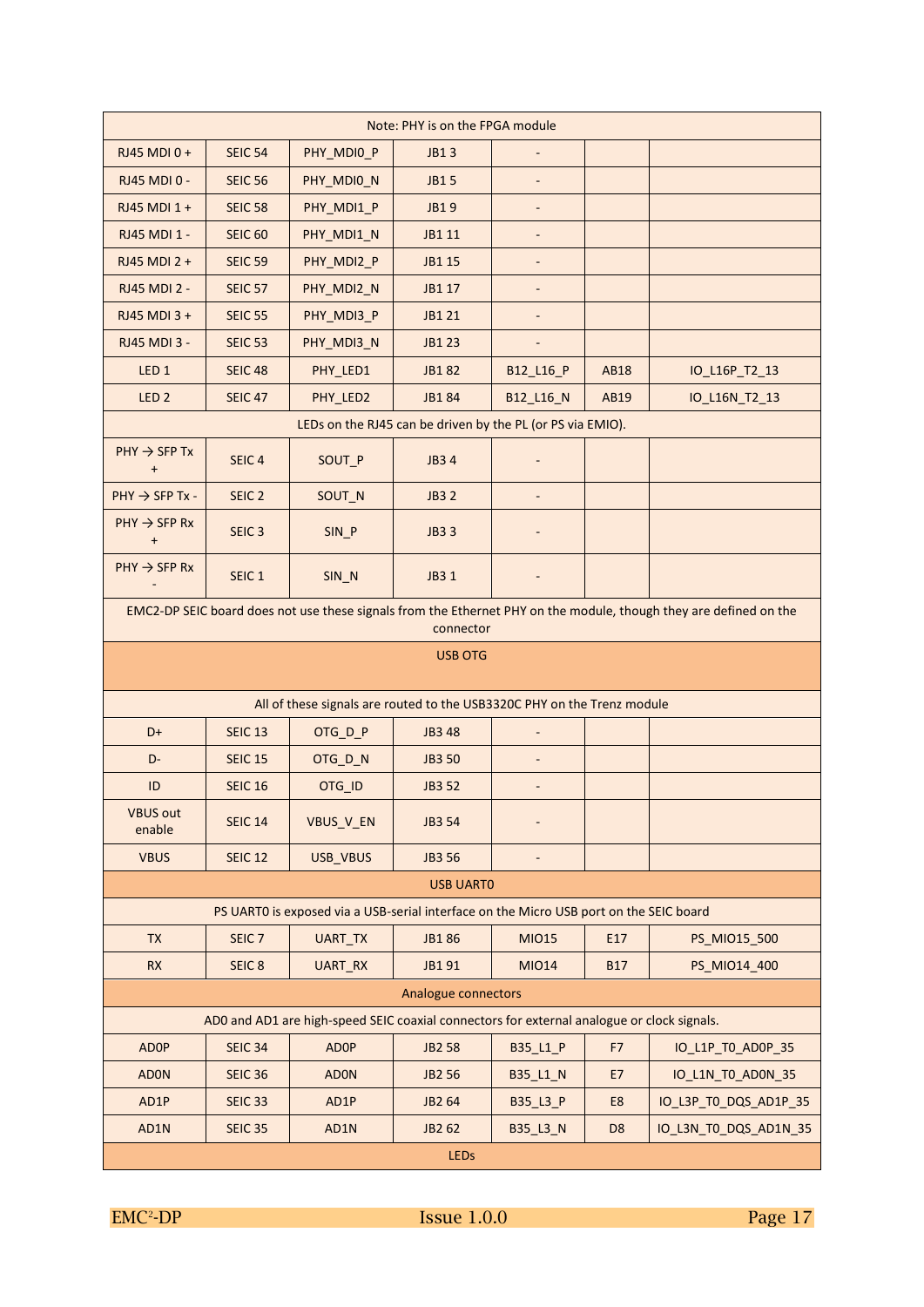| | | | | | | |
|---|---|---|---|---|---|---|
| Note: PHY is on the FPGA module | | | | | | |
| RJ45 MDI 0 + | SEIC 54 | PHY_MDI0_P | JB1 3 | - | | |
| RJ45 MDI 0 - | SEIC 56 | PHY_MDI0_N | JB1 5 | - | | |
| RJ45 MDI 1 + | SEIC 58 | PHY_MDI1_P | JB1 9 | - | | |
| RJ45 MDI 1 - | SEIC 60 | PHY_MDI1_N | JB1 11 | - | | |
| RJ45 MDI 2 + | SEIC 59 | PHY_MDI2_P | JB1 15 | - | | |
| RJ45 MDI 2 - | SEIC 57 | PHY_MDI2_N | JB1 17 | - | | |
| RJ45 MDI 3 + | SEIC 55 | PHY_MDI3_P | JB1 21 | - | | |
| RJ45 MDI 3 - | SEIC 53 | PHY_MDI3_N | JB1 23 | - | | |
| LED 1 | SEIC 48 | PHY_LED1 | JB1 82 | B12_L16_P | AB18 | IO_L16P_T2_13 |
| LED 2 | SEIC 47 | PHY_LED2 | JB1 84 | B12_L16_N | AB19 | IO_L16N_T2_13 |
| LEDs on the RJ45 can be driven by the PL (or PS via EMIO). | | | | | | |
| PHY → SFP Tx + | SEIC 4 | SOUT_P | JB3 4 | - | | |
| PHY → SFP Tx - | SEIC 2 | SOUT_N | JB3 2 | - | | |
| PHY → SFP Rx + | SEIC 3 | SIN_P | JB3 3 | - | | |
| PHY → SFP Rx - | SEIC 1 | SIN_N | JB3 1 | - | | |
| EMC2-DP SEIC board does not use these signals from the Ethernet PHY on the module, though they are defined on the connector | | | | | | |
| **USB OTG** | | | | | | |
| All of these signals are routed to the USB3320C PHY on the Trenz module | | | | | | |
| D+ | SEIC 13 | OTG_D_P | JB3 48 | - | | |
| D- | SEIC 15 | OTG_D_N | JB3 50 | - | | |
| ID | SEIC 16 | OTG_ID | JB3 52 | - | | |
| VBUS out enable | SEIC 14 | VBUS_V_EN | JB3 54 | - | | |
| VBUS | SEIC 12 | USB_VBUS | JB3 56 | - | | |
| **USB UART0** | | | | | | |
| PS UART0 is exposed via a USB-serial interface on the Micro USB port on the SEIC board | | | | | | |
| TX | SEIC 7 | UART_TX | JB1 86 | MIO15 | E17 | PS_MIO15_500 |
| RX | SEIC 8 | UART_RX | JB1 91 | MIO14 | B17 | PS_MIO14_400 |
| **Analogue connectors** | | | | | | |
| AD0 and AD1 are high-speed SEIC coaxial connectors for external analogue or clock signals. | | | | | | |
| AD0P | SEIC 34 | AD0P | JB2 58 | B35_L1_P | F7 | IO_L1P_T0_AD0P_35 |
| AD0N | SEIC 36 | AD0N | JB2 56 | B35_L1_N | E7 | IO_L1N_T0_AD0N_35 |
| AD1P | SEIC 33 | AD1P | JB2 64 | B35_L3_P | E8 | IO_L3P_T0_DQS_AD1P_35 |
| AD1N | SEIC 35 | AD1N | JB2 62 | B35_L3_N | D8 | IO_L3N_T0_DQS_AD1N_35 |
| **LEDs** | | | | | | |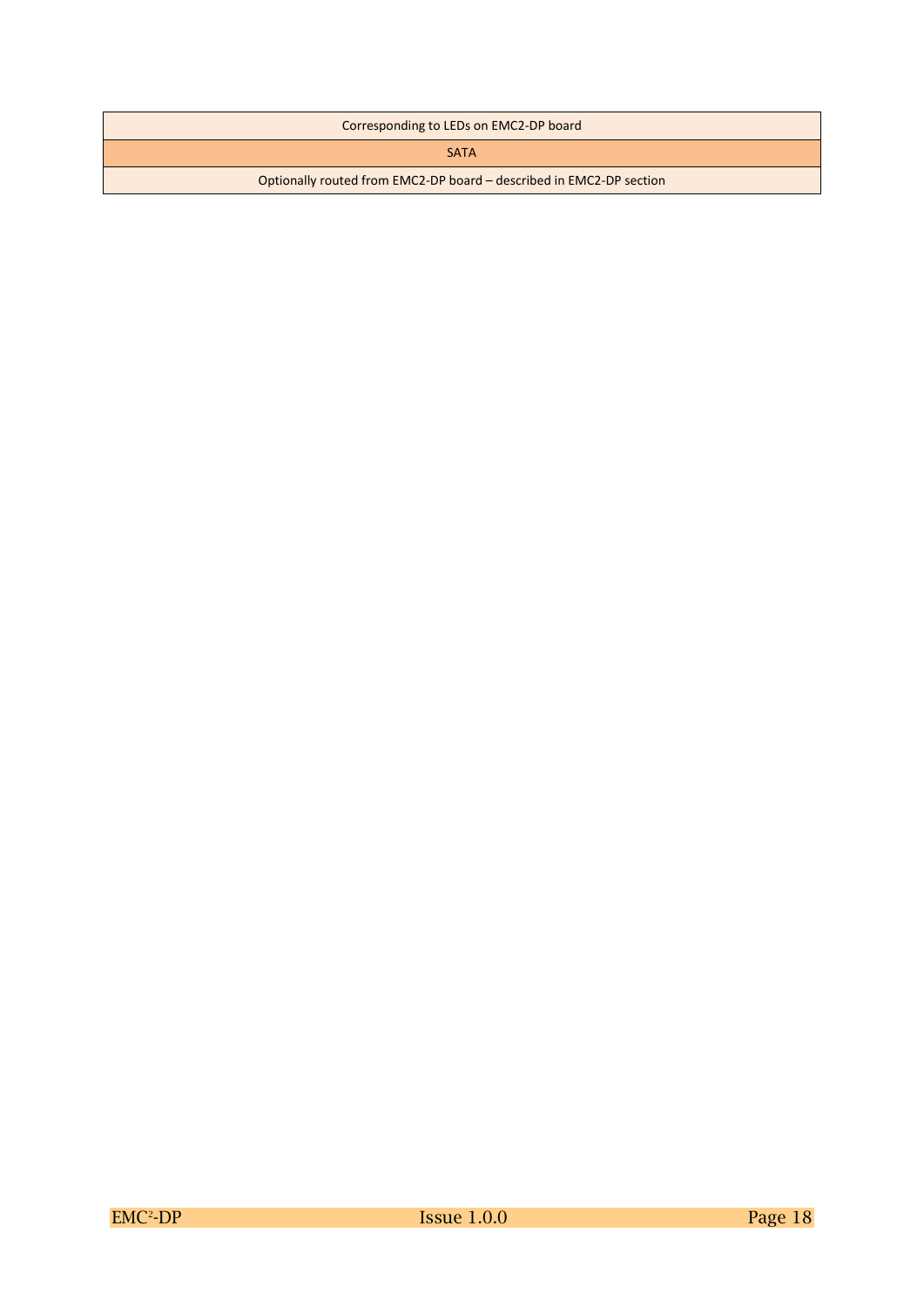| Corresponding to LEDs on EMC2-DP board |
| --- |
| SATA |
| Optionally routed from EMC2-DP board – described in EMC2-DP section |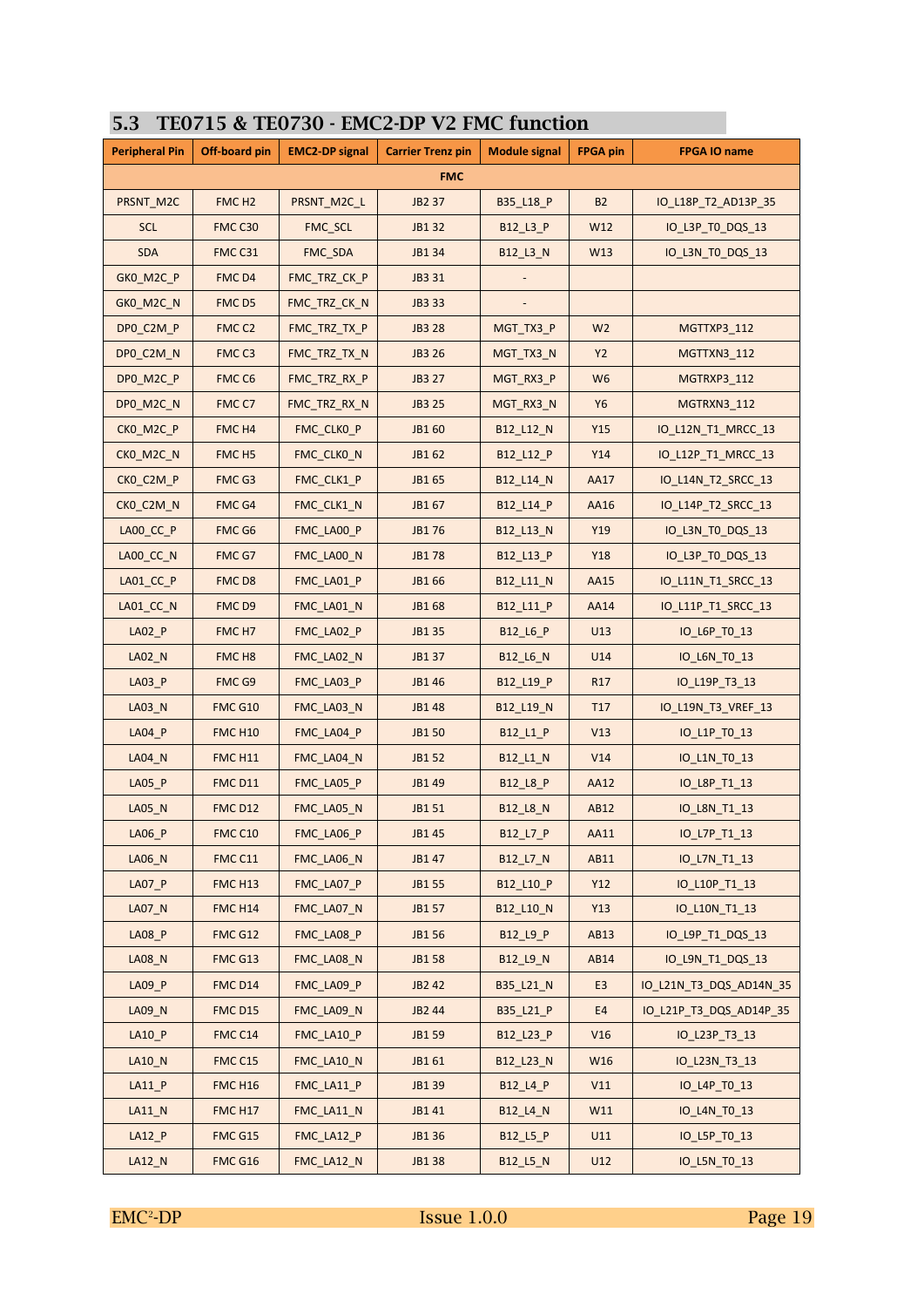## 5.3 TE0715 & TE0730 - EMC2-DP V2 FMC function

| Peripheral Pin | Off-board pin | EMC2-DP signal | Carrier Trenz pin | Module signal | FPGA pin | FPGA IO name |
|---|---|---|---|---|---|---|
| **FMC** | | | | | | |
| PRSNT_M2C | FMC H2 | PRSNT_M2C_L | JB2 37 | B35_L18_P | B2 | IO_L18P_T2_AD13P_35 |
| SCL | FMC C30 | FMC_SCL | JB1 32 | B12_L3_P | W12 | IO_L3P_T0_DQS_13 |
| SDA | FMC C31 | FMC_SDA | JB1 34 | B12_L3_N | W13 | IO_L3N_T0_DQS_13 |
| GK0_M2C_P | FMC D4 | FMC_TRZ_CK_P | JB3 31 | - | | |
| GK0_M2C_N | FMC D5 | FMC_TRZ_CK_N | JB3 33 | - | | |
| DP0_C2M_P | FMC C2 | FMC_TRZ_TX_P | JB3 28 | MGT_TX3_P | W2 | MGTTXP3_112 |
| DP0_C2M_N | FMC C3 | FMC_TRZ_TX_N | JB3 26 | MGT_TX3_N | Y2 | MGTTXN3_112 |
| DP0_M2C_P | FMC C6 | FMC_TRZ_RX_P | JB3 27 | MGT_RX3_P | W6 | MGTRXP3_112 |
| DP0_M2C_N | FMC C7 | FMC_TRZ_RX_N | JB3 25 | MGT_RX3_N | Y6 | MGTRXN3_112 |
| CK0_M2C_P | FMC H4 | FMC_CLK0_P | JB1 60 | B12_L12_N | Y15 | IO_L12N_T1_MRCC_13 |
| CK0_M2C_N | FMC H5 | FMC_CLK0_N | JB1 62 | B12_L12_P | Y14 | IO_L12P_T1_MRCC_13 |
| CK0_C2M_P | FMC G3 | FMC_CLK1_P | JB1 65 | B12_L14_N | AA17 | IO_L14N_T2_SRCC_13 |
| CK0_C2M_N | FMC G4 | FMC_CLK1_N | JB1 67 | B12_L14_P | AA16 | IO_L14P_T2_SRCC_13 |
| LA00_CC_P | FMC G6 | FMC_LA00_P | JB1 76 | B12_L13_N | Y19 | IO_L3N_T0_DQS_13 |
| LA00_CC_N | FMC G7 | FMC_LA00_N | JB1 78 | B12_L13_P | Y18 | IO_L3P_T0_DQS_13 |
| LA01_CC_P | FMC D8 | FMC_LA01_P | JB1 66 | B12_L11_N | AA15 | IO_L11N_T1_SRCC_13 |
| LA01_CC_N | FMC D9 | FMC_LA01_N | JB1 68 | B12_L11_P | AA14 | IO_L11P_T1_SRCC_13 |
| LA02_P | FMC H7 | FMC_LA02_P | JB1 35 | B12_L6_P | U13 | IO_L6P_T0_13 |
| LA02_N | FMC H8 | FMC_LA02_N | JB1 37 | B12_L6_N | U14 | IO_L6N_T0_13 |
| LA03_P | FMC G9 | FMC_LA03_P | JB1 46 | B12_L19_P | R17 | IO_L19P_T3_13 |
| LA03_N | FMC G10 | FMC_LA03_N | JB1 48 | B12_L19_N | T17 | IO_L19N_T3_VREF_13 |
| LA04_P | FMC H10 | FMC_LA04_P | JB1 50 | B12_L1_P | V13 | IO_L1P_T0_13 |
| LA04_N | FMC H11 | FMC_LA04_N | JB1 52 | B12_L1_N | V14 | IO_L1N_T0_13 |
| LA05_P | FMC D11 | FMC_LA05_P | JB1 49 | B12_L8_P | AA12 | IO_L8P_T1_13 |
| LA05_N | FMC D12 | FMC_LA05_N | JB1 51 | B12_L8_N | AB12 | IO_L8N_T1_13 |
| LA06_P | FMC C10 | FMC_LA06_P | JB1 45 | B12_L7_P | AA11 | IO_L7P_T1_13 |
| LA06_N | FMC C11 | FMC_LA06_N | JB1 47 | B12_L7_N | AB11 | IO_L7N_T1_13 |
| LA07_P | FMC H13 | FMC_LA07_P | JB1 55 | B12_L10_P | Y12 | IO_L10P_T1_13 |
| LA07_N | FMC H14 | FMC_LA07_N | JB1 57 | B12_L10_N | Y13 | IO_L10N_T1_13 |
| LA08_P | FMC G12 | FMC_LA08_P | JB1 56 | B12_L9_P | AB13 | IO_L9P_T1_DQS_13 |
| LA08_N | FMC G13 | FMC_LA08_N | JB1 58 | B12_L9_N | AB14 | IO_L9N_T1_DQS_13 |
| LA09_P | FMC D14 | FMC_LA09_P | JB2 42 | B35_L21_N | E3 | IO_L21N_T3_DQS_AD14N_35 |
| LA09_N | FMC D15 | FMC_LA09_N | JB2 44 | B35_L21_P | E4 | IO_L21P_T3_DQS_AD14P_35 |
| LA10_P | FMC C14 | FMC_LA10_P | JB1 59 | B12_L23_P | V16 | IO_L23P_T3_13 |
| LA10_N | FMC C15 | FMC_LA10_N | JB1 61 | B12_L23_N | W16 | IO_L23N_T3_13 |
| LA11_P | FMC H16 | FMC_LA11_P | JB1 39 | B12_L4_P | V11 | IO_L4P_T0_13 |
| LA11_N | FMC H17 | FMC_LA11_N | JB1 41 | B12_L4_N | W11 | IO_L4N_T0_13 |
| LA12_P | FMC G15 | FMC_LA12_P | JB1 36 | B12_L5_P | U11 | IO_L5P_T0_13 |
| LA12_N | FMC G16 | FMC_LA12_N | JB1 38 | B12_L5_N | U12 | IO_L5N_T0_13 |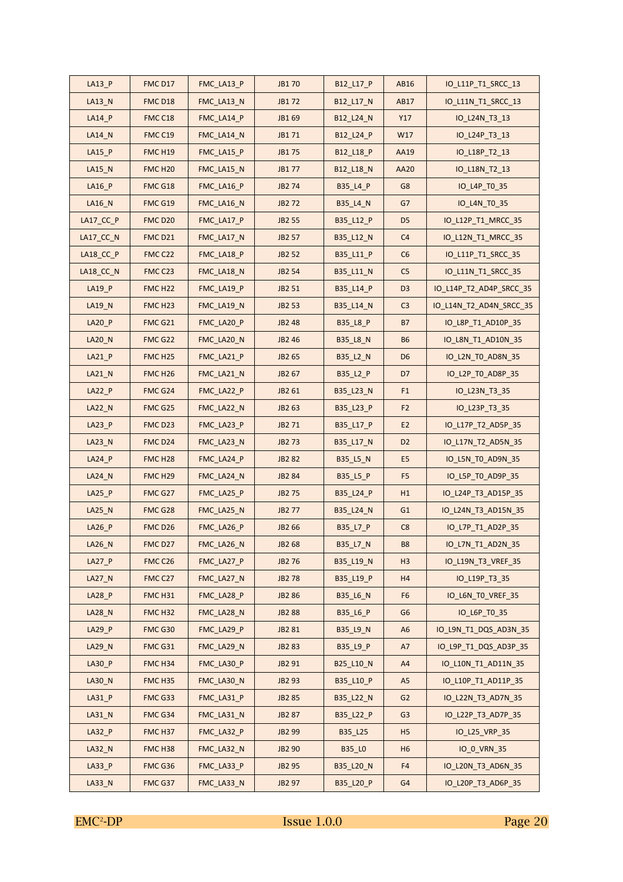| LA13_P | FMC D17 | FMC_LA13_P | JB1 70 | B12_L17_P | AB16 | IO_L11P_T1_SRCC_13 |
|---|---|---|---|---|---|---|
| LA13_N | FMC D18 | FMC_LA13_N | JB1 72 | B12_L17_N | AB17 | IO_L11N_T1_SRCC_13 |
| LA14_P | FMC C18 | FMC_LA14_P | JB1 69 | B12_L24_N | Y17 | IO_L24N_T3_13 |
| LA14_N | FMC C19 | FMC_LA14_N | JB1 71 | B12_L24_P | W17 | IO_L24P_T3_13 |
| LA15_P | FMC H19 | FMC_LA15_P | JB1 75 | B12_L18_P | AA19 | IO_L18P_T2_13 |
| LA15_N | FMC H20 | FMC_LA15_N | JB1 77 | B12_L18_N | AA20 | IO_L18N_T2_13 |
| LA16_P | FMC G18 | FMC_LA16_P | JB2 74 | B35_L4_P | G8 | IO_L4P_T0_35 |
| LA16_N | FMC G19 | FMC_LA16_N | JB2 72 | B35_L4_N | G7 | IO_L4N_T0_35 |
| LA17_CC_P | FMC D20 | FMC_LA17_P | JB2 55 | B35_L12_P | D5 | IO_L12P_T1_MRCC_35 |
| LA17_CC_N | FMC D21 | FMC_LA17_N | JB2 57 | B35_L12_N | C4 | IO_L12N_T1_MRCC_35 |
| LA18_CC_P | FMC C22 | FMC_LA18_P | JB2 52 | B35_L11_P | C6 | IO_L11P_T1_SRCC_35 |
| LA18_CC_N | FMC C23 | FMC_LA18_N | JB2 54 | B35_L11_N | C5 | IO_L11N_T1_SRCC_35 |
| LA19_P | FMC H22 | FMC_LA19_P | JB2 51 | B35_L14_P | D3 | IO_L14P_T2_AD4P_SRCC_35 |
| LA19_N | FMC H23 | FMC_LA19_N | JB2 53 | B35_L14_N | C3 | IO_L14N_T2_AD4N_SRCC_35 |
| LA20_P | FMC G21 | FMC_LA20_P | JB2 48 | B35_L8_P | B7 | IO_L8P_T1_AD10P_35 |
| LA20_N | FMC G22 | FMC_LA20_N | JB2 46 | B35_L8_N | B6 | IO_L8N_T1_AD10N_35 |
| LA21_P | FMC H25 | FMC_LA21_P | JB2 65 | B35_L2_N | D6 | IO_L2N_T0_AD8N_35 |
| LA21_N | FMC H26 | FMC_LA21_N | JB2 67 | B35_L2_P | D7 | IO_L2P_T0_AD8P_35 |
| LA22_P | FMC G24 | FMC_LA22_P | JB2 61 | B35_L23_N | F1 | IO_L23N_T3_35 |
| LA22_N | FMC G25 | FMC_LA22_N | JB2 63 | B35_L23_P | F2 | IO_L23P_T3_35 |
| LA23_P | FMC D23 | FMC_LA23_P | JB2 71 | B35_L17_P | E2 | IO_L17P_T2_AD5P_35 |
| LA23_N | FMC D24 | FMC_LA23_N | JB2 73 | B35_L17_N | D2 | IO_L17N_T2_AD5N_35 |
| LA24_P | FMC H28 | FMC_LA24_P | JB2 82 | B35_L5_N | E5 | IO_L5N_T0_AD9N_35 |
| LA24_N | FMC H29 | FMC_LA24_N | JB2 84 | B35_L5_P | F5 | IO_L5P_T0_AD9P_35 |
| LA25_P | FMC G27 | FMC_LA25_P | JB2 75 | B35_L24_P | H1 | IO_L24P_T3_AD15P_35 |
| LA25_N | FMC G28 | FMC_LA25_N | JB2 77 | B35_L24_N | G1 | IO_L24N_T3_AD15N_35 |
| LA26_P | FMC D26 | FMC_LA26_P | JB2 66 | B35_L7_P | C8 | IO_L7P_T1_AD2P_35 |
| LA26_N | FMC D27 | FMC_LA26_N | JB2 68 | B35_L7_N | B8 | IO_L7N_T1_AD2N_35 |
| LA27_P | FMC C26 | FMC_LA27_P | JB2 76 | B35_L19_N | H3 | IO_L19N_T3_VREF_35 |
| LA27_N | FMC C27 | FMC_LA27_N | JB2 78 | B35_L19_P | H4 | IO_L19P_T3_35 |
| LA28_P | FMC H31 | FMC_LA28_P | JB2 86 | B35_L6_N | F6 | IO_L6N_T0_VREF_35 |
| LA28_N | FMC H32 | FMC_LA28_N | JB2 88 | B35_L6_P | G6 | IO_L6P_T0_35 |
| LA29_P | FMC G30 | FMC_LA29_P | JB2 81 | B35_L9_N | A6 | IO_L9N_T1_DQS_AD3N_35 |
| LA29_N | FMC G31 | FMC_LA29_N | JB2 83 | B35_L9_P | A7 | IO_L9P_T1_DQS_AD3P_35 |
| LA30_P | FMC H34 | FMC_LA30_P | JB2 91 | B25_L10_N | A4 | IO_L10N_T1_AD11N_35 |
| LA30_N | FMC H35 | FMC_LA30_N | JB2 93 | B35_L10_P | A5 | IO_L10P_T1_AD11P_35 |
| LA31_P | FMC G33 | FMC_LA31_P | JB2 85 | B35_L22_N | G2 | IO_L22N_T3_AD7N_35 |
| LA31_N | FMC G34 | FMC_LA31_N | JB2 87 | B35_L22_P | G3 | IO_L22P_T3_AD7P_35 |
| LA32_P | FMC H37 | FMC_LA32_P | JB2 99 | B35_L25 | H5 | IO_L25_VRP_35 |
| LA32_N | FMC H38 | FMC_LA32_N | JB2 90 | B35_L0 | H6 | IO_0_VRN_35 |
| LA33_P | FMC G36 | FMC_LA33_P | JB2 95 | B35_L20_N | F4 | IO_L20N_T3_AD6N_35 |
| LA33_N | FMC G37 | FMC_LA33_N | JB2 97 | B35_L20_P | G4 | IO_L20P_T3_AD6P_35 |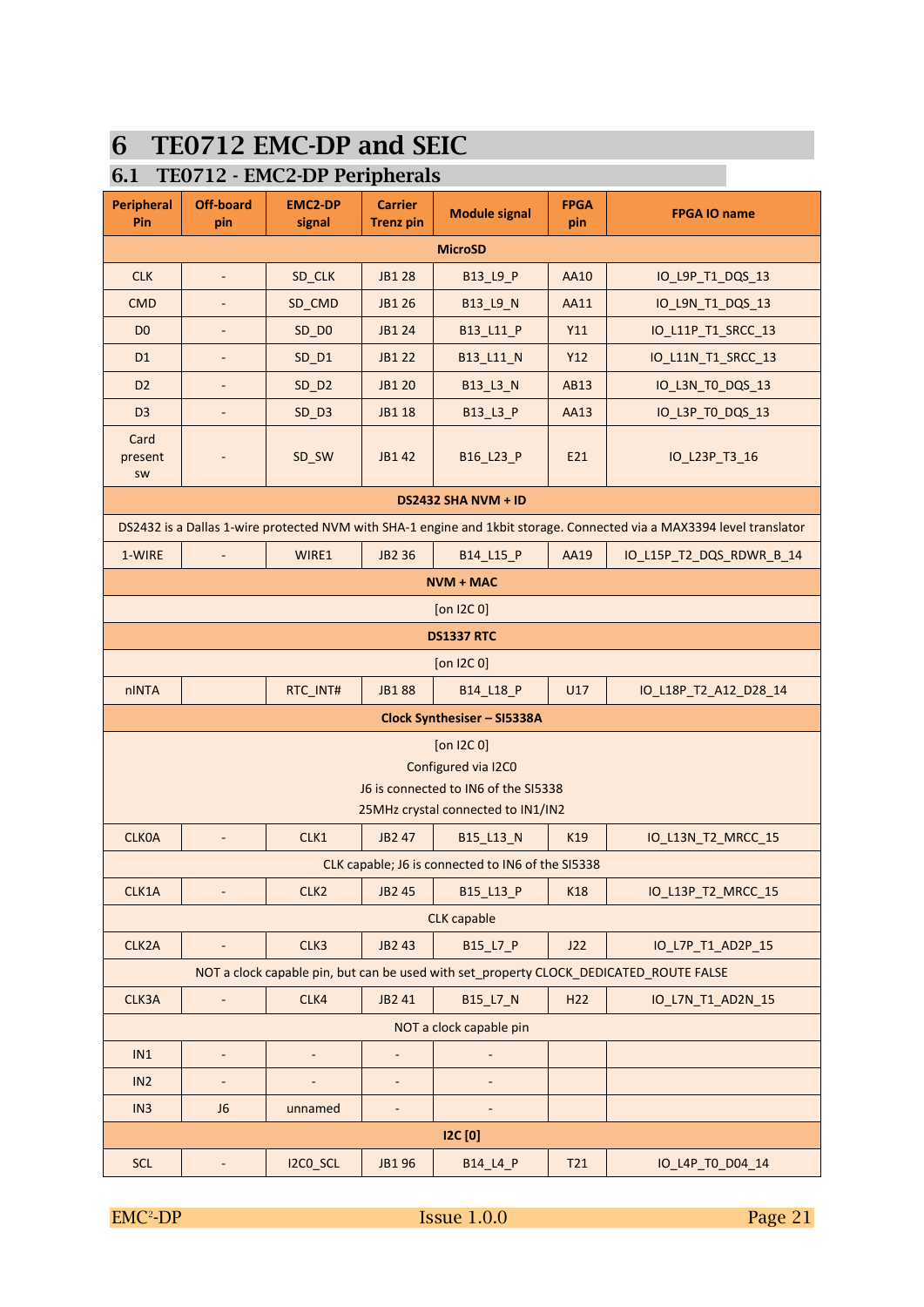# 6 TE0712 EMC-DP and SEIC

## 6.1 TE0712 - EMC2-DP Peripherals

| Peripheral Pin | Off-board pin | EMC2-DP signal | Carrier Trenz pin | Module signal | FPGA pin | FPGA IO name |
|---|---|---|---|---|---|---|
| **MicroSD** | | | | | | |
| CLK | - | SD_CLK | JB1 28 | B13_L9_P | AA10 | IO_L9P_T1_DQS_13 |
| CMD | - | SD_CMD | JB1 26 | B13_L9_N | AA11 | IO_L9N_T1_DQS_13 |
| D0 | - | SD_D0 | JB1 24 | B13_L11_P | Y11 | IO_L11P_T1_SRCC_13 |
| D1 | - | SD_D1 | JB1 22 | B13_L11_N | Y12 | IO_L11N_T1_SRCC_13 |
| D2 | - | SD_D2 | JB1 20 | B13_L3_N | AB13 | IO_L3N_T0_DQS_13 |
| D3 | - | SD_D3 | JB1 18 | B13_L3_P | AA13 | IO_L3P_T0_DQS_13 |
| Card present sw | - | SD_SW | JB1 42 | B16_L23_P | E21 | IO_L23P_T3_16 |
| **DS2432 SHA NVM + ID** | | | | | | |
| DS2432 is a Dallas 1-wire protected NVM with SHA-1 engine and 1kbit storage. Connected via a MAX3394 level translator | | | | | | |
| 1-WIRE | - | WIRE1 | JB2 36 | B14_L15_P | AA19 | IO_L15P_T2_DQS_RDWR_B_14 |
| **NVM + MAC** | | | | | | |
| [on I2C 0] | | | | | | |
| **DS1337 RTC** | | | | | | |
| [on I2C 0] | | | | | | |
| nINTA | | RTC_INT# | JB1 88 | B14_L18_P | U17 | IO_L18P_T2_A12_D28_14 |
| **Clock Synthesiser – SI5338A** | | | | | | |
| [on I2C 0] Configured via I2C0 J6 is connected to IN6 of the SI5338 25MHz crystal connected to IN1/IN2 | | | | | | |
| CLK0A | - | CLK1 | JB2 47 | B15_L13_N | K19 | IO_L13N_T2_MRCC_15 |
| CLK capable; J6 is connected to IN6 of the SI5338 | | | | | | |
| CLK1A | - | CLK2 | JB2 45 | B15_L13_P | K18 | IO_L13P_T2_MRCC_15 |
| CLK capable | | | | | | |
| CLK2A | - | CLK3 | JB2 43 | B15_L7_P | J22 | IO_L7P_T1_AD2P_15 |
| NOT a clock capable pin, but can be used with set_property CLOCK_DEDICATED_ROUTE FALSE | | | | | | |
| CLK3A | - | CLK4 | JB2 41 | B15_L7_N | H22 | IO_L7N_T1_AD2N_15 |
| NOT a clock capable pin | | | | | | |
| IN1 | - | - | - | - | | |
| IN2 | - | - | - | - | | |
| IN3 | J6 | unnamed | - | - | | |
| **I2C [0]** | | | | | | |
| SCL | - | I2C0_SCL | JB1 96 | B14_L4_P | T21 | IO_L4P_T0_D04_14 |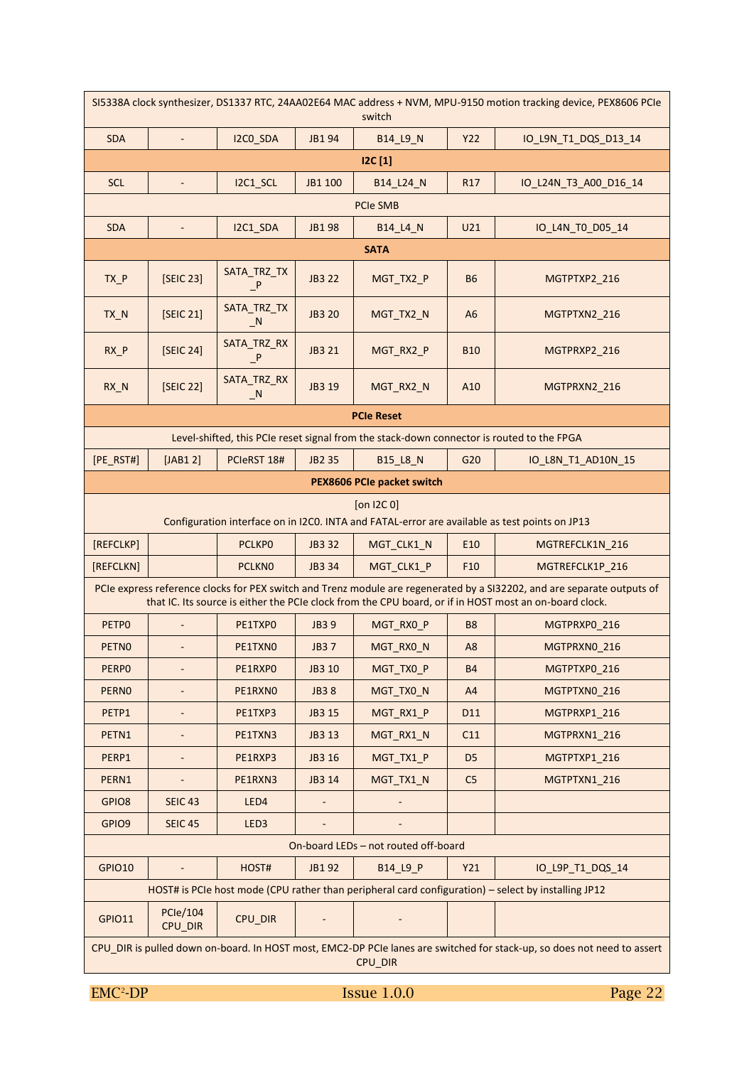| | | | | | | |
|---|---|---|---|---|---|---|
| SI5338A clock synthesizer, DS1337 RTC, 24AA02E64 MAC address + NVM, MPU-9150 motion tracking device, PEX8606 PCIe switch | | | | | | |
| SDA | - | I2C0_SDA | JB1 94 | B14_L9_N | Y22 | IO_L9N_T1_DQS_D13_14 |
| **I2C [1]** | | | | | | |
| SCL | - | I2C1_SCL | JB1 100 | B14_L24_N | R17 | IO_L24N_T3_A00_D16_14 |
| PCIe SMB | | | | | | |
| SDA | - | I2C1_SDA | JB1 98 | B14_L4_N | U21 | IO_L4N_T0_D05_14 |
| **SATA** | | | | | | |
| TX_P | [SEIC 23] | SATA_TRZ_TX_P | JB3 22 | MGT_TX2_P | B6 | MGTPTXP2_216 |
| TX_N | [SEIC 21] | SATA_TRZ_TX_N | JB3 20 | MGT_TX2_N | A6 | MGTPTXN2_216 |
| RX_P | [SEIC 24] | SATA_TRZ_RX_P | JB3 21 | MGT_RX2_P | B10 | MGTPRXP2_216 |
| RX_N | [SEIC 22] | SATA_TRZ_RX_N | JB3 19 | MGT_RX2_N | A10 | MGTPRXN2_216 |
| **PCIe Reset** | | | | | | |
| Level-shifted, this PCIe reset signal from the stack-down connector is routed to the FPGA | | | | | | |
| [PE_RST#] | [JAB1 2] | PCIeRST 18# | JB2 35 | B15_L8_N | G20 | IO_L8N_T1_AD10N_15 |
| **PEX8606 PCIe packet switch** | | | | | | |
| [on I2C 0] Configuration interface on in I2C0. INTA and FATAL-error are available as test points on JP13 | | | | | | |
| [REFCLKP] | | PCLKP0 | JB3 32 | MGT_CLK1_N | E10 | MGTREFCLK1N_216 |
| [REFCLKN] | | PCLKN0 | JB3 34 | MGT_CLK1_P | F10 | MGTREFCLK1P_216 |
| PCIe express reference clocks for PEX switch and Trenz module are regenerated by a SI32202, and are separate outputs of that IC. Its source is either the PCIe clock from the CPU board, or if in HOST most an on-board clock. | | | | | | |
| PETP0 | - | PE1TXP0 | JB3 9 | MGT_RX0_P | B8 | MGTPRXP0_216 |
| PETN0 | - | PE1TXN0 | JB3 7 | MGT_RX0_N | A8 | MGTPRXN0_216 |
| PERP0 | - | PE1RXP0 | JB3 10 | MGT_TX0_P | B4 | MGTPTXP0_216 |
| PERN0 | - | PE1RXN0 | JB3 8 | MGT_TX0_N | A4 | MGTPTXN0_216 |
| PETP1 | - | PE1TXP3 | JB3 15 | MGT_RX1_P | D11 | MGTPRXP1_216 |
| PETN1 | - | PE1TXN3 | JB3 13 | MGT_RX1_N | C11 | MGTPRXN1_216 |
| PERP1 | - | PE1RXP3 | JB3 16 | MGT_TX1_P | D5 | MGTPTXP1_216 |
| PERN1 | - | PE1RXN3 | JB3 14 | MGT_TX1_N | C5 | MGTPTXN1_216 |
| GPIO8 | SEIC 43 | LED4 | - | - | | |
| GPIO9 | SEIC 45 | LED3 | - | - | | |
| On-board LEDs – not routed off-board | | | | | | |
| GPIO10 | - | HOST# | JB1 92 | B14_L9_P | Y21 | IO_L9P_T1_DQS_14 |
| HOST# is PCIe host mode (CPU rather than peripheral card configuration) – select by installing JP12 | | | | | | |
| GPIO11 | PCIe/104 CPU_DIR | CPU_DIR | - | - | | |
| CPU_DIR is pulled down on-board. In HOST most, EMC2-DP PCIe lanes are switched for stack-up, so does not need to assert CPU_DIR | | | | | | |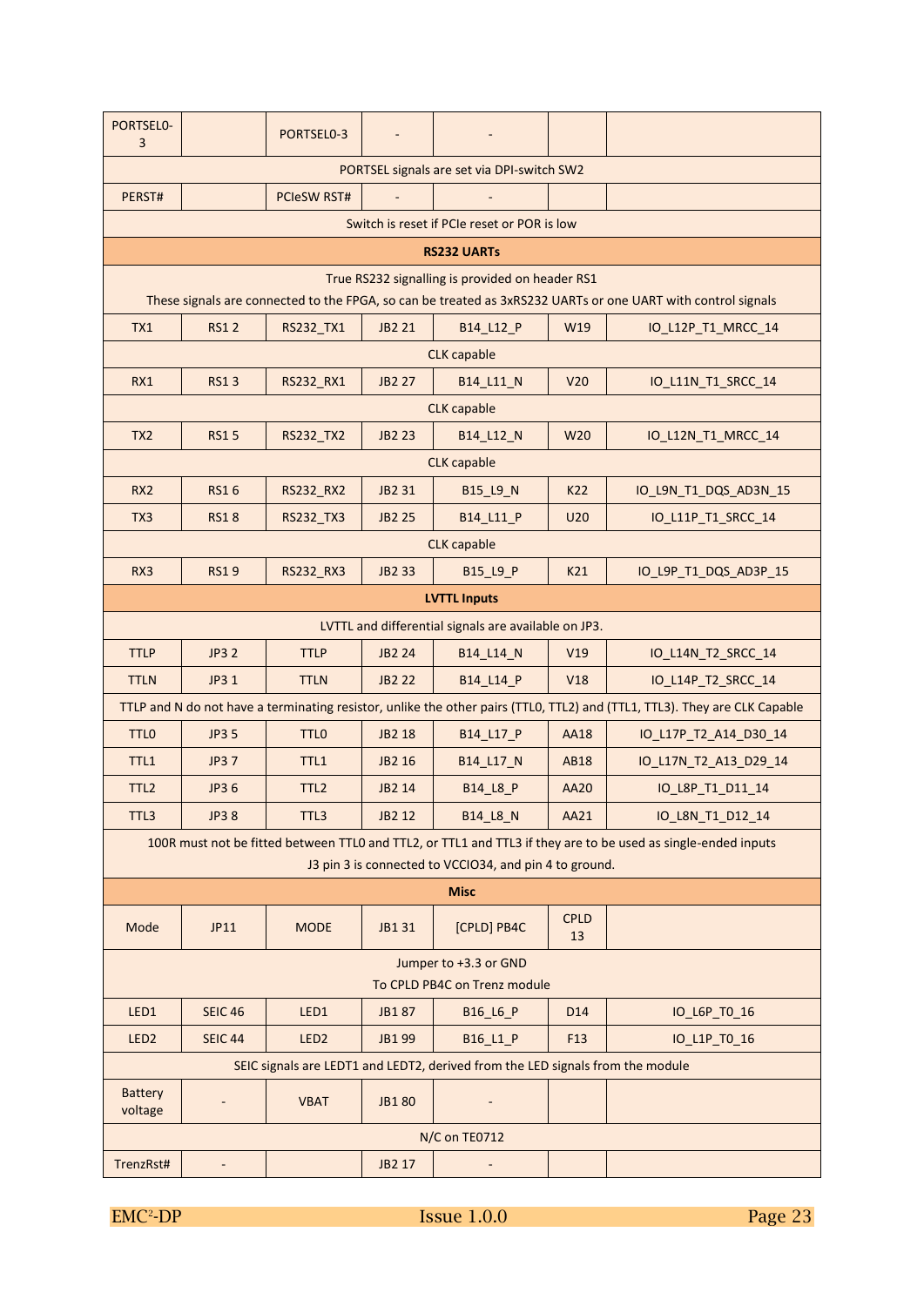| PORTSEL0-3 | | PORTSEL0-3 | - | - | | |
|---|---|---|---|---|---|---|
| PORTSEL signals are set via DPI-switch SW2 | | | | | | |
| PERST# | | PCIeSW RST# | - | - | | |
| Switch is reset if PCIe reset or POR is low | | | | | | |
| **RS232 UARTs** | | | | | | |
| True RS232 signalling is provided on header RS1<br>These signals are connected to the FPGA, so can be treated as 3xRS232 UARTs or one UART with control signals | | | | | | |
| TX1 | RS1 2 | RS232_TX1 | JB2 21 | B14_L12_P | W19 | IO_L12P_T1_MRCC_14 |
| CLK capable | | | | | | |
| RX1 | RS1 3 | RS232_RX1 | JB2 27 | B14_L11_N | V20 | IO_L11N_T1_SRCC_14 |
| CLK capable | | | | | | |
| TX2 | RS1 5 | RS232_TX2 | JB2 23 | B14_L12_N | W20 | IO_L12N_T1_MRCC_14 |
| CLK capable | | | | | | |
| RX2 | RS1 6 | RS232_RX2 | JB2 31 | B15_L9_N | K22 | IO_L9N_T1_DQS_AD3N_15 |
| TX3 | RS1 8 | RS232_TX3 | JB2 25 | B14_L11_P | U20 | IO_L11P_T1_SRCC_14 |
| CLK capable | | | | | | |
| RX3 | RS1 9 | RS232_RX3 | JB2 33 | B15_L9_P | K21 | IO_L9P_T1_DQS_AD3P_15 |
| **LVTTL Inputs** | | | | | | |
| LVTTL and differential signals are available on JP3. | | | | | | |
| TTLP | JP3 2 | TTLP | JB2 24 | B14_L14_N | V19 | IO_L14N_T2_SRCC_14 |
| TTLN | JP3 1 | TTLN | JB2 22 | B14_L14_P | V18 | IO_L14P_T2_SRCC_14 |
| TTLP and N do not have a terminating resistor, unlike the other pairs (TTL0, TTL2) and (TTL1, TTL3). They are CLK Capable | | | | | | |
| TTL0 | JP3 5 | TTL0 | JB2 18 | B14_L17_P | AA18 | IO_L17P_T2_A14_D30_14 |
| TTL1 | JP3 7 | TTL1 | JB2 16 | B14_L17_N | AB18 | IO_L17N_T2_A13_D29_14 |
| TTL2 | JP3 6 | TTL2 | JB2 14 | B14_L8_P | AA20 | IO_L8P_T1_D11_14 |
| TTL3 | JP3 8 | TTL3 | JB2 12 | B14_L8_N | AA21 | IO_L8N_T1_D12_14 |
| 100R must not be fitted between TTL0 and TTL2, or TTL1 and TTL3 if they are to be used as single-ended inputs<br>J3 pin 3 is connected to VCCIO34, and pin 4 to ground. | | | | | | |
| **Misc** | | | | | | |
| Mode | JP11 | MODE | JB1 31 | [CPLD] PB4C | CPLD 13 | |
| Jumper to +3.3 or GND<br>To CPLD PB4C on Trenz module | | | | | | |
| LED1 | SEIC 46 | LED1 | JB1 87 | B16_L6_P | D14 | IO_L6P_T0_16 |
| LED2 | SEIC 44 | LED2 | JB1 99 | B16_L1_P | F13 | IO_L1P_T0_16 |
| SEIC signals are LEDT1 and LEDT2, derived from the LED signals from the module | | | | | | |
| Battery voltage | - | VBAT | JB1 80 | - | | |
| N/C on TE0712 | | | | | | |
| TrenzRst# | - | | JB2 17 | - | | |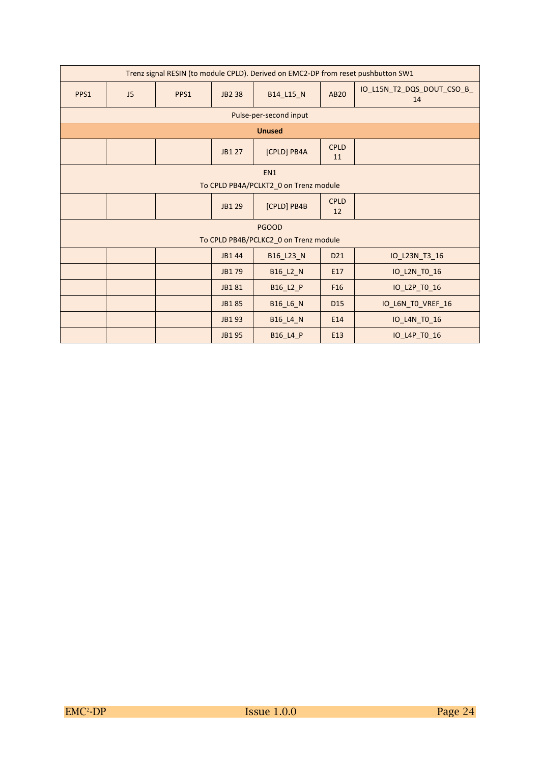| | | | | | | |
|---|---|---|---|---|---|---|
| Trenz signal RESIN (to module CPLD). Derived on EMC2-DP from reset pushbutton SW1 | | | | | | |
| PPS1 | J5 | PPS1 | JB2 38 | B14_L15_N | AB20 | IO_L15N_T2_DQS_DOUT_CSO_B_14 |
| Pulse-per-second input | | | | | | |
| **Unused** | | | | | | |
| | | | JB1 27 | [CPLD] PB4A | CPLD 11 | |
| EN1<br>To CPLD PB4A/PCLKT2_0 on Trenz module | | | | | | |
| | | | JB1 29 | [CPLD] PB4B | CPLD 12 | |
| PGOOD<br>To CPLD PB4B/PCLKC2_0 on Trenz module | | | | | | |
| | | | JB1 44 | B16_L23_N | D21 | IO_L23N_T3_16 |
| | | | JB1 79 | B16_L2_N | E17 | IO_L2N_T0_16 |
| | | | JB1 81 | B16_L2_P | F16 | IO_L2P_T0_16 |
| | | | JB1 85 | B16_L6_N | D15 | IO_L6N_T0_VREF_16 |
| | | | JB1 93 | B16_L4_N | E14 | IO_L4N_T0_16 |
| | | | JB1 95 | B16_L4_P | E13 | IO_L4P_T0_16 |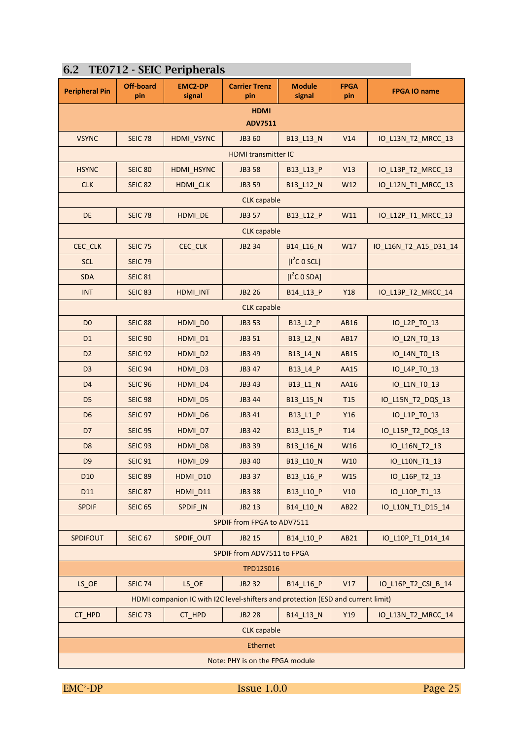## 6.2 TE0712 - SEIC Peripherals

| Peripheral Pin | Off-board pin | EMC2-DP signal | Carrier Trenz pin | Module signal | FPGA pin | FPGA IO name |
|---|---|---|---|---|---|---|
| **HDMI ADV7511** | | | | | | |
| VSYNC | SEIC 78 | HDMI_VSYNC | JB3 60 | B13_L13_N | V14 | IO_L13N_T2_MRCC_13 |
| HDMI transmitter IC | | | | | | |
| HSYNC | SEIC 80 | HDMI_HSYNC | JB3 58 | B13_L13_P | V13 | IO_L13P_T2_MRCC_13 |
| CLK | SEIC 82 | HDMI_CLK | JB3 59 | B13_L12_N | W12 | IO_L12N_T1_MRCC_13 |
| CLK capable | | | | | | |
| DE | SEIC 78 | HDMI_DE | JB3 57 | B13_L12_P | W11 | IO_L12P_T1_MRCC_13 |
| CLK capable | | | | | | |
| CEC_CLK | SEIC 75 | CEC_CLK | JB2 34 | B14_L16_N | W17 | IO_L16N_T2_A15_D31_14 |
| SCL | SEIC 79 | | | [$I^2C$ 0 SCL] | | |
| SDA | SEIC 81 | | | [$I^2C$ 0 SDA] | | |
| INT | SEIC 83 | HDMI_INT | JB2 26 | B14_L13_P | Y18 | IO_L13P_T2_MRCC_14 |
| CLK capable | | | | | | |
| D0 | SEIC 88 | HDMI_D0 | JB3 53 | B13_L2_P | AB16 | IO_L2P_T0_13 |
| D1 | SEIC 90 | HDMI_D1 | JB3 51 | B13_L2_N | AB17 | IO_L2N_T0_13 |
| D2 | SEIC 92 | HDMI_D2 | JB3 49 | B13_L4_N | AB15 | IO_L4N_T0_13 |
| D3 | SEIC 94 | HDMI_D3 | JB3 47 | B13_L4_P | AA15 | IO_L4P_T0_13 |
| D4 | SEIC 96 | HDMI_D4 | JB3 43 | B13_L1_N | AA16 | IO_L1N_T0_13 |
| D5 | SEIC 98 | HDMI_D5 | JB3 44 | B13_L15_N | T15 | IO_L15N_T2_DQS_13 |
| D6 | SEIC 97 | HDMI_D6 | JB3 41 | B13_L1_P | Y16 | IO_L1P_T0_13 |
| D7 | SEIC 95 | HDMI_D7 | JB3 42 | B13_L15_P | T14 | IO_L15P_T2_DQS_13 |
| D8 | SEIC 93 | HDMI_D8 | JB3 39 | B13_L16_N | W16 | IO_L16N_T2_13 |
| D9 | SEIC 91 | HDMI_D9 | JB3 40 | B13_L10_N | W10 | IO_L10N_T1_13 |
| D10 | SEIC 89 | HDMI_D10 | JB3 37 | B13_L16_P | W15 | IO_L16P_T2_13 |
| D11 | SEIC 87 | HDMI_D11 | JB3 38 | B13_L10_P | V10 | IO_L10P_T1_13 |
| SPDIF | SEIC 65 | SPDIF_IN | JB2 13 | B14_L10_N | AB22 | IO_L10N_T1_D15_14 |
| SPDIF from FPGA to ADV7511 | | | | | | |
| SPDIFOUT | SEIC 67 | SPDIF_OUT | JB2 15 | B14_L10_P | AB21 | IO_L10P_T1_D14_14 |
| SPDIF from ADV7511 to FPGA | | | | | | |
| **TPD12S016** | | | | | | |
| LS_OE | SEIC 74 | LS_OE | JB2 32 | B14_L16_P | V17 | IO_L16P_T2_CSI_B_14 |
| HDMI companion IC with I2C level-shifters and protection (ESD and current limit) | | | | | | |
| CT_HPD | SEIC 73 | CT_HPD | JB2 28 | B14_L13_N | Y19 | IO_L13N_T2_MRCC_14 |
| CLK capable | | | | | | |
| **Ethernet** | | | | | | |
| Note: PHY is on the FPGA module | | | | | | |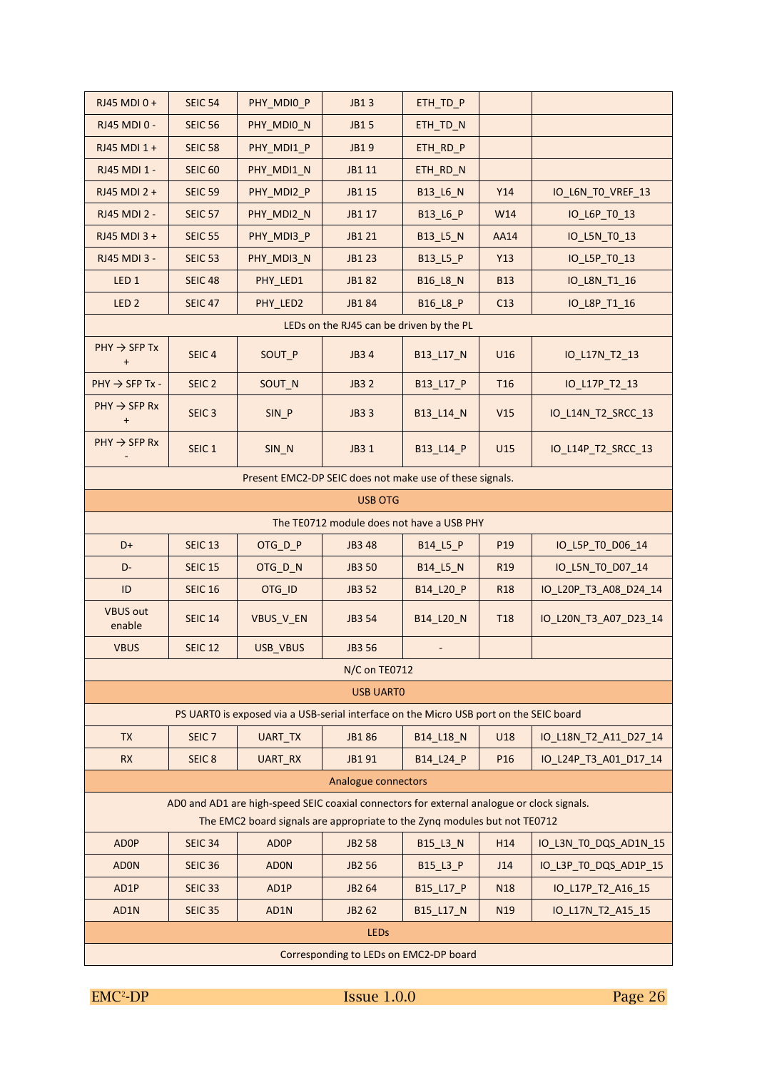| RJ45 MDI 0 + | SEIC 54 | PHY_MDI0_P | JB1 3 | ETH_TD_P | | |
|---|---|---|---|---|---|---|
| RJ45 MDI 0 - | SEIC 56 | PHY_MDI0_N | JB1 5 | ETH_TD_N | | |
| RJ45 MDI 1 + | SEIC 58 | PHY_MDI1_P | JB1 9 | ETH_RD_P | | |
| RJ45 MDI 1 - | SEIC 60 | PHY_MDI1_N | JB1 11 | ETH_RD_N | | |
| RJ45 MDI 2 + | SEIC 59 | PHY_MDI2_P | JB1 15 | B13_L6_N | Y14 | IO_L6N_T0_VREF_13 |
| RJ45 MDI 2 - | SEIC 57 | PHY_MDI2_N | JB1 17 | B13_L6_P | W14 | IO_L6P_T0_13 |
| RJ45 MDI 3 + | SEIC 55 | PHY_MDI3_P | JB1 21 | B13_L5_N | AA14 | IO_L5N_T0_13 |
| RJ45 MDI 3 - | SEIC 53 | PHY_MDI3_N | JB1 23 | B13_L5_P | Y13 | IO_L5P_T0_13 |
| LED 1 | SEIC 48 | PHY_LED1 | JB1 82 | B16_L8_N | B13 | IO_L8N_T1_16 |
| LED 2 | SEIC 47 | PHY_LED2 | JB1 84 | B16_L8_P | C13 | IO_L8P_T1_16 |
| LEDs on the RJ45 can be driven by the PL | | | | | | |
| PHY → SFP Tx + | SEIC 4 | SOUT_P | JB3 4 | B13_L17_N | U16 | IO_L17N_T2_13 |
| PHY → SFP Tx - | SEIC 2 | SOUT_N | JB3 2 | B13_L17_P | T16 | IO_L17P_T2_13 |
| PHY → SFP Rx + | SEIC 3 | SIN_P | JB3 3 | B13_L14_N | V15 | IO_L14N_T2_SRCC_13 |
| PHY → SFP Rx - | SEIC 1 | SIN_N | JB3 1 | B13_L14_P | U15 | IO_L14P_T2_SRCC_13 |
| Present EMC2-DP SEIC does not make use of these signals. | | | | | | |
| **USB OTG** | | | | | | |
| The TE0712 module does not have a USB PHY | | | | | | |
| D+ | SEIC 13 | OTG_D_P | JB3 48 | B14_L5_P | P19 | IO_L5P_T0_D06_14 |
| D- | SEIC 15 | OTG_D_N | JB3 50 | B14_L5_N | R19 | IO_L5N_T0_D07_14 |
| ID | SEIC 16 | OTG_ID | JB3 52 | B14_L20_P | R18 | IO_L20P_T3_A08_D24_14 |
| VBUS out enable | SEIC 14 | VBUS_V_EN | JB3 54 | B14_L20_N | T18 | IO_L20N_T3_A07_D23_14 |
| VBUS | SEIC 12 | USB_VBUS | JB3 56 | - | | |
| N/C on TE0712 | | | | | | |
| **USB UART0** | | | | | | |
| PS UART0 is exposed via a USB-serial interface on the Micro USB port on the SEIC board | | | | | | |
| TX | SEIC 7 | UART_TX | JB1 86 | B14_L18_N | U18 | IO_L18N_T2_A11_D27_14 |
| RX | SEIC 8 | UART_RX | JB1 91 | B14_L24_P | P16 | IO_L24P_T3_A01_D17_14 |
| **Analogue connectors** | | | | | | |
| AD0 and AD1 are high-speed SEIC coaxial connectors for external analogue or clock signals. The EMC2 board signals are appropriate to the Zynq modules but not TE0712 | | | | | | |
| AD0P | SEIC 34 | AD0P | JB2 58 | B15_L3_N | H14 | IO_L3N_T0_DQS_AD1N_15 |
| AD0N | SEIC 36 | AD0N | JB2 56 | B15_L3_P | J14 | IO_L3P_T0_DQS_AD1P_15 |
| AD1P | SEIC 33 | AD1P | JB2 64 | B15_L17_P | N18 | IO_L17P_T2_A16_15 |
| AD1N | SEIC 35 | AD1N | JB2 62 | B15_L17_N | N19 | IO_L17N_T2_A15_15 |
| **LEDs** | | | | | | |
| Corresponding to LEDs on EMC2-DP board | | | | | | |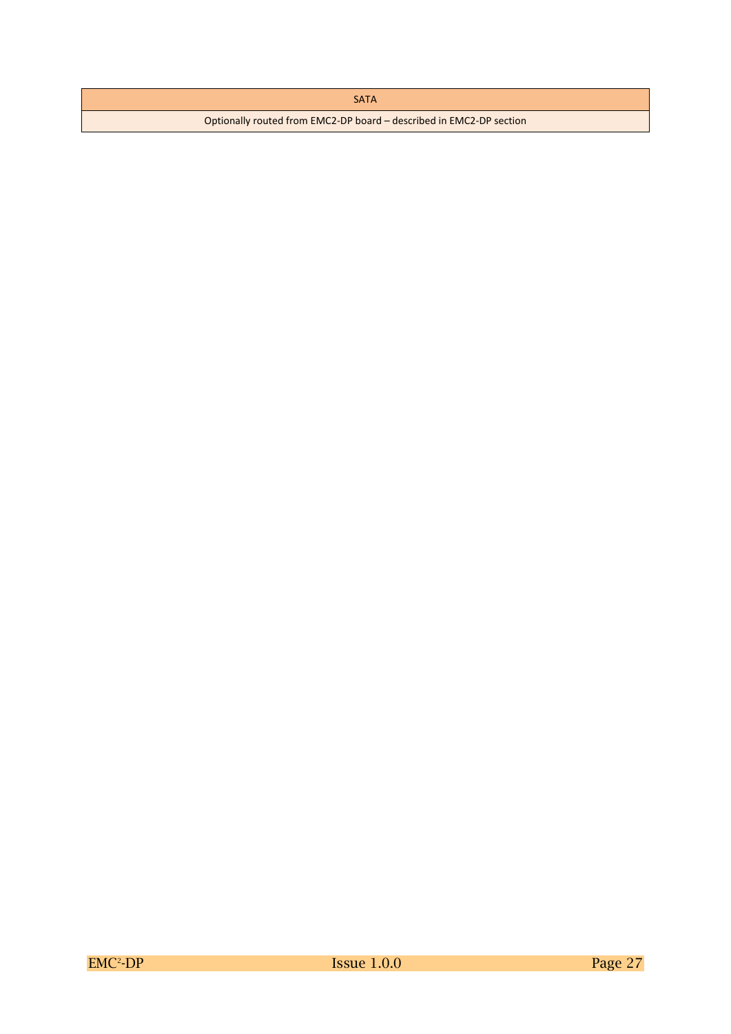| SATA |
| --- |
| Optionally routed from EMC2-DP board – described in EMC2-DP section |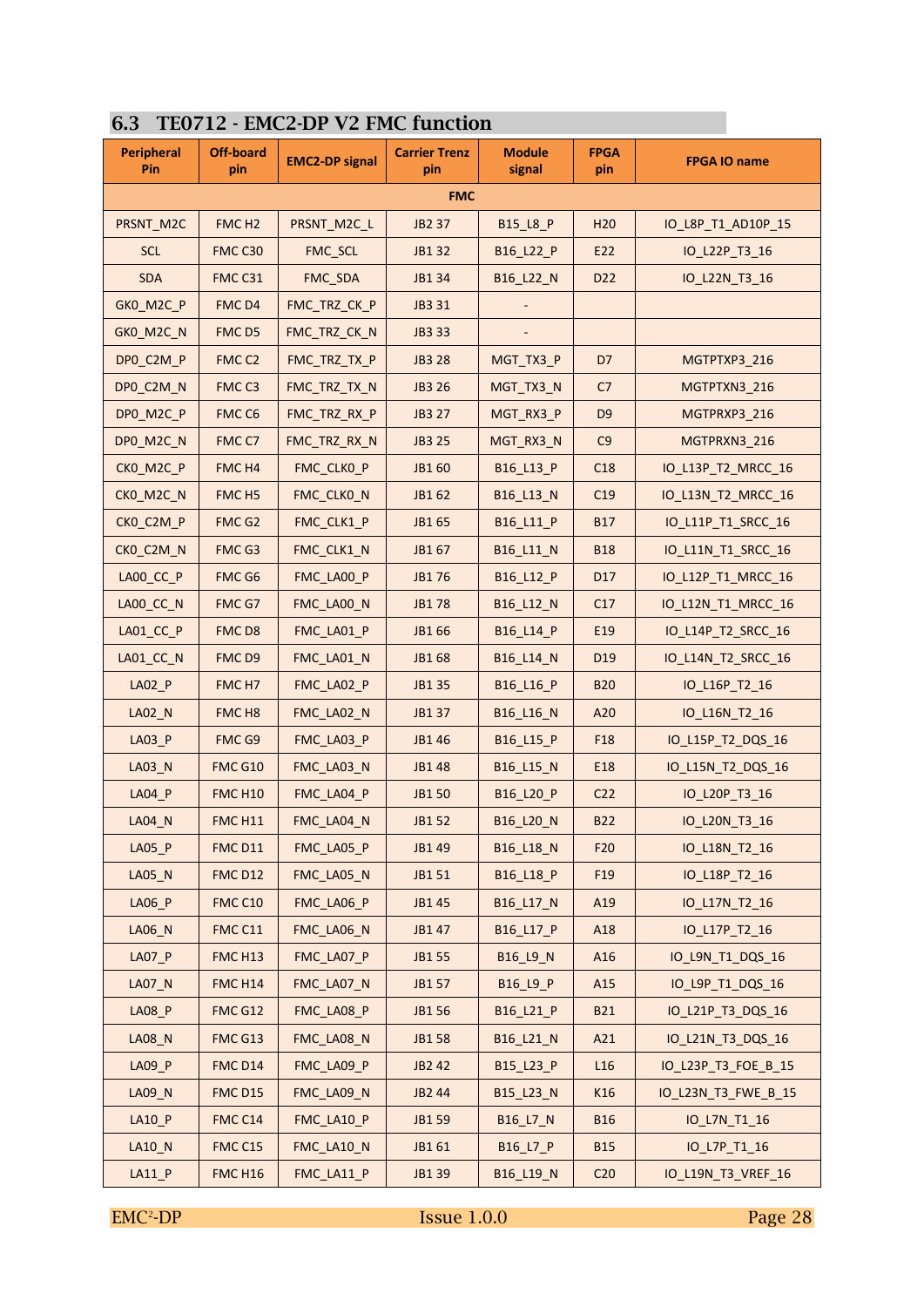## 6.3 TE0712 - EMC2-DP V2 FMC function

| Peripheral Pin | Off-board pin | EMC2-DP signal | Carrier Trenz pin | Module signal | FPGA pin | FPGA IO name |
|---|---|---|---|---|---|---|
| **FMC** | | | | | | |
| PRSNT_M2C | FMC H2 | PRSNT_M2C_L | JB2 37 | B15_L8_P | H20 | IO_L8P_T1_AD10P_15 |
| SCL | FMC C30 | FMC_SCL | JB1 32 | B16_L22_P | E22 | IO_L22P_T3_16 |
| SDA | FMC C31 | FMC_SDA | JB1 34 | B16_L22_N | D22 | IO_L22N_T3_16 |
| GK0_M2C_P | FMC D4 | FMC_TRZ_CK_P | JB3 31 | - | | |
| GK0_M2C_N | FMC D5 | FMC_TRZ_CK_N | JB3 33 | - | | |
| DP0_C2M_P | FMC C2 | FMC_TRZ_TX_P | JB3 28 | MGT_TX3_P | D7 | MGTPTXP3_216 |
| DP0_C2M_N | FMC C3 | FMC_TRZ_TX_N | JB3 26 | MGT_TX3_N | C7 | MGTPTXN3_216 |
| DP0_M2C_P | FMC C6 | FMC_TRZ_RX_P | JB3 27 | MGT_RX3_P | D9 | MGTPRXP3_216 |
| DP0_M2C_N | FMC C7 | FMC_TRZ_RX_N | JB3 25 | MGT_RX3_N | C9 | MGTPRXN3_216 |
| CK0_M2C_P | FMC H4 | FMC_CLK0_P | JB1 60 | B16_L13_P | C18 | IO_L13P_T2_MRCC_16 |
| CK0_M2C_N | FMC H5 | FMC_CLK0_N | JB1 62 | B16_L13_N | C19 | IO_L13N_T2_MRCC_16 |
| CK0_C2M_P | FMC G2 | FMC_CLK1_P | JB1 65 | B16_L11_P | B17 | IO_L11P_T1_SRCC_16 |
| CK0_C2M_N | FMC G3 | FMC_CLK1_N | JB1 67 | B16_L11_N | B18 | IO_L11N_T1_SRCC_16 |
| LA00_CC_P | FMC G6 | FMC_LA00_P | JB1 76 | B16_L12_P | D17 | IO_L12P_T1_MRCC_16 |
| LA00_CC_N | FMC G7 | FMC_LA00_N | JB1 78 | B16_L12_N | C17 | IO_L12N_T1_MRCC_16 |
| LA01_CC_P | FMC D8 | FMC_LA01_P | JB1 66 | B16_L14_P | E19 | IO_L14P_T2_SRCC_16 |
| LA01_CC_N | FMC D9 | FMC_LA01_N | JB1 68 | B16_L14_N | D19 | IO_L14N_T2_SRCC_16 |
| LA02_P | FMC H7 | FMC_LA02_P | JB1 35 | B16_L16_P | B20 | IO_L16P_T2_16 |
| LA02_N | FMC H8 | FMC_LA02_N | JB1 37 | B16_L16_N | A20 | IO_L16N_T2_16 |
| LA03_P | FMC G9 | FMC_LA03_P | JB1 46 | B16_L15_P | F18 | IO_L15P_T2_DQS_16 |
| LA03_N | FMC G10 | FMC_LA03_N | JB1 48 | B16_L15_N | E18 | IO_L15N_T2_DQS_16 |
| LA04_P | FMC H10 | FMC_LA04_P | JB1 50 | B16_L20_P | C22 | IO_L20P_T3_16 |
| LA04_N | FMC H11 | FMC_LA04_N | JB1 52 | B16_L20_N | B22 | IO_L20N_T3_16 |
| LA05_P | FMC D11 | FMC_LA05_P | JB1 49 | B16_L18_N | F20 | IO_L18N_T2_16 |
| LA05_N | FMC D12 | FMC_LA05_N | JB1 51 | B16_L18_P | F19 | IO_L18P_T2_16 |
| LA06_P | FMC C10 | FMC_LA06_P | JB1 45 | B16_L17_N | A19 | IO_L17N_T2_16 |
| LA06_N | FMC C11 | FMC_LA06_N | JB1 47 | B16_L17_P | A18 | IO_L17P_T2_16 |
| LA07_P | FMC H13 | FMC_LA07_P | JB1 55 | B16_L9_N | A16 | IO_L9N_T1_DQS_16 |
| LA07_N | FMC H14 | FMC_LA07_N | JB1 57 | B16_L9_P | A15 | IO_L9P_T1_DQS_16 |
| LA08_P | FMC G12 | FMC_LA08_P | JB1 56 | B16_L21_P | B21 | IO_L21P_T3_DQS_16 |
| LA08_N | FMC G13 | FMC_LA08_N | JB1 58 | B16_L21_N | A21 | IO_L21N_T3_DQS_16 |
| LA09_P | FMC D14 | FMC_LA09_P | JB2 42 | B15_L23_P | L16 | IO_L23P_T3_FOE_B_15 |
| LA09_N | FMC D15 | FMC_LA09_N | JB2 44 | B15_L23_N | K16 | IO_L23N_T3_FWE_B_15 |
| LA10_P | FMC C14 | FMC_LA10_P | JB1 59 | B16_L7_N | B16 | IO_L7N_T1_16 |
| LA10_N | FMC C15 | FMC_LA10_N | JB1 61 | B16_L7_P | B15 | IO_L7P_T1_16 |
| LA11_P | FMC H16 | FMC_LA11_P | JB1 39 | B16_L19_N | C20 | IO_L19N_T3_VREF_16 |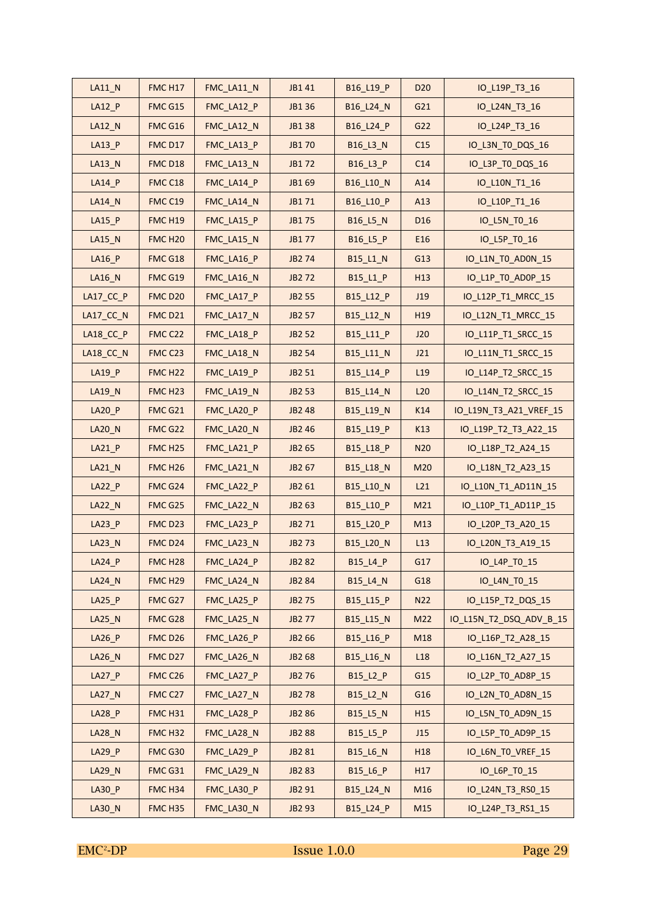| LA11_N | FMC H17 | FMC_LA11_N | JB1 41 | B16_L19_P | D20 | IO_L19P_T3_16 |
|---|---|---|---|---|---|---|
| LA12_P | FMC G15 | FMC_LA12_P | JB1 36 | B16_L24_N | G21 | IO_L24N_T3_16 |
| LA12_N | FMC G16 | FMC_LA12_N | JB1 38 | B16_L24_P | G22 | IO_L24P_T3_16 |
| LA13_P | FMC D17 | FMC_LA13_P | JB1 70 | B16_L3_N | C15 | IO_L3N_T0_DQS_16 |
| LA13_N | FMC D18 | FMC_LA13_N | JB1 72 | B16_L3_P | C14 | IO_L3P_T0_DQS_16 |
| LA14_P | FMC C18 | FMC_LA14_P | JB1 69 | B16_L10_N | A14 | IO_L10N_T1_16 |
| LA14_N | FMC C19 | FMC_LA14_N | JB1 71 | B16_L10_P | A13 | IO_L10P_T1_16 |
| LA15_P | FMC H19 | FMC_LA15_P | JB1 75 | B16_L5_N | D16 | IO_L5N_T0_16 |
| LA15_N | FMC H20 | FMC_LA15_N | JB1 77 | B16_L5_P | E16 | IO_L5P_T0_16 |
| LA16_P | FMC G18 | FMC_LA16_P | JB2 74 | B15_L1_N | G13 | IO_L1N_T0_AD0N_15 |
| LA16_N | FMC G19 | FMC_LA16_N | JB2 72 | B15_L1_P | H13 | IO_L1P_T0_AD0P_15 |
| LA17_CC_P | FMC D20 | FMC_LA17_P | JB2 55 | B15_L12_P | J19 | IO_L12P_T1_MRCC_15 |
| LA17_CC_N | FMC D21 | FMC_LA17_N | JB2 57 | B15_L12_N | H19 | IO_L12N_T1_MRCC_15 |
| LA18_CC_P | FMC C22 | FMC_LA18_P | JB2 52 | B15_L11_P | J20 | IO_L11P_T1_SRCC_15 |
| LA18_CC_N | FMC C23 | FMC_LA18_N | JB2 54 | B15_L11_N | J21 | IO_L11N_T1_SRCC_15 |
| LA19_P | FMC H22 | FMC_LA19_P | JB2 51 | B15_L14_P | L19 | IO_L14P_T2_SRCC_15 |
| LA19_N | FMC H23 | FMC_LA19_N | JB2 53 | B15_L14_N | L20 | IO_L14N_T2_SRCC_15 |
| LA20_P | FMC G21 | FMC_LA20_P | JB2 48 | B15_L19_N | K14 | IO_L19N_T3_A21_VREF_15 |
| LA20_N | FMC G22 | FMC_LA20_N | JB2 46 | B15_L19_P | K13 | IO_L19P_T2_T3_A22_15 |
| LA21_P | FMC H25 | FMC_LA21_P | JB2 65 | B15_L18_P | N20 | IO_L18P_T2_A24_15 |
| LA21_N | FMC H26 | FMC_LA21_N | JB2 67 | B15_L18_N | M20 | IO_L18N_T2_A23_15 |
| LA22_P | FMC G24 | FMC_LA22_P | JB2 61 | B15_L10_N | L21 | IO_L10N_T1_AD11N_15 |
| LA22_N | FMC G25 | FMC_LA22_N | JB2 63 | B15_L10_P | M21 | IO_L10P_T1_AD11P_15 |
| LA23_P | FMC D23 | FMC_LA23_P | JB2 71 | B15_L20_P | M13 | IO_L20P_T3_A20_15 |
| LA23_N | FMC D24 | FMC_LA23_N | JB2 73 | B15_L20_N | L13 | IO_L20N_T3_A19_15 |
| LA24_P | FMC H28 | FMC_LA24_P | JB2 82 | B15_L4_P | G17 | IO_L4P_T0_15 |
| LA24_N | FMC H29 | FMC_LA24_N | JB2 84 | B15_L4_N | G18 | IO_L4N_T0_15 |
| LA25_P | FMC G27 | FMC_LA25_P | JB2 75 | B15_L15_P | N22 | IO_L15P_T2_DQS_15 |
| LA25_N | FMC G28 | FMC_LA25_N | JB2 77 | B15_L15_N | M22 | IO_L15N_T2_DSQ_ADV_B_15 |
| LA26_P | FMC D26 | FMC_LA26_P | JB2 66 | B15_L16_P | M18 | IO_L16P_T2_A28_15 |
| LA26_N | FMC D27 | FMC_LA26_N | JB2 68 | B15_L16_N | L18 | IO_L16N_T2_A27_15 |
| LA27_P | FMC C26 | FMC_LA27_P | JB2 76 | B15_L2_P | G15 | IO_L2P_T0_AD8P_15 |
| LA27_N | FMC C27 | FMC_LA27_N | JB2 78 | B15_L2_N | G16 | IO_L2N_T0_AD8N_15 |
| LA28_P | FMC H31 | FMC_LA28_P | JB2 86 | B15_L5_N | H15 | IO_L5N_T0_AD9N_15 |
| LA28_N | FMC H32 | FMC_LA28_N | JB2 88 | B15_L5_P | J15 | IO_L5P_T0_AD9P_15 |
| LA29_P | FMC G30 | FMC_LA29_P | JB2 81 | B15_L6_N | H18 | IO_L6N_T0_VREF_15 |
| LA29_N | FMC G31 | FMC_LA29_N | JB2 83 | B15_L6_P | H17 | IO_L6P_T0_15 |
| LA30_P | FMC H34 | FMC_LA30_P | JB2 91 | B15_L24_N | M16 | IO_L24N_T3_RS0_15 |
| LA30_N | FMC H35 | FMC_LA30_N | JB2 93 | B15_L24_P | M15 | IO_L24P_T3_RS1_15 |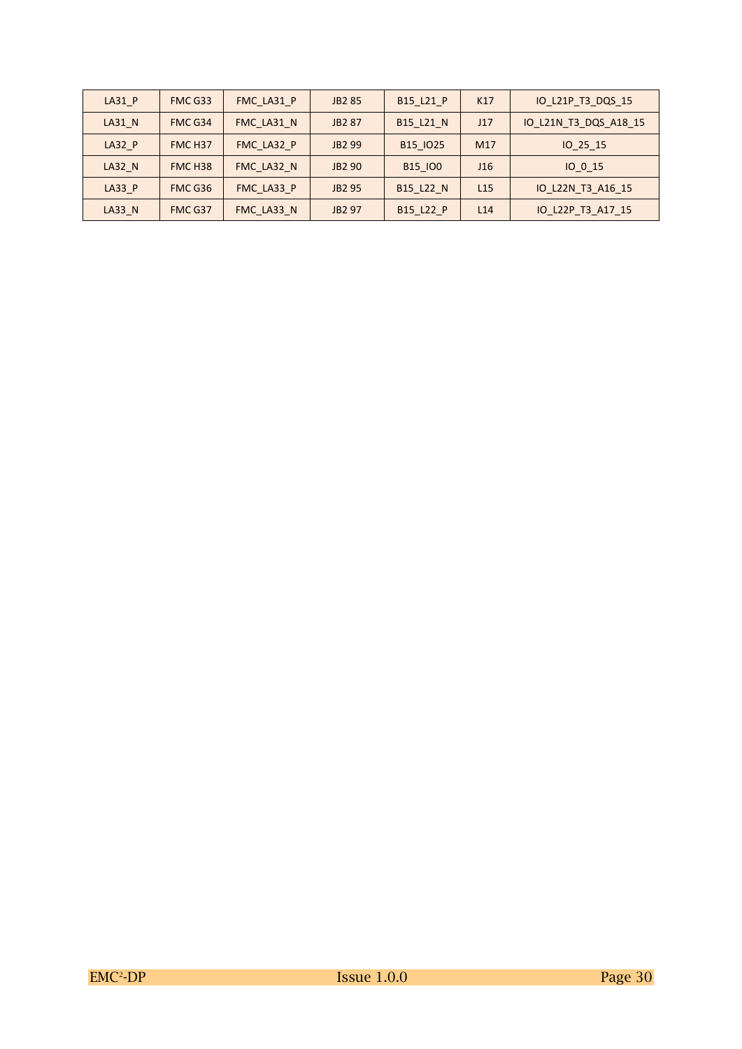| LA31_P | FMC G33 | FMC_LA31_P | JB2 85 | B15_L21_P | K17 | IO_L21P_T3_DQS_15 |
|---|---|---|---|---|---|---|
| LA31_N | FMC G34 | FMC_LA31_N | JB2 87 | B15_L21_N | J17 | IO_L21N_T3_DQS_A18_15 |
| LA32_P | FMC H37 | FMC_LA32_P | JB2 99 | B15_IO25 | M17 | IO_25_15 |
| LA32_N | FMC H38 | FMC_LA32_N | JB2 90 | B15_IO0 | J16 | IO_0_15 |
| LA33_P | FMC G36 | FMC_LA33_P | JB2 95 | B15_L22_N | L15 | IO_L22N_T3_A16_15 |
| LA33_N | FMC G37 | FMC_LA33_N | JB2 97 | B15_L22_P | L14 | IO_L22P_T3_A17_15 |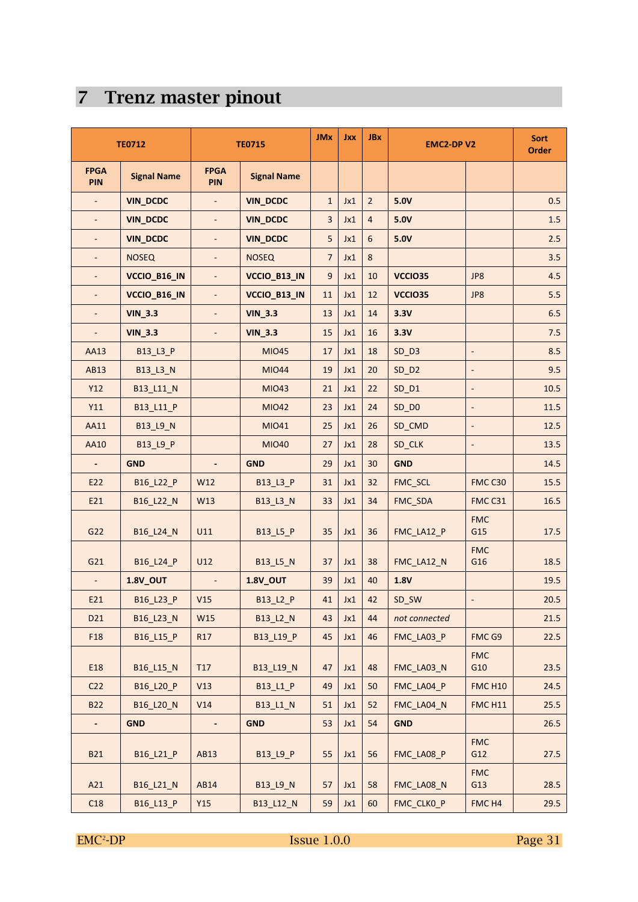# 7 Trenz master pinout

| TE0712 | | TE0715 | | JMx | Jxx | JBx | EMC2-DP V2 | | Sort Order |
|---|---|---|---|---|---|---|---|---|---|
| FPGA PIN | Signal Name | FPGA PIN | Signal Name | | | | | | |
| - | **VIN_DCDC** | - | **VIN_DCDC** | 1 | Jx1 | 2 | **5.0V** | | 0.5 |
| - | **VIN_DCDC** | - | **VIN_DCDC** | 3 | Jx1 | 4 | **5.0V** | | 1.5 |
| - | **VIN_DCDC** | - | **VIN_DCDC** | 5 | Jx1 | 6 | **5.0V** | | 2.5 |
| - | NOSEQ | - | NOSEQ | 7 | Jx1 | 8 | | | 3.5 |
| - | **VCCIO_B16_IN** | - | **VCCIO_B13_IN** | 9 | Jx1 | 10 | **VCCIO35** | JP8 | 4.5 |
| - | **VCCIO_B16_IN** | - | **VCCIO_B13_IN** | 11 | Jx1 | 12 | **VCCIO35** | JP8 | 5.5 |
| - | **VIN_3.3** | - | **VIN_3.3** | 13 | Jx1 | 14 | **3.3V** | | 6.5 |
| - | **VIN_3.3** | - | **VIN_3.3** | 15 | Jx1 | 16 | **3.3V** | | 7.5 |
| AA13 | B13_L3_P | | MIO45 | 17 | Jx1 | 18 | SD_D3 | - | 8.5 |
| AB13 | B13_L3_N | | MIO44 | 19 | Jx1 | 20 | SD_D2 | - | 9.5 |
| Y12 | B13_L11_N | | MIO43 | 21 | Jx1 | 22 | SD_D1 | - | 10.5 |
| Y11 | B13_L11_P | | MIO42 | 23 | Jx1 | 24 | SD_D0 | - | 11.5 |
| AA11 | B13_L9_N | | MIO41 | 25 | Jx1 | 26 | SD_CMD | - | 12.5 |
| AA10 | B13_L9_P | | MIO40 | 27 | Jx1 | 28 | SD_CLK | - | 13.5 |
| **-** | **GND** | **-** | **GND** | 29 | Jx1 | 30 | **GND** | | 14.5 |
| E22 | B16_L22_P | W12 | B13_L3_P | 31 | Jx1 | 32 | FMC_SCL | FMC C30 | 15.5 |
| E21 | B16_L22_N | W13 | B13_L3_N | 33 | Jx1 | 34 | FMC_SDA | FMC C31 | 16.5 |
| G22 | B16_L24_N | U11 | B13_L5_P | 35 | Jx1 | 36 | FMC_LA12_P | FMC G15 | 17.5 |
| G21 | B16_L24_P | U12 | B13_L5_N | 37 | Jx1 | 38 | FMC_LA12_N | FMC G16 | 18.5 |
| - | **1.8V_OUT** | - | **1.8V_OUT** | 39 | Jx1 | 40 | **1.8V** | | 19.5 |
| E21 | B16_L23_P | V15 | B13_L2_P | 41 | Jx1 | 42 | SD_SW | - | 20.5 |
| D21 | B16_L23_N | W15 | B13_L2_N | 43 | Jx1 | 44 | *not connected* | | 21.5 |
| F18 | B16_L15_P | R17 | B13_L19_P | 45 | Jx1 | 46 | FMC_LA03_P | FMC G9 | 22.5 |
| E18 | B16_L15_N | T17 | B13_L19_N | 47 | Jx1 | 48 | FMC_LA03_N | FMC G10 | 23.5 |
| C22 | B16_L20_P | V13 | B13_L1_P | 49 | Jx1 | 50 | FMC_LA04_P | FMC H10 | 24.5 |
| B22 | B16_L20_N | V14 | B13_L1_N | 51 | Jx1 | 52 | FMC_LA04_N | FMC H11 | 25.5 |
| **-** | **GND** | **-** | **GND** | 53 | Jx1 | 54 | **GND** | | 26.5 |
| B21 | B16_L21_P | AB13 | B13_L9_P | 55 | Jx1 | 56 | FMC_LA08_P | FMC G12 | 27.5 |
| A21 | B16_L21_N | AB14 | B13_L9_N | 57 | Jx1 | 58 | FMC_LA08_N | FMC G13 | 28.5 |
| C18 | B16_L13_P | Y15 | B13_L12_N | 59 | Jx1 | 60 | FMC_CLK0_P | FMC H4 | 29.5 |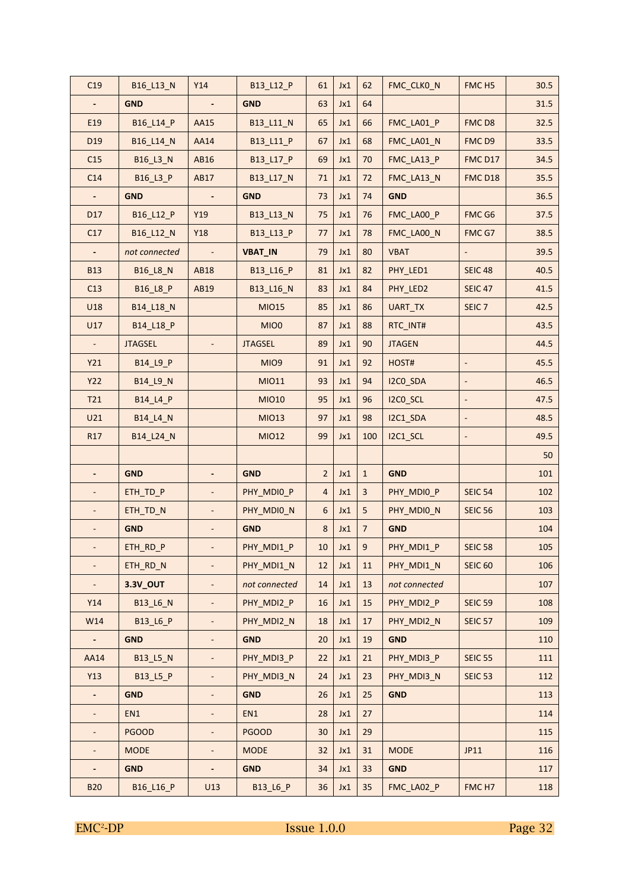| C19 | B16_L13_N | Y14 | B13_L12_P | 61 | Jx1 | 62 | FMC_CLK0_N | FMC H5 | 30.5 |
|---|---|---|---|---|---|---|---|---|---|
| - | **GND** | - | **GND** | 63 | Jx1 | 64 | | | 31.5 |
| E19 | B16_L14_P | AA15 | B13_L11_N | 65 | Jx1 | 66 | FMC_LA01_P | FMC D8 | 32.5 |
| D19 | B16_L14_N | AA14 | B13_L11_P | 67 | Jx1 | 68 | FMC_LA01_N | FMC D9 | 33.5 |
| C15 | B16_L3_N | AB16 | B13_L17_P | 69 | Jx1 | 70 | FMC_LA13_P | FMC D17 | 34.5 |
| C14 | B16_L3_P | AB17 | B13_L17_N | 71 | Jx1 | 72 | FMC_LA13_N | FMC D18 | 35.5 |
| - | **GND** | - | **GND** | 73 | Jx1 | 74 | **GND** | | 36.5 |
| D17 | B16_L12_P | Y19 | B13_L13_N | 75 | Jx1 | 76 | FMC_LA00_P | FMC G6 | 37.5 |
| C17 | B16_L12_N | Y18 | B13_L13_P | 77 | Jx1 | 78 | FMC_LA00_N | FMC G7 | 38.5 |
| - | *not connected* | - | **VBAT_IN** | 79 | Jx1 | 80 | VBAT | - | 39.5 |
| B13 | B16_L8_N | AB18 | B13_L16_P | 81 | Jx1 | 82 | PHY_LED1 | SEIC 48 | 40.5 |
| C13 | B16_L8_P | AB19 | B13_L16_N | 83 | Jx1 | 84 | PHY_LED2 | SEIC 47 | 41.5 |
| U18 | B14_L18_N | | MIO15 | 85 | Jx1 | 86 | UART_TX | SEIC 7 | 42.5 |
| U17 | B14_L18_P | | MIO0 | 87 | Jx1 | 88 | RTC_INT# | | 43.5 |
| - | JTAGSEL | - | JTAGSEL | 89 | Jx1 | 90 | JTAGEN | | 44.5 |
| Y21 | B14_L9_P | | MIO9 | 91 | Jx1 | 92 | HOST# | - | 45.5 |
| Y22 | B14_L9_N | | MIO11 | 93 | Jx1 | 94 | I2C0_SDA | - | 46.5 |
| T21 | B14_L4_P | | MIO10 | 95 | Jx1 | 96 | I2C0_SCL | - | 47.5 |
| U21 | B14_L4_N | | MIO13 | 97 | Jx1 | 98 | I2C1_SDA | - | 48.5 |
| R17 | B14_L24_N | | MIO12 | 99 | Jx1 | 100 | I2C1_SCL | - | 49.5 |
| | | | | | | | | | 50 |
| - | **GND** | - | **GND** | 2 | Jx1 | 1 | **GND** | | 101 |
| - | ETH_TD_P | - | PHY_MDI0_P | 4 | Jx1 | 3 | PHY_MDI0_P | SEIC 54 | 102 |
| - | ETH_TD_N | - | PHY_MDI0_N | 6 | Jx1 | 5 | PHY_MDI0_N | SEIC 56 | 103 |
| - | **GND** | - | **GND** | 8 | Jx1 | 7 | **GND** | | 104 |
| - | ETH_RD_P | - | PHY_MDI1_P | 10 | Jx1 | 9 | PHY_MDI1_P | SEIC 58 | 105 |
| - | ETH_RD_N | - | PHY_MDI1_N | 12 | Jx1 | 11 | PHY_MDI1_N | SEIC 60 | 106 |
| - | **3.3V_OUT** | - | *not connected* | 14 | Jx1 | 13 | *not connected* | | 107 |
| Y14 | B13_L6_N | - | PHY_MDI2_P | 16 | Jx1 | 15 | PHY_MDI2_P | SEIC 59 | 108 |
| W14 | B13_L6_P | - | PHY_MDI2_N | 18 | Jx1 | 17 | PHY_MDI2_N | SEIC 57 | 109 |
| - | **GND** | - | **GND** | 20 | Jx1 | 19 | **GND** | | 110 |
| AA14 | B13_L5_N | - | PHY_MDI3_P | 22 | Jx1 | 21 | PHY_MDI3_P | SEIC 55 | 111 |
| Y13 | B13_L5_P | - | PHY_MDI3_N | 24 | Jx1 | 23 | PHY_MDI3_N | SEIC 53 | 112 |
| - | **GND** | - | **GND** | 26 | Jx1 | 25 | **GND** | | 113 |
| - | EN1 | - | EN1 | 28 | Jx1 | 27 | | | 114 |
| - | PGOOD | - | PGOOD | 30 | Jx1 | 29 | | | 115 |
| - | MODE | - | MODE | 32 | Jx1 | 31 | MODE | JP11 | 116 |
| - | **GND** | - | **GND** | 34 | Jx1 | 33 | **GND** | | 117 |
| B20 | B16_L16_P | U13 | B13_L6_P | 36 | Jx1 | 35 | FMC_LA02_P | FMC H7 | 118 |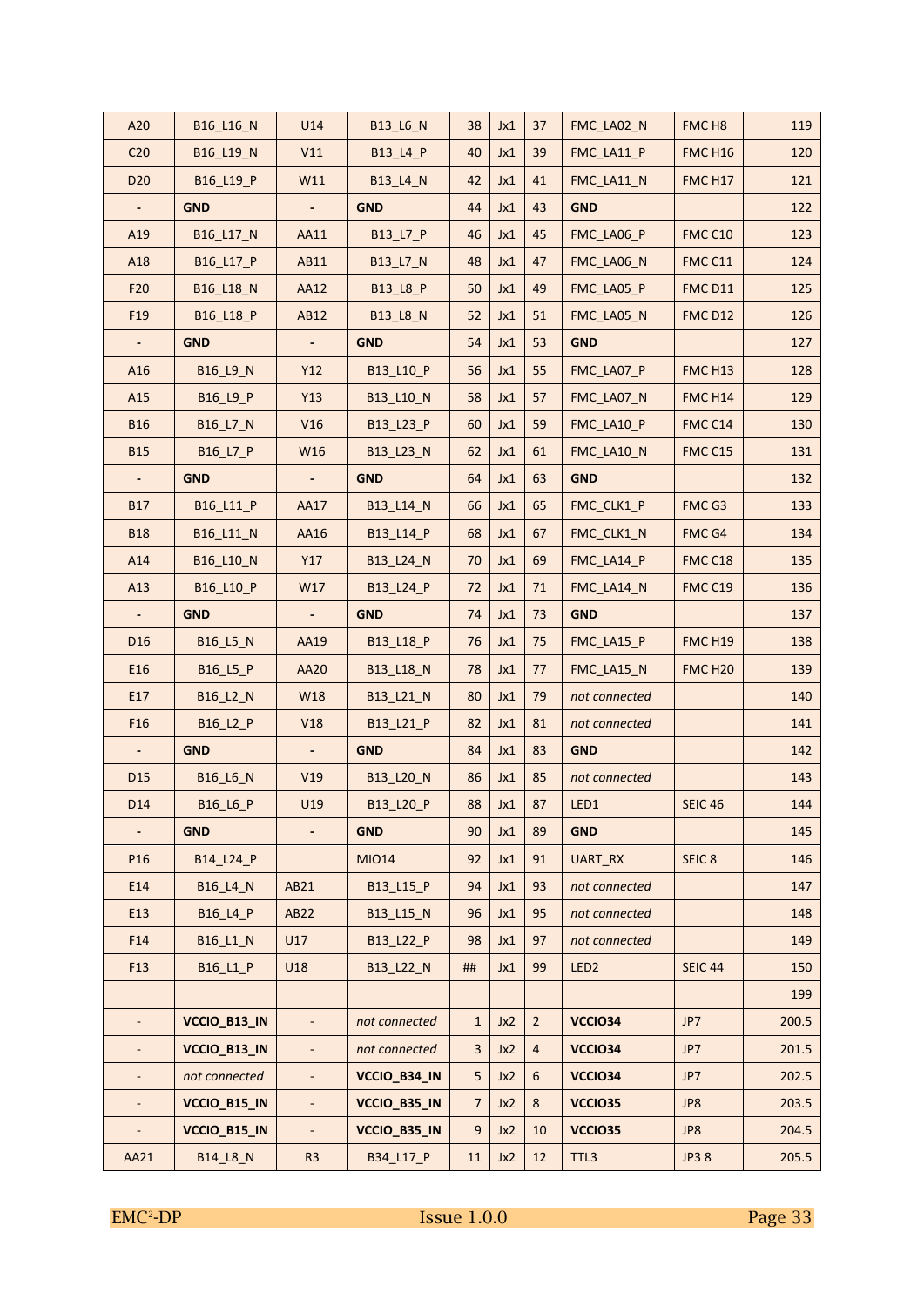| | | | | | | | | | |
|---|---|---|---|---|---|---|---|---|---|
| A20 | B16_L16_N | U14 | B13_L6_N | 38 | Jx1 | 37 | FMC_LA02_N | FMC H8 | 119 |
| C20 | B16_L19_N | V11 | B13_L4_P | 40 | Jx1 | 39 | FMC_LA11_P | FMC H16 | 120 |
| D20 | B16_L19_P | W11 | B13_L4_N | 42 | Jx1 | 41 | FMC_LA11_N | FMC H17 | 121 |
| - | **GND** | - | **GND** | 44 | Jx1 | 43 | **GND** | | 122 |
| A19 | B16_L17_N | AA11 | B13_L7_P | 46 | Jx1 | 45 | FMC_LA06_P | FMC C10 | 123 |
| A18 | B16_L17_P | AB11 | B13_L7_N | 48 | Jx1 | 47 | FMC_LA06_N | FMC C11 | 124 |
| F20 | B16_L18_N | AA12 | B13_L8_P | 50 | Jx1 | 49 | FMC_LA05_P | FMC D11 | 125 |
| F19 | B16_L18_P | AB12 | B13_L8_N | 52 | Jx1 | 51 | FMC_LA05_N | FMC D12 | 126 |
| - | **GND** | - | **GND** | 54 | Jx1 | 53 | **GND** | | 127 |
| A16 | B16_L9_N | Y12 | B13_L10_P | 56 | Jx1 | 55 | FMC_LA07_P | FMC H13 | 128 |
| A15 | B16_L9_P | Y13 | B13_L10_N | 58 | Jx1 | 57 | FMC_LA07_N | FMC H14 | 129 |
| B16 | B16_L7_N | V16 | B13_L23_P | 60 | Jx1 | 59 | FMC_LA10_P | FMC C14 | 130 |
| B15 | B16_L7_P | W16 | B13_L23_N | 62 | Jx1 | 61 | FMC_LA10_N | FMC C15 | 131 |
| - | **GND** | - | **GND** | 64 | Jx1 | 63 | **GND** | | 132 |
| B17 | B16_L11_P | AA17 | B13_L14_N | 66 | Jx1 | 65 | FMC_CLK1_P | FMC G3 | 133 |
| B18 | B16_L11_N | AA16 | B13_L14_P | 68 | Jx1 | 67 | FMC_CLK1_N | FMC G4 | 134 |
| A14 | B16_L10_N | Y17 | B13_L24_N | 70 | Jx1 | 69 | FMC_LA14_P | FMC C18 | 135 |
| A13 | B16_L10_P | W17 | B13_L24_P | 72 | Jx1 | 71 | FMC_LA14_N | FMC C19 | 136 |
| - | **GND** | - | **GND** | 74 | Jx1 | 73 | **GND** | | 137 |
| D16 | B16_L5_N | AA19 | B13_L18_P | 76 | Jx1 | 75 | FMC_LA15_P | FMC H19 | 138 |
| E16 | B16_L5_P | AA20 | B13_L18_N | 78 | Jx1 | 77 | FMC_LA15_N | FMC H20 | 139 |
| E17 | B16_L2_N | W18 | B13_L21_N | 80 | Jx1 | 79 | *not connected* | | 140 |
| F16 | B16_L2_P | V18 | B13_L21_P | 82 | Jx1 | 81 | *not connected* | | 141 |
| - | **GND** | - | **GND** | 84 | Jx1 | 83 | **GND** | | 142 |
| D15 | B16_L6_N | V19 | B13_L20_N | 86 | Jx1 | 85 | *not connected* | | 143 |
| D14 | B16_L6_P | U19 | B13_L20_P | 88 | Jx1 | 87 | LED1 | SEIC 46 | 144 |
| - | **GND** | - | **GND** | 90 | Jx1 | 89 | **GND** | | 145 |
| P16 | B14_L24_P | | MIO14 | 92 | Jx1 | 91 | UART_RX | SEIC 8 | 146 |
| E14 | B16_L4_N | AB21 | B13_L15_P | 94 | Jx1 | 93 | *not connected* | | 147 |
| E13 | B16_L4_P | AB22 | B13_L15_N | 96 | Jx1 | 95 | *not connected* | | 148 |
| F14 | B16_L1_N | U17 | B13_L22_P | 98 | Jx1 | 97 | *not connected* | | 149 |
| F13 | B16_L1_P | U18 | B13_L22_N | ## | Jx1 | 99 | LED2 | SEIC 44 | 150 |
| | | | | | | | | | 199 |
| - | **VCCIO_B13_IN** | - | *not connected* | 1 | Jx2 | 2 | **VCCIO34** | JP7 | 200.5 |
| - | **VCCIO_B13_IN** | - | *not connected* | 3 | Jx2 | 4 | **VCCIO34** | JP7 | 201.5 |
| - | *not connected* | - | **VCCIO_B34_IN** | 5 | Jx2 | 6 | **VCCIO34** | JP7 | 202.5 |
| - | **VCCIO_B15_IN** | - | **VCCIO_B35_IN** | 7 | Jx2 | 8 | **VCCIO35** | JP8 | 203.5 |
| - | **VCCIO_B15_IN** | - | **VCCIO_B35_IN** | 9 | Jx2 | 10 | **VCCIO35** | JP8 | 204.5 |
| AA21 | B14_L8_N | R3 | B34_L17_P | 11 | Jx2 | 12 | TTL3 | JP3 8 | 205.5 |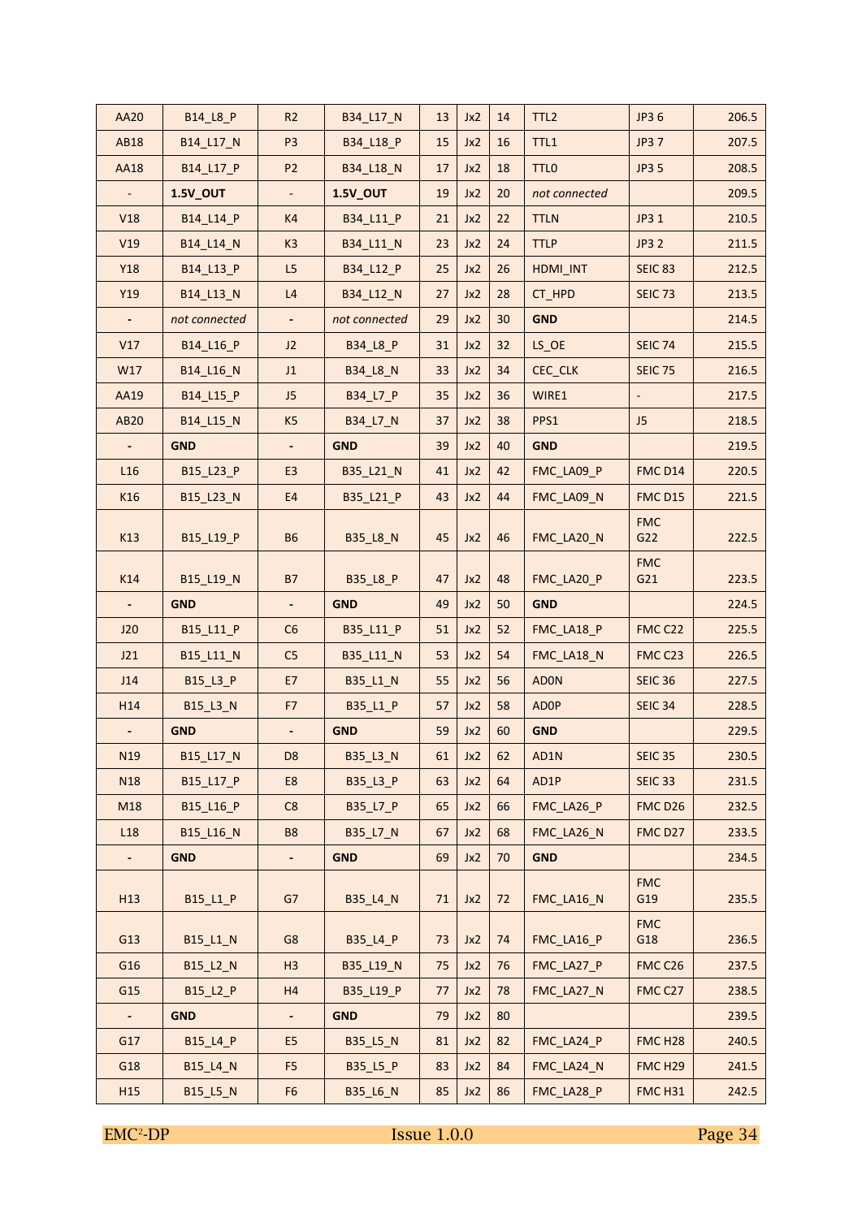| AA20 | B14_L8_P | R2 | B34_L17_N | 13 | Jx2 | 14 | TTL2 | JP3 6 | 206.5 |
|---|---|---|---|---|---|---|---|---|---|
| AB18 | B14_L17_N | P3 | B34_L18_P | 15 | Jx2 | 16 | TTL1 | JP3 7 | 207.5 |
| AA18 | B14_L17_P | P2 | B34_L18_N | 17 | Jx2 | 18 | TTL0 | JP3 5 | 208.5 |
| - | **1.5V_OUT** | - | **1.5V_OUT** | 19 | Jx2 | 20 | *not connected* | | 209.5 |
| V18 | B14_L14_P | K4 | B34_L11_P | 21 | Jx2 | 22 | TTLN | JP3 1 | 210.5 |
| V19 | B14_L14_N | K3 | B34_L11_N | 23 | Jx2 | 24 | TTLP | JP3 2 | 211.5 |
| Y18 | B14_L13_P | L5 | B34_L12_P | 25 | Jx2 | 26 | HDMI_INT | SEIC 83 | 212.5 |
| Y19 | B14_L13_N | L4 | B34_L12_N | 27 | Jx2 | 28 | CT_HPD | SEIC 73 | 213.5 |
| - | *not connected* | - | *not connected* | 29 | Jx2 | 30 | **GND** | | 214.5 |
| V17 | B14_L16_P | J2 | B34_L8_P | 31 | Jx2 | 32 | LS_OE | SEIC 74 | 215.5 |
| W17 | B14_L16_N | J1 | B34_L8_N | 33 | Jx2 | 34 | CEC_CLK | SEIC 75 | 216.5 |
| AA19 | B14_L15_P | J5 | B34_L7_P | 35 | Jx2 | 36 | WIRE1 | - | 217.5 |
| AB20 | B14_L15_N | K5 | B34_L7_N | 37 | Jx2 | 38 | PPS1 | J5 | 218.5 |
| - | **GND** | - | **GND** | 39 | Jx2 | 40 | **GND** | | 219.5 |
| L16 | B15_L23_P | E3 | B35_L21_N | 41 | Jx2 | 42 | FMC_LA09_P | FMC D14 | 220.5 |
| K16 | B15_L23_N | E4 | B35_L21_P | 43 | Jx2 | 44 | FMC_LA09_N | FMC D15 | 221.5 |
| K13 | B15_L19_P | B6 | B35_L8_N | 45 | Jx2 | 46 | FMC_LA20_N | FMC G22 | 222.5 |
| K14 | B15_L19_N | B7 | B35_L8_P | 47 | Jx2 | 48 | FMC_LA20_P | FMC G21 | 223.5 |
| - | **GND** | - | **GND** | 49 | Jx2 | 50 | **GND** | | 224.5 |
| J20 | B15_L11_P | C6 | B35_L11_P | 51 | Jx2 | 52 | FMC_LA18_P | FMC C22 | 225.5 |
| J21 | B15_L11_N | C5 | B35_L11_N | 53 | Jx2 | 54 | FMC_LA18_N | FMC C23 | 226.5 |
| J14 | B15_L3_P | E7 | B35_L1_N | 55 | Jx2 | 56 | AD0N | SEIC 36 | 227.5 |
| H14 | B15_L3_N | F7 | B35_L1_P | 57 | Jx2 | 58 | AD0P | SEIC 34 | 228.5 |
| - | **GND** | - | **GND** | 59 | Jx2 | 60 | **GND** | | 229.5 |
| N19 | B15_L17_N | D8 | B35_L3_N | 61 | Jx2 | 62 | AD1N | SEIC 35 | 230.5 |
| N18 | B15_L17_P | E8 | B35_L3_P | 63 | Jx2 | 64 | AD1P | SEIC 33 | 231.5 |
| M18 | B15_L16_P | C8 | B35_L7_P | 65 | Jx2 | 66 | FMC_LA26_P | FMC D26 | 232.5 |
| L18 | B15_L16_N | B8 | B35_L7_N | 67 | Jx2 | 68 | FMC_LA26_N | FMC D27 | 233.5 |
| - | **GND** | - | **GND** | 69 | Jx2 | 70 | **GND** | | 234.5 |
| H13 | B15_L1_P | G7 | B35_L4_N | 71 | Jx2 | 72 | FMC_LA16_N | FMC G19 | 235.5 |
| G13 | B15_L1_N | G8 | B35_L4_P | 73 | Jx2 | 74 | FMC_LA16_P | FMC G18 | 236.5 |
| G16 | B15_L2_N | H3 | B35_L19_N | 75 | Jx2 | 76 | FMC_LA27_P | FMC C26 | 237.5 |
| G15 | B15_L2_P | H4 | B35_L19_P | 77 | Jx2 | 78 | FMC_LA27_N | FMC C27 | 238.5 |
| - | **GND** | - | **GND** | 79 | Jx2 | 80 | | | 239.5 |
| G17 | B15_L4_P | E5 | B35_L5_N | 81 | Jx2 | 82 | FMC_LA24_P | FMC H28 | 240.5 |
| G18 | B15_L4_N | F5 | B35_L5_P | 83 | Jx2 | 84 | FMC_LA24_N | FMC H29 | 241.5 |
| H15 | B15_L5_N | F6 | B35_L6_N | 85 | Jx2 | 86 | FMC_LA28_P | FMC H31 | 242.5 |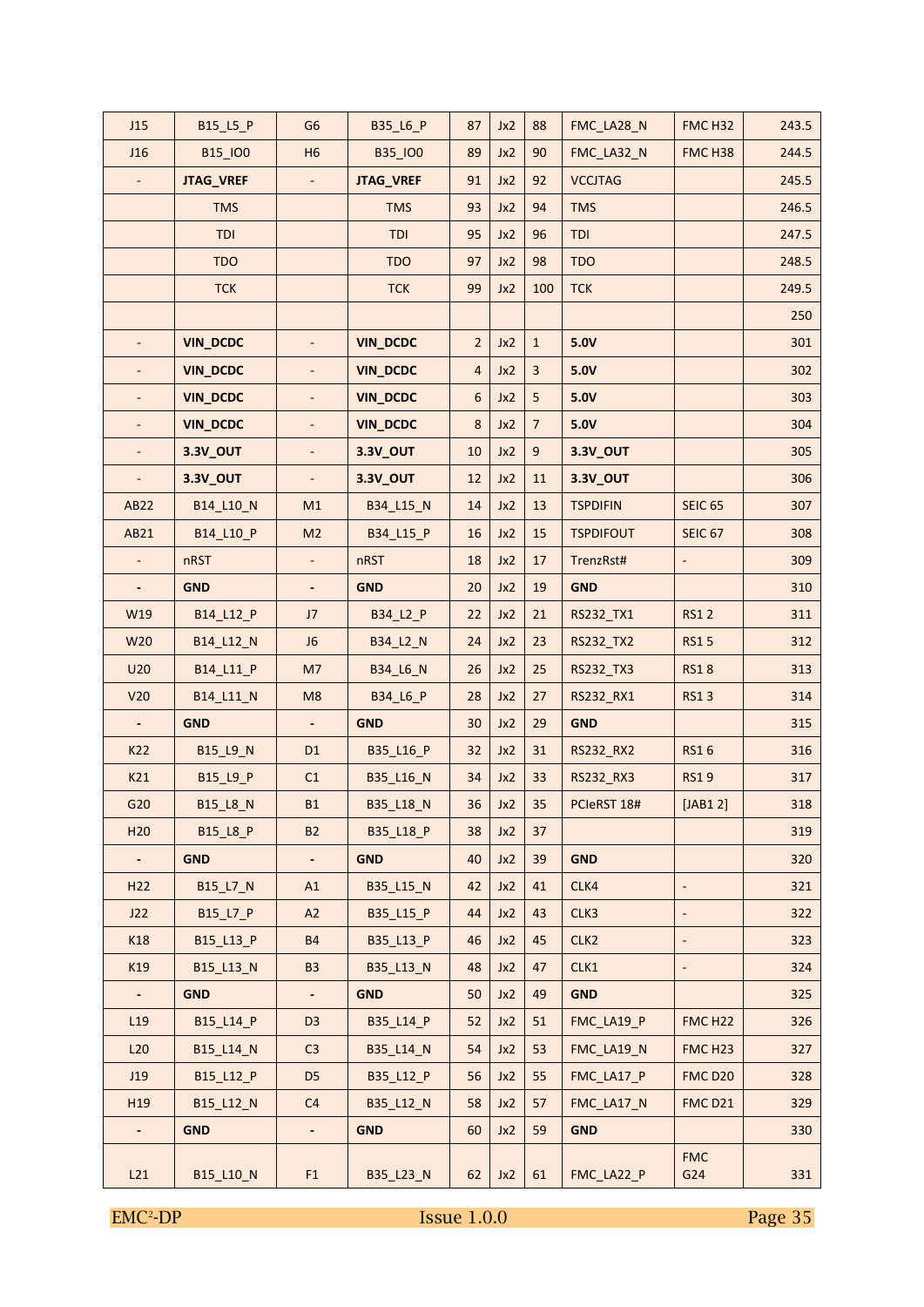| J15 | B15_L5_P | G6 | B35_L6_P | 87 | Jx2 | 88 | FMC_LA28_N | FMC H32 | 243.5 |
|---|---|---|---|---|---|---|---|---|---|
| J16 | B15_IO0 | H6 | B35_IO0 | 89 | Jx2 | 90 | FMC_LA32_N | FMC H38 | 244.5 |
| - | **JTAG_VREF** | - | **JTAG_VREF** | 91 | Jx2 | 92 | VCCJTAG | | 245.5 |
| | TMS | | TMS | 93 | Jx2 | 94 | TMS | | 246.5 |
| | TDI | | TDI | 95 | Jx2 | 96 | TDI | | 247.5 |
| | TDO | | TDO | 97 | Jx2 | 98 | TDO | | 248.5 |
| | TCK | | TCK | 99 | Jx2 | 100 | TCK | | 249.5 |
| | | | | | | | | | 250 |
| - | **VIN_DCDC** | - | **VIN_DCDC** | 2 | Jx2 | 1 | **5.0V** | | 301 |
| - | **VIN_DCDC** | - | **VIN_DCDC** | 4 | Jx2 | 3 | **5.0V** | | 302 |
| - | **VIN_DCDC** | - | **VIN_DCDC** | 6 | Jx2 | 5 | **5.0V** | | 303 |
| - | **VIN_DCDC** | - | **VIN_DCDC** | 8 | Jx2 | 7 | **5.0V** | | 304 |
| - | **3.3V_OUT** | - | **3.3V_OUT** | 10 | Jx2 | 9 | **3.3V_OUT** | | 305 |
| - | **3.3V_OUT** | - | **3.3V_OUT** | 12 | Jx2 | 11 | **3.3V_OUT** | | 306 |
| AB22 | B14_L10_N | M1 | B34_L15_N | 14 | Jx2 | 13 | TSPDIFIN | SEIC 65 | 307 |
| AB21 | B14_L10_P | M2 | B34_L15_P | 16 | Jx2 | 15 | TSPDIFOUT | SEIC 67 | 308 |
| - | nRST | - | nRST | 18 | Jx2 | 17 | TrenzRst# | - | 309 |
| **-** | **GND** | **-** | **GND** | 20 | Jx2 | 19 | **GND** | | 310 |
| W19 | B14_L12_P | J7 | B34_L2_P | 22 | Jx2 | 21 | RS232_TX1 | RS1 2 | 311 |
| W20 | B14_L12_N | J6 | B34_L2_N | 24 | Jx2 | 23 | RS232_TX2 | RS1 5 | 312 |
| U20 | B14_L11_P | M7 | B34_L6_N | 26 | Jx2 | 25 | RS232_TX3 | RS1 8 | 313 |
| V20 | B14_L11_N | M8 | B34_L6_P | 28 | Jx2 | 27 | RS232_RX1 | RS1 3 | 314 |
| **-** | **GND** | **-** | **GND** | 30 | Jx2 | 29 | **GND** | | 315 |
| K22 | B15_L9_N | D1 | B35_L16_P | 32 | Jx2 | 31 | RS232_RX2 | RS1 6 | 316 |
| K21 | B15_L9_P | C1 | B35_L16_N | 34 | Jx2 | 33 | RS232_RX3 | RS1 9 | 317 |
| G20 | B15_L8_N | B1 | B35_L18_N | 36 | Jx2 | 35 | PCIeRST 18# | [JAB1 2] | 318 |
| H20 | B15_L8_P | B2 | B35_L18_P | 38 | Jx2 | 37 | | | 319 |
| **-** | **GND** | **-** | **GND** | 40 | Jx2 | 39 | **GND** | | 320 |
| H22 | B15_L7_N | A1 | B35_L15_N | 42 | Jx2 | 41 | CLK4 | - | 321 |
| J22 | B15_L7_P | A2 | B35_L15_P | 44 | Jx2 | 43 | CLK3 | - | 322 |
| K18 | B15_L13_P | B4 | B35_L13_P | 46 | Jx2 | 45 | CLK2 | - | 323 |
| K19 | B15_L13_N | B3 | B35_L13_N | 48 | Jx2 | 47 | CLK1 | - | 324 |
| **-** | **GND** | **-** | **GND** | 50 | Jx2 | 49 | **GND** | | 325 |
| L19 | B15_L14_P | D3 | B35_L14_P | 52 | Jx2 | 51 | FMC_LA19_P | FMC H22 | 326 |
| L20 | B15_L14_N | C3 | B35_L14_N | 54 | Jx2 | 53 | FMC_LA19_N | FMC H23 | 327 |
| J19 | B15_L12_P | D5 | B35_L12_P | 56 | Jx2 | 55 | FMC_LA17_P | FMC D20 | 328 |
| H19 | B15_L12_N | C4 | B35_L12_N | 58 | Jx2 | 57 | FMC_LA17_N | FMC D21 | 329 |
| **-** | **GND** | **-** | **GND** | 60 | Jx2 | 59 | **GND** | | 330 |
| L21 | B15_L10_N | F1 | B35_L23_N | 62 | Jx2 | 61 | FMC_LA22_P | FMC G24 | 331 |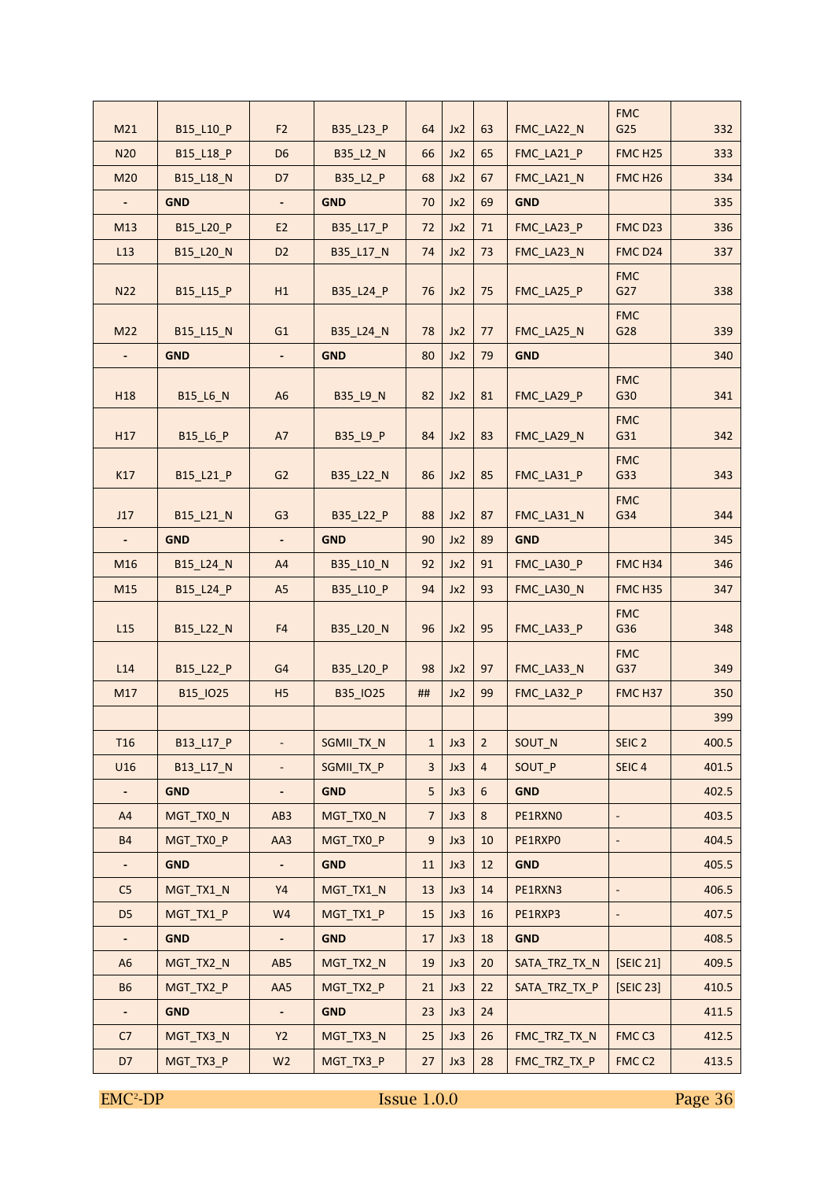| M21 | B15_L10_P | F2 | B35_L23_P | 64 | Jx2 | 63 | FMC_LA22_N | FMC G25 | 332 |
|---|---|---|---|---|---|---|---|---|---|
| N20 | B15_L18_P | D6 | B35_L2_N | 66 | Jx2 | 65 | FMC_LA21_P | FMC H25 | 333 |
| M20 | B15_L18_N | D7 | B35_L2_P | 68 | Jx2 | 67 | FMC_LA21_N | FMC H26 | 334 |
| - | **GND** | - | **GND** | 70 | Jx2 | 69 | **GND** | | 335 |
| M13 | B15_L20_P | E2 | B35_L17_P | 72 | Jx2 | 71 | FMC_LA23_P | FMC D23 | 336 |
| L13 | B15_L20_N | D2 | B35_L17_N | 74 | Jx2 | 73 | FMC_LA23_N | FMC D24 | 337 |
| N22 | B15_L15_P | H1 | B35_L24_P | 76 | Jx2 | 75 | FMC_LA25_P | FMC G27 | 338 |
| M22 | B15_L15_N | G1 | B35_L24_N | 78 | Jx2 | 77 | FMC_LA25_N | FMC G28 | 339 |
| - | **GND** | - | **GND** | 80 | Jx2 | 79 | **GND** | | 340 |
| H18 | B15_L6_N | A6 | B35_L9_N | 82 | Jx2 | 81 | FMC_LA29_P | FMC G30 | 341 |
| H17 | B15_L6_P | A7 | B35_L9_P | 84 | Jx2 | 83 | FMC_LA29_N | FMC G31 | 342 |
| K17 | B15_L21_P | G2 | B35_L22_N | 86 | Jx2 | 85 | FMC_LA31_P | FMC G33 | 343 |
| J17 | B15_L21_N | G3 | B35_L22_P | 88 | Jx2 | 87 | FMC_LA31_N | FMC G34 | 344 |
| - | **GND** | - | **GND** | 90 | Jx2 | 89 | **GND** | | 345 |
| M16 | B15_L24_N | A4 | B35_L10_N | 92 | Jx2 | 91 | FMC_LA30_P | FMC H34 | 346 |
| M15 | B15_L24_P | A5 | B35_L10_P | 94 | Jx2 | 93 | FMC_LA30_N | FMC H35 | 347 |
| L15 | B15_L22_N | F4 | B35_L20_N | 96 | Jx2 | 95 | FMC_LA33_P | FMC G36 | 348 |
| L14 | B15_L22_P | G4 | B35_L20_P | 98 | Jx2 | 97 | FMC_LA33_N | FMC G37 | 349 |
| M17 | B15_IO25 | H5 | B35_IO25 | ## | Jx2 | 99 | FMC_LA32_P | FMC H37 | 350 |
| | | | | | | | | | 399 |
| T16 | B13_L17_P | - | SGMII_TX_N | 1 | Jx3 | 2 | SOUT_N | SEIC 2 | 400.5 |
| U16 | B13_L17_N | - | SGMII_TX_P | 3 | Jx3 | 4 | SOUT_P | SEIC 4 | 401.5 |
| - | **GND** | - | **GND** | 5 | Jx3 | 6 | **GND** | | 402.5 |
| A4 | MGT_TX0_N | AB3 | MGT_TX0_N | 7 | Jx3 | 8 | PE1RXN0 | - | 403.5 |
| B4 | MGT_TX0_P | AA3 | MGT_TX0_P | 9 | Jx3 | 10 | PE1RXP0 | - | 404.5 |
| - | **GND** | - | **GND** | 11 | Jx3 | 12 | **GND** | | 405.5 |
| C5 | MGT_TX1_N | Y4 | MGT_TX1_N | 13 | Jx3 | 14 | PE1RXN3 | - | 406.5 |
| D5 | MGT_TX1_P | W4 | MGT_TX1_P | 15 | Jx3 | 16 | PE1RXP3 | - | 407.5 |
| - | **GND** | - | **GND** | 17 | Jx3 | 18 | **GND** | | 408.5 |
| A6 | MGT_TX2_N | AB5 | MGT_TX2_N | 19 | Jx3 | 20 | SATA_TRZ_TX_N | [SEIC 21] | 409.5 |
| B6 | MGT_TX2_P | AA5 | MGT_TX2_P | 21 | Jx3 | 22 | SATA_TRZ_TX_P | [SEIC 23] | 410.5 |
| - | **GND** | - | **GND** | 23 | Jx3 | 24 | | | 411.5 |
| C7 | MGT_TX3_N | Y2 | MGT_TX3_N | 25 | Jx3 | 26 | FMC_TRZ_TX_N | FMC C3 | 412.5 |
| D7 | MGT_TX3_P | W2 | MGT_TX3_P | 27 | Jx3 | 28 | FMC_TRZ_TX_P | FMC C2 | 413.5 |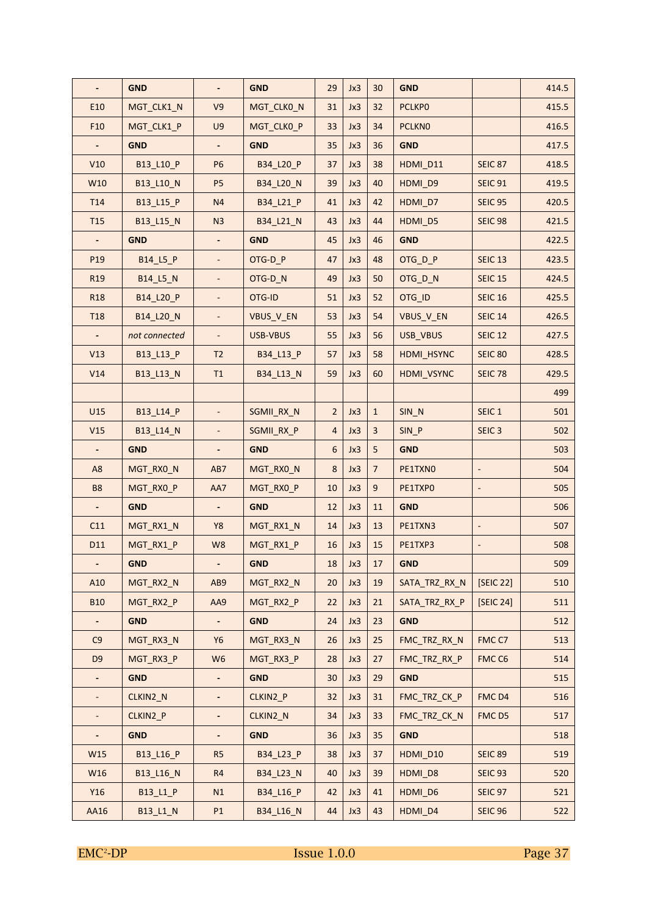| - | **GND** | - | **GND** | 29 | Jx3 | 30 | **GND** | | 414.5 |
|---|---|---|---|---|---|---|---|---|---|
| E10 | MGT_CLK1_N | V9 | MGT_CLK0_N | 31 | Jx3 | 32 | PCLKP0 | | 415.5 |
| F10 | MGT_CLK1_P | U9 | MGT_CLK0_P | 33 | Jx3 | 34 | PCLKN0 | | 416.5 |
| - | **GND** | - | **GND** | 35 | Jx3 | 36 | **GND** | | 417.5 |
| V10 | B13_L10_P | P6 | B34_L20_P | 37 | Jx3 | 38 | HDMI_D11 | SEIC 87 | 418.5 |
| W10 | B13_L10_N | P5 | B34_L20_N | 39 | Jx3 | 40 | HDMI_D9 | SEIC 91 | 419.5 |
| T14 | B13_L15_P | N4 | B34_L21_P | 41 | Jx3 | 42 | HDMI_D7 | SEIC 95 | 420.5 |
| T15 | B13_L15_N | N3 | B34_L21_N | 43 | Jx3 | 44 | HDMI_D5 | SEIC 98 | 421.5 |
| - | **GND** | - | **GND** | 45 | Jx3 | 46 | **GND** | | 422.5 |
| P19 | B14_L5_P | - | OTG-D_P | 47 | Jx3 | 48 | OTG_D_P | SEIC 13 | 423.5 |
| R19 | B14_L5_N | - | OTG-D_N | 49 | Jx3 | 50 | OTG_D_N | SEIC 15 | 424.5 |
| R18 | B14_L20_P | - | OTG-ID | 51 | Jx3 | 52 | OTG_ID | SEIC 16 | 425.5 |
| T18 | B14_L20_N | - | VBUS_V_EN | 53 | Jx3 | 54 | VBUS_V_EN | SEIC 14 | 426.5 |
| - | *not connected* | - | USB-VBUS | 55 | Jx3 | 56 | USB_VBUS | SEIC 12 | 427.5 |
| V13 | B13_L13_P | T2 | B34_L13_P | 57 | Jx3 | 58 | HDMI_HSYNC | SEIC 80 | 428.5 |
| V14 | B13_L13_N | T1 | B34_L13_N | 59 | Jx3 | 60 | HDMI_VSYNC | SEIC 78 | 429.5 |
| | | | | | | | | | 499 |
| U15 | B13_L14_P | - | SGMII_RX_N | 2 | Jx3 | 1 | SIN_N | SEIC 1 | 501 |
| V15 | B13_L14_N | - | SGMII_RX_P | 4 | Jx3 | 3 | SIN_P | SEIC 3 | 502 |
| - | **GND** | - | **GND** | 6 | Jx3 | 5 | **GND** | | 503 |
| A8 | MGT_RX0_N | AB7 | MGT_RX0_N | 8 | Jx3 | 7 | PE1TXN0 | - | 504 |
| B8 | MGT_RX0_P | AA7 | MGT_RX0_P | 10 | Jx3 | 9 | PE1TXP0 | - | 505 |
| - | **GND** | - | **GND** | 12 | Jx3 | 11 | **GND** | | 506 |
| C11 | MGT_RX1_N | Y8 | MGT_RX1_N | 14 | Jx3 | 13 | PE1TXN3 | - | 507 |
| D11 | MGT_RX1_P | W8 | MGT_RX1_P | 16 | Jx3 | 15 | PE1TXP3 | - | 508 |
| - | **GND** | - | **GND** | 18 | Jx3 | 17 | **GND** | | 509 |
| A10 | MGT_RX2_N | AB9 | MGT_RX2_N | 20 | Jx3 | 19 | SATA_TRZ_RX_N | [SEIC 22] | 510 |
| B10 | MGT_RX2_P | AA9 | MGT_RX2_P | 22 | Jx3 | 21 | SATA_TRZ_RX_P | [SEIC 24] | 511 |
| - | **GND** | - | **GND** | 24 | Jx3 | 23 | **GND** | | 512 |
| C9 | MGT_RX3_N | Y6 | MGT_RX3_N | 26 | Jx3 | 25 | FMC_TRZ_RX_N | FMC C7 | 513 |
| D9 | MGT_RX3_P | W6 | MGT_RX3_P | 28 | Jx3 | 27 | FMC_TRZ_RX_P | FMC C6 | 514 |
| - | **GND** | - | **GND** | 30 | Jx3 | 29 | **GND** | | 515 |
| - | CLKIN2_N | - | CLKIN2_P | 32 | Jx3 | 31 | FMC_TRZ_CK_P | FMC D4 | 516 |
| - | CLKIN2_P | - | CLKIN2_N | 34 | Jx3 | 33 | FMC_TRZ_CK_N | FMC D5 | 517 |
| - | **GND** | - | **GND** | 36 | Jx3 | 35 | **GND** | | 518 |
| W15 | B13_L16_P | R5 | B34_L23_P | 38 | Jx3 | 37 | HDMI_D10 | SEIC 89 | 519 |
| W16 | B13_L16_N | R4 | B34_L23_N | 40 | Jx3 | 39 | HDMI_D8 | SEIC 93 | 520 |
| Y16 | B13_L1_P | N1 | B34_L16_P | 42 | Jx3 | 41 | HDMI_D6 | SEIC 97 | 521 |
| AA16 | B13_L1_N | P1 | B34_L16_N | 44 | Jx3 | 43 | HDMI_D4 | SEIC 96 | 522 |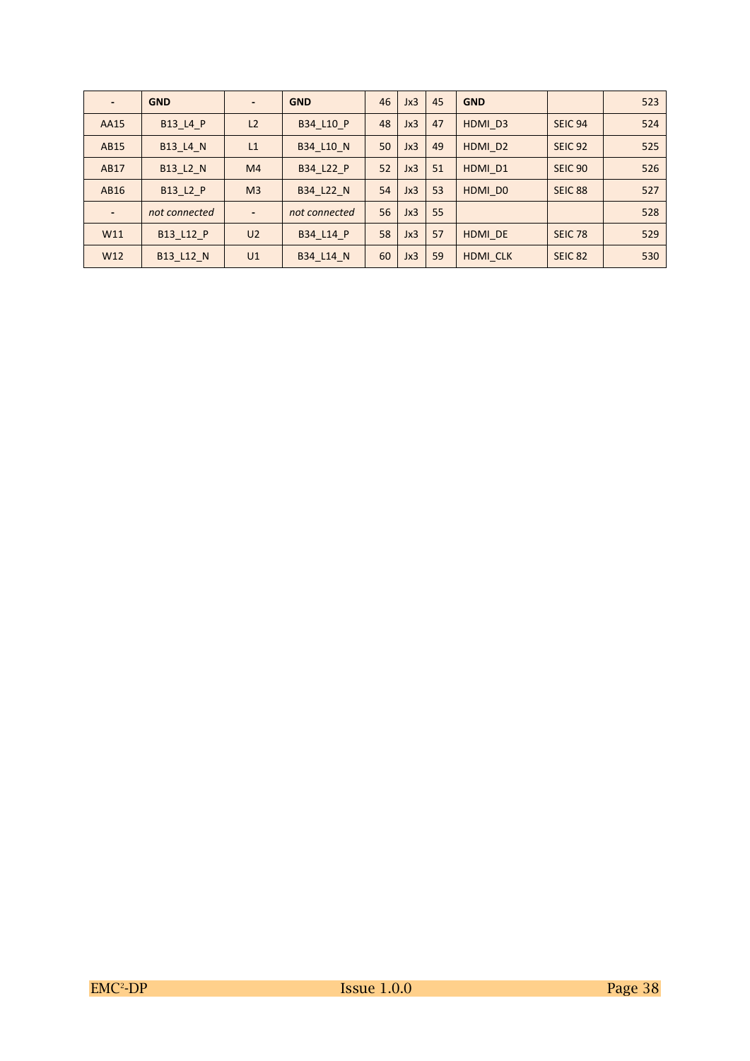| | | | | | | | | | |
|---|---|---|---|---|---|---|---|---|---|
| - | **GND** | - | **GND** | 46 | Jx3 | 45 | **GND** | | 523 |
| AA15 | B13_L4_P | L2 | B34_L10_P | 48 | Jx3 | 47 | HDMI_D3 | SEIC 94 | 524 |
| AB15 | B13_L4_N | L1 | B34_L10_N | 50 | Jx3 | 49 | HDMI_D2 | SEIC 92 | 525 |
| AB17 | B13_L2_N | M4 | B34_L22_P | 52 | Jx3 | 51 | HDMI_D1 | SEIC 90 | 526 |
| AB16 | B13_L2_P | M3 | B34_L22_N | 54 | Jx3 | 53 | HDMI_D0 | SEIC 88 | 527 |
| - | *not connected* | - | *not connected* | 56 | Jx3 | 55 | | | 528 |
| W11 | B13_L12_P | U2 | B34_L14_P | 58 | Jx3 | 57 | HDMI_DE | SEIC 78 | 529 |
| W12 | B13_L12_N | U1 | B34_L14_N | 60 | Jx3 | 59 | HDMI_CLK | SEIC 82 | 530 |